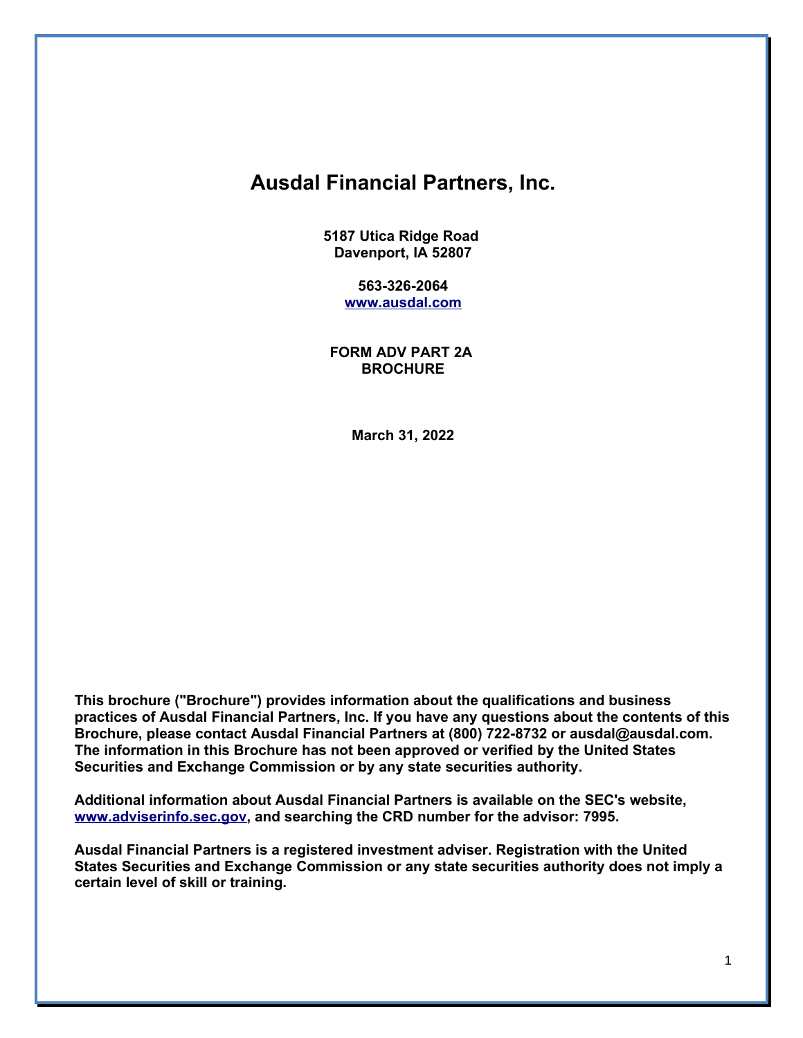# Ausdal Financial Partners, Inc.

**5187 Utica Ridge Road**
**Davenport, IA 52807**

**563-326-2064**
**www.ausdal.com**

**FORM ADV PART 2A**
**BROCHURE**

**March 31, 2022**

**This brochure ("Brochure") provides information about the qualifications and business practices of Ausdal Financial Partners, Inc. If you have any questions about the contents of this Brochure, please contact Ausdal Financial Partners at (800) 722-8732 or ausdal@ausdal.com. The information in this Brochure has not been approved or verified by the United States Securities and Exchange Commission or by any state securities authority.**

**Additional information about Ausdal Financial Partners is available on the SEC's website, www.adviserinfo.sec.gov, and searching the CRD number for the advisor: 7995.**

**Ausdal Financial Partners is a registered investment adviser. Registration with the United States Securities and Exchange Commission or any state securities authority does not imply a certain level of skill or training.**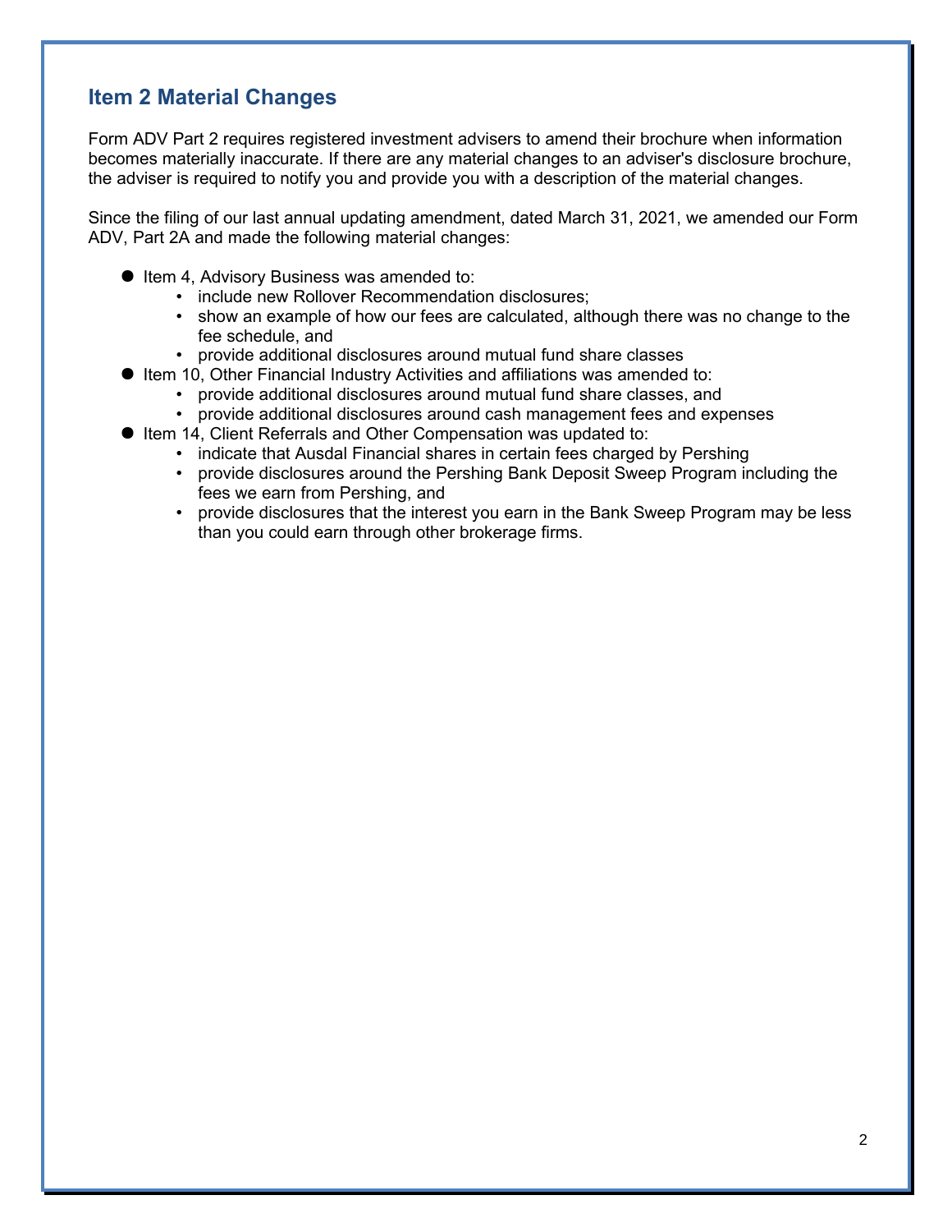## Item 2 Material Changes

Form ADV Part 2 requires registered investment advisers to amend their brochure when information becomes materially inaccurate. If there are any material changes to an adviser's disclosure brochure, the adviser is required to notify you and provide you with a description of the material changes.

Since the filing of our last annual updating amendment, dated March 31, 2021, we amended our Form ADV, Part 2A and made the following material changes:

- Item 4, Advisory Business was amended to:
  - include new Rollover Recommendation disclosures;
  - show an example of how our fees are calculated, although there was no change to the fee schedule, and
  - provide additional disclosures around mutual fund share classes
- Item 10, Other Financial Industry Activities and affiliations was amended to:
  - provide additional disclosures around mutual fund share classes, and
  - provide additional disclosures around cash management fees and expenses
- Item 14, Client Referrals and Other Compensation was updated to:
  - indicate that Ausdal Financial shares in certain fees charged by Pershing
  - provide disclosures around the Pershing Bank Deposit Sweep Program including the fees we earn from Pershing, and
  - provide disclosures that the interest you earn in the Bank Sweep Program may be less than you could earn through other brokerage firms.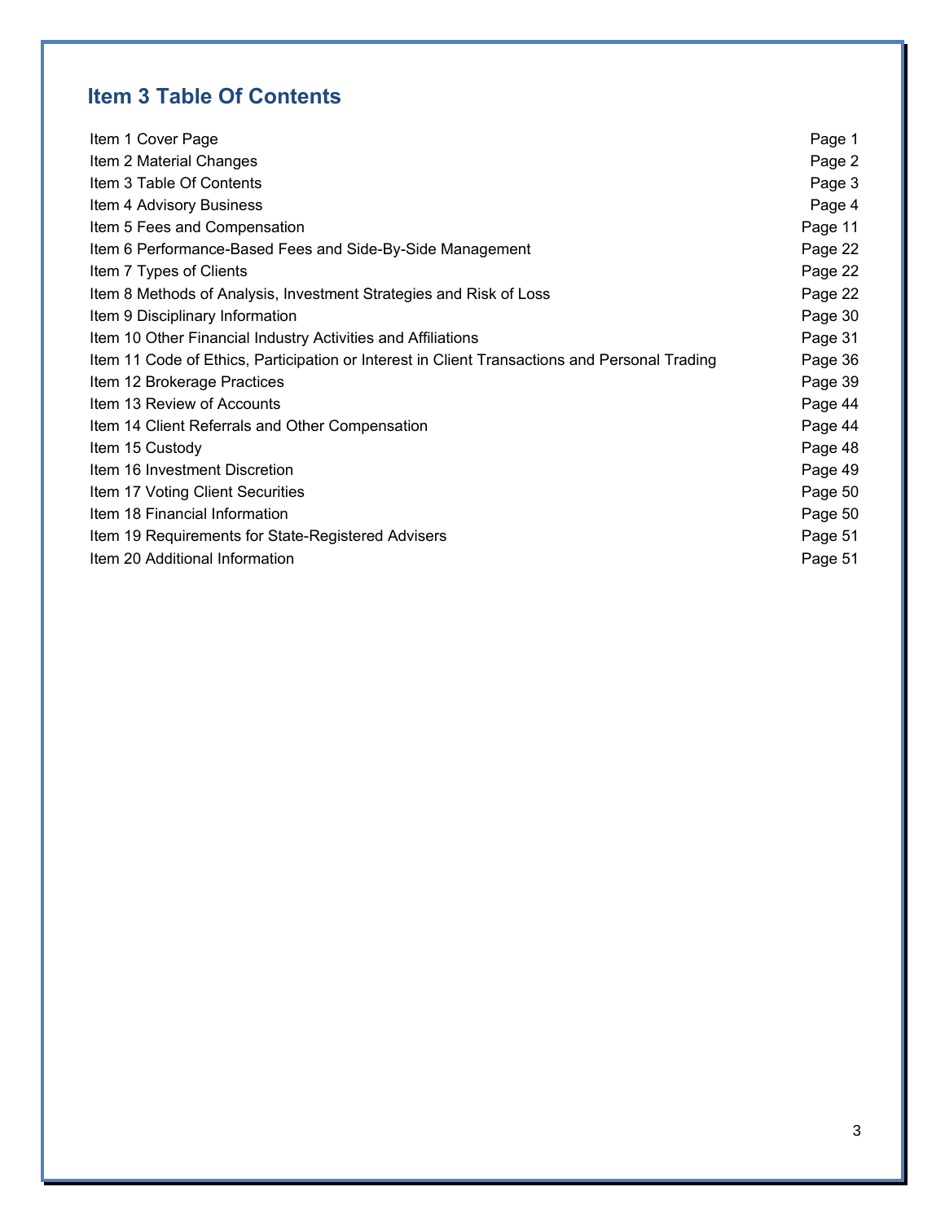## Item 3 Table Of Contents

| | |
|---|---|
| Item 1 Cover Page | Page 1 |
| Item 2 Material Changes | Page 2 |
| Item 3 Table Of Contents | Page 3 |
| Item 4 Advisory Business | Page 4 |
| Item 5 Fees and Compensation | Page 11 |
| Item 6 Performance-Based Fees and Side-By-Side Management | Page 22 |
| Item 7 Types of Clients | Page 22 |
| Item 8 Methods of Analysis, Investment Strategies and Risk of Loss | Page 22 |
| Item 9 Disciplinary Information | Page 30 |
| Item 10 Other Financial Industry Activities and Affiliations | Page 31 |
| Item 11 Code of Ethics, Participation or Interest in Client Transactions and Personal Trading | Page 36 |
| Item 12 Brokerage Practices | Page 39 |
| Item 13 Review of Accounts | Page 44 |
| Item 14 Client Referrals and Other Compensation | Page 44 |
| Item 15 Custody | Page 48 |
| Item 16 Investment Discretion | Page 49 |
| Item 17 Voting Client Securities | Page 50 |
| Item 18 Financial Information | Page 50 |
| Item 19 Requirements for State-Registered Advisers | Page 51 |
| Item 20 Additional Information | Page 51 |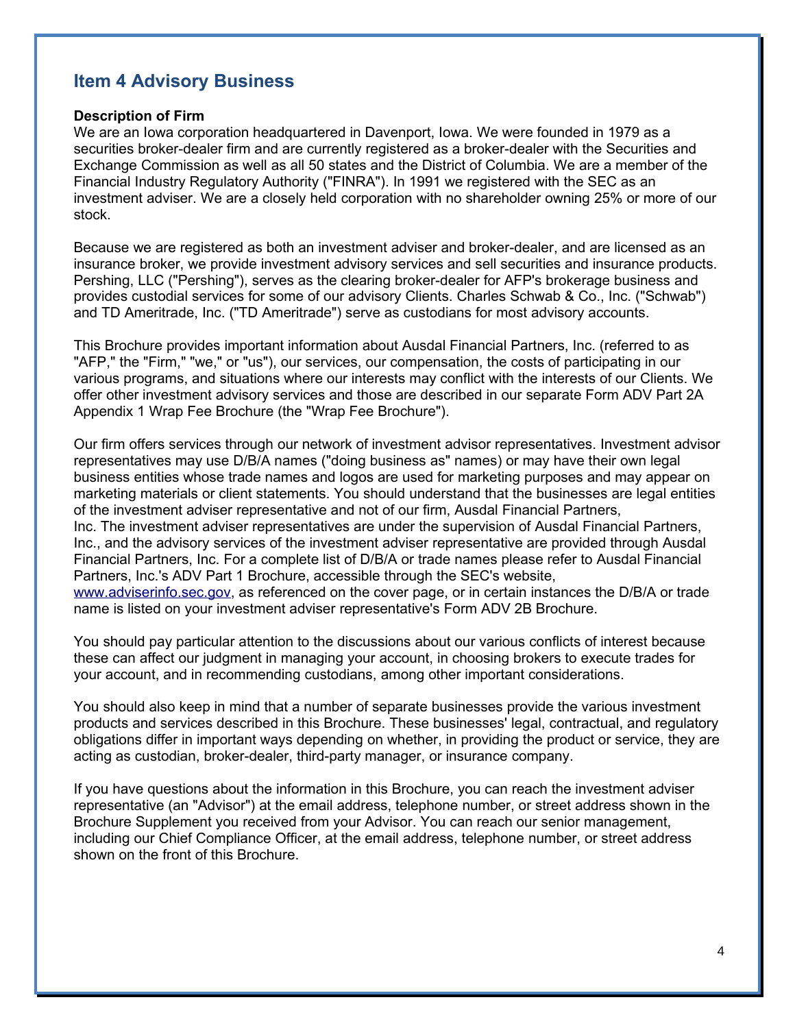## Item 4 Advisory Business

**Description of Firm**

We are an Iowa corporation headquartered in Davenport, Iowa. We were founded in 1979 as a securities broker-dealer firm and are currently registered as a broker-dealer with the Securities and Exchange Commission as well as all 50 states and the District of Columbia. We are a member of the Financial Industry Regulatory Authority ("FINRA"). In 1991 we registered with the SEC as an investment adviser. We are a closely held corporation with no shareholder owning 25% or more of our stock.

Because we are registered as both an investment adviser and broker-dealer, and are licensed as an insurance broker, we provide investment advisory services and sell securities and insurance products. Pershing, LLC ("Pershing"), serves as the clearing broker-dealer for AFP's brokerage business and provides custodial services for some of our advisory Clients. Charles Schwab & Co., Inc. ("Schwab") and TD Ameritrade, Inc. ("TD Ameritrade") serve as custodians for most advisory accounts.

This Brochure provides important information about Ausdal Financial Partners, Inc. (referred to as "AFP," the "Firm," "we," or "us"), our services, our compensation, the costs of participating in our various programs, and situations where our interests may conflict with the interests of our Clients. We offer other investment advisory services and those are described in our separate Form ADV Part 2A Appendix 1 Wrap Fee Brochure (the "Wrap Fee Brochure").

Our firm offers services through our network of investment advisor representatives. Investment advisor representatives may use D/B/A names ("doing business as" names) or may have their own legal business entities whose trade names and logos are used for marketing purposes and may appear on marketing materials or client statements. You should understand that the businesses are legal entities of the investment adviser representative and not of our firm, Ausdal Financial Partners, Inc. The investment adviser representatives are under the supervision of Ausdal Financial Partners, Inc., and the advisory services of the investment adviser representative are provided through Ausdal Financial Partners, Inc. For a complete list of D/B/A or trade names please refer to Ausdal Financial Partners, Inc.'s ADV Part 1 Brochure, accessible through the SEC's website, [www.adviserinfo.sec.gov](http://www.adviserinfo.sec.gov), as referenced on the cover page, or in certain instances the D/B/A or trade name is listed on your investment adviser representative's Form ADV 2B Brochure.

You should pay particular attention to the discussions about our various conflicts of interest because these can affect our judgment in managing your account, in choosing brokers to execute trades for your account, and in recommending custodians, among other important considerations.

You should also keep in mind that a number of separate businesses provide the various investment products and services described in this Brochure. These businesses' legal, contractual, and regulatory obligations differ in important ways depending on whether, in providing the product or service, they are acting as custodian, broker-dealer, third-party manager, or insurance company.

If you have questions about the information in this Brochure, you can reach the investment adviser representative (an "Advisor") at the email address, telephone number, or street address shown in the Brochure Supplement you received from your Advisor. You can reach our senior management, including our Chief Compliance Officer, at the email address, telephone number, or street address shown on the front of this Brochure.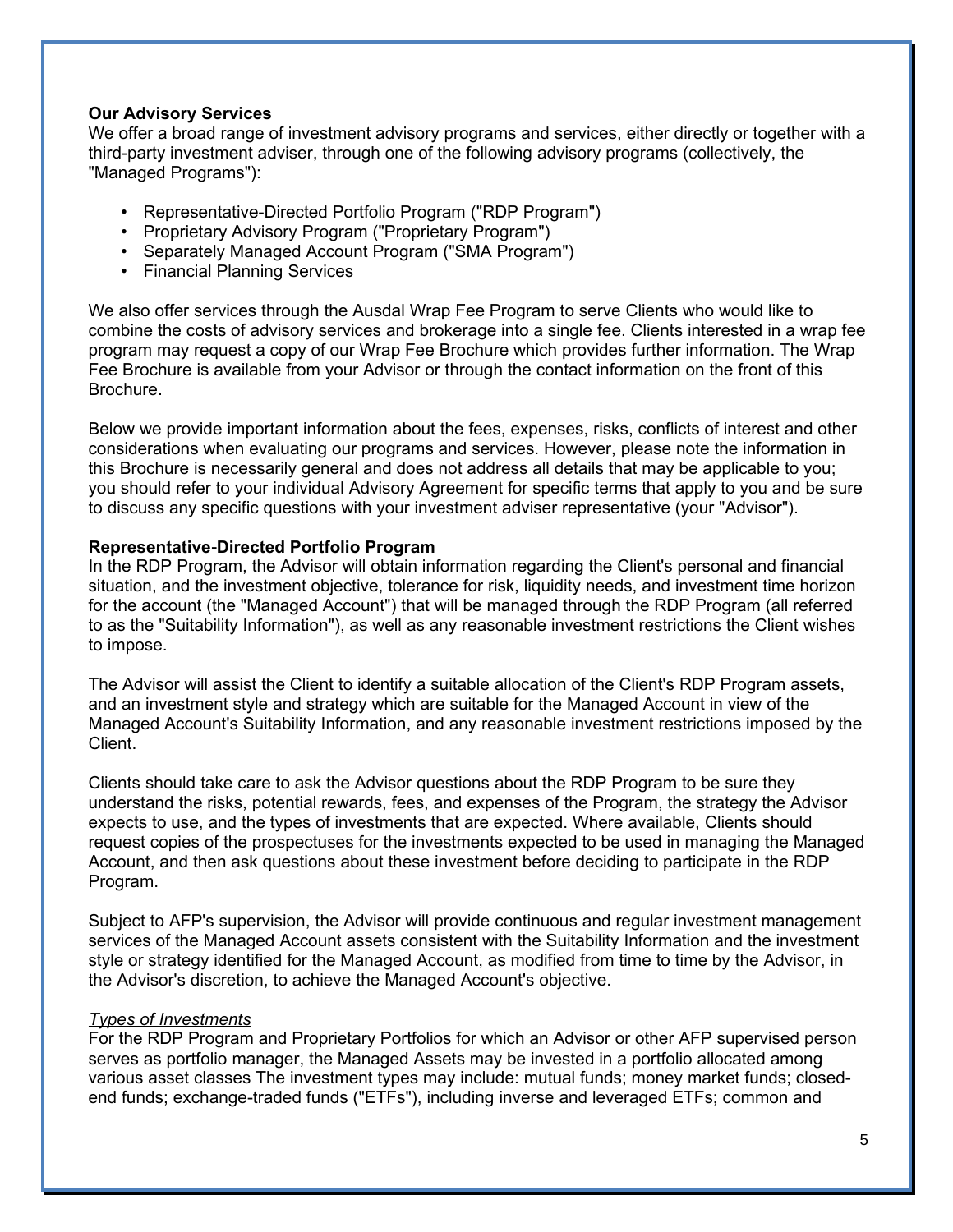**Our Advisory Services**

We offer a broad range of investment advisory programs and services, either directly or together with a third-party investment adviser, through one of the following advisory programs (collectively, the "Managed Programs"):

- Representative-Directed Portfolio Program ("RDP Program")
- Proprietary Advisory Program ("Proprietary Program")
- Separately Managed Account Program ("SMA Program")
- Financial Planning Services

We also offer services through the Ausdal Wrap Fee Program to serve Clients who would like to combine the costs of advisory services and brokerage into a single fee. Clients interested in a wrap fee program may request a copy of our Wrap Fee Brochure which provides further information. The Wrap Fee Brochure is available from your Advisor or through the contact information on the front of this Brochure.

Below we provide important information about the fees, expenses, risks, conflicts of interest and other considerations when evaluating our programs and services. However, please note the information in this Brochure is necessarily general and does not address all details that may be applicable to you; you should refer to your individual Advisory Agreement for specific terms that apply to you and be sure to discuss any specific questions with your investment adviser representative (your "Advisor").

**Representative-Directed Portfolio Program**

In the RDP Program, the Advisor will obtain information regarding the Client's personal and financial situation, and the investment objective, tolerance for risk, liquidity needs, and investment time horizon for the account (the "Managed Account") that will be managed through the RDP Program (all referred to as the "Suitability Information"), as well as any reasonable investment restrictions the Client wishes to impose.

The Advisor will assist the Client to identify a suitable allocation of the Client's RDP Program assets, and an investment style and strategy which are suitable for the Managed Account in view of the Managed Account's Suitability Information, and any reasonable investment restrictions imposed by the Client.

Clients should take care to ask the Advisor questions about the RDP Program to be sure they understand the risks, potential rewards, fees, and expenses of the Program, the strategy the Advisor expects to use, and the types of investments that are expected. Where available, Clients should request copies of the prospectuses for the investments expected to be used in managing the Managed Account, and then ask questions about these investment before deciding to participate in the RDP Program.

Subject to AFP's supervision, the Advisor will provide continuous and regular investment management services of the Managed Account assets consistent with the Suitability Information and the investment style or strategy identified for the Managed Account, as modified from time to time by the Advisor, in the Advisor's discretion, to achieve the Managed Account's objective.

*Types of Investments*

For the RDP Program and Proprietary Portfolios for which an Advisor or other AFP supervised person serves as portfolio manager, the Managed Assets may be invested in a portfolio allocated among various asset classes The investment types may include: mutual funds; money market funds; closed-end funds; exchange-traded funds ("ETFs"), including inverse and leveraged ETFs; common and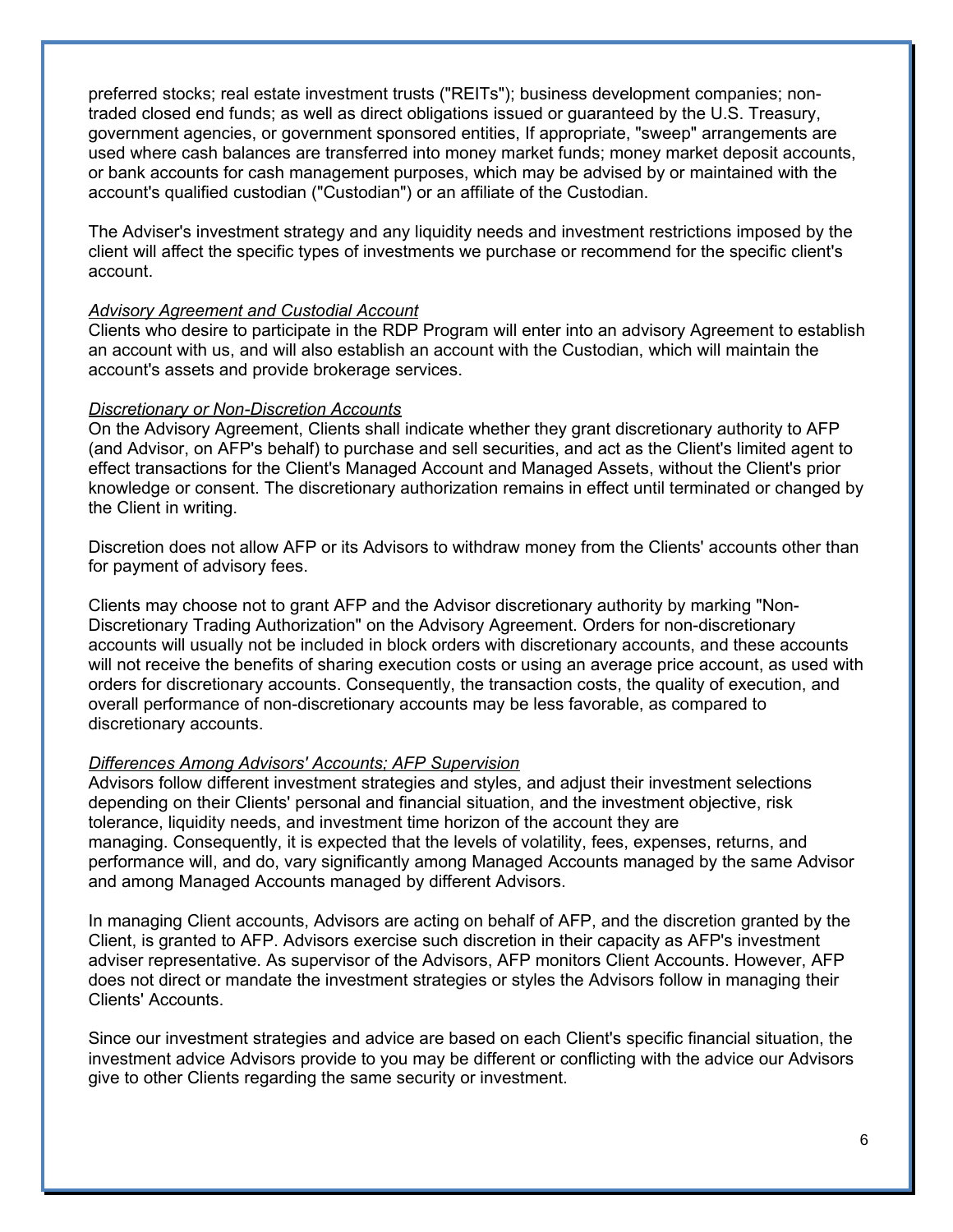preferred stocks; real estate investment trusts ("REITs"); business development companies; non-traded closed end funds; as well as direct obligations issued or guaranteed by the U.S. Treasury, government agencies, or government sponsored entities, If appropriate, "sweep" arrangements are used where cash balances are transferred into money market funds; money market deposit accounts, or bank accounts for cash management purposes, which may be advised by or maintained with the account's qualified custodian ("Custodian") or an affiliate of the Custodian.

The Adviser's investment strategy and any liquidity needs and investment restrictions imposed by the client will affect the specific types of investments we purchase or recommend for the specific client's account.

*Advisory Agreement and Custodial Account*

Clients who desire to participate in the RDP Program will enter into an advisory Agreement to establish an account with us, and will also establish an account with the Custodian, which will maintain the account's assets and provide brokerage services.

*Discretionary or Non-Discretion Accounts*

On the Advisory Agreement, Clients shall indicate whether they grant discretionary authority to AFP (and Advisor, on AFP's behalf) to purchase and sell securities, and act as the Client's limited agent to effect transactions for the Client's Managed Account and Managed Assets, without the Client's prior knowledge or consent. The discretionary authorization remains in effect until terminated or changed by the Client in writing.

Discretion does not allow AFP or its Advisors to withdraw money from the Clients' accounts other than for payment of advisory fees.

Clients may choose not to grant AFP and the Advisor discretionary authority by marking "Non-Discretionary Trading Authorization" on the Advisory Agreement. Orders for non-discretionary accounts will usually not be included in block orders with discretionary accounts, and these accounts will not receive the benefits of sharing execution costs or using an average price account, as used with orders for discretionary accounts. Consequently, the transaction costs, the quality of execution, and overall performance of non-discretionary accounts may be less favorable, as compared to discretionary accounts.

*Differences Among Advisors' Accounts; AFP Supervision*

Advisors follow different investment strategies and styles, and adjust their investment selections depending on their Clients' personal and financial situation, and the investment objective, risk tolerance, liquidity needs, and investment time horizon of the account they are managing. Consequently, it is expected that the levels of volatility, fees, expenses, returns, and performance will, and do, vary significantly among Managed Accounts managed by the same Advisor and among Managed Accounts managed by different Advisors.

In managing Client accounts, Advisors are acting on behalf of AFP, and the discretion granted by the Client, is granted to AFP. Advisors exercise such discretion in their capacity as AFP's investment adviser representative. As supervisor of the Advisors, AFP monitors Client Accounts. However, AFP does not direct or mandate the investment strategies or styles the Advisors follow in managing their Clients' Accounts.

Since our investment strategies and advice are based on each Client's specific financial situation, the investment advice Advisors provide to you may be different or conflicting with the advice our Advisors give to other Clients regarding the same security or investment.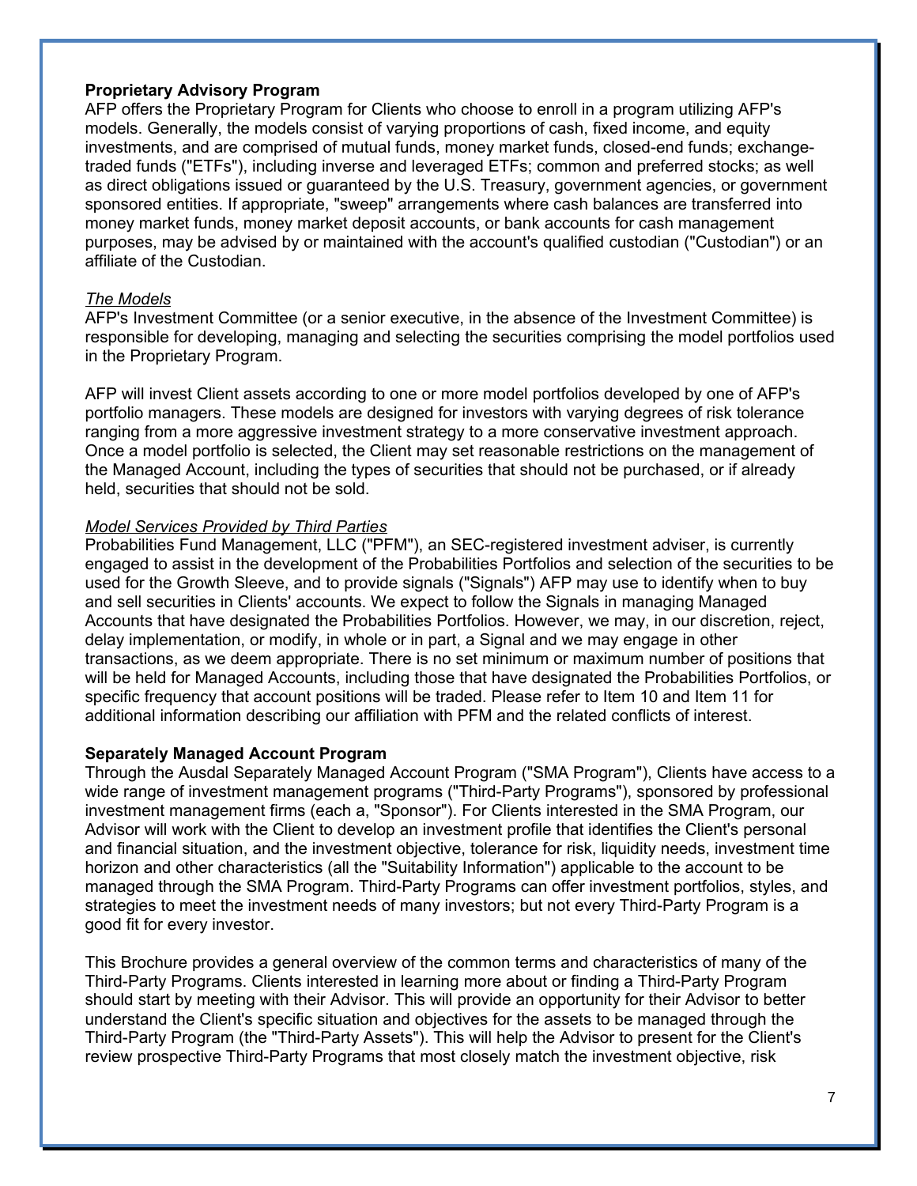**Proprietary Advisory Program**

AFP offers the Proprietary Program for Clients who choose to enroll in a program utilizing AFP's models. Generally, the models consist of varying proportions of cash, fixed income, and equity investments, and are comprised of mutual funds, money market funds, closed-end funds; exchange-traded funds ("ETFs"), including inverse and leveraged ETFs; common and preferred stocks; as well as direct obligations issued or guaranteed by the U.S. Treasury, government agencies, or government sponsored entities. If appropriate, "sweep" arrangements where cash balances are transferred into money market funds, money market deposit accounts, or bank accounts for cash management purposes, may be advised by or maintained with the account's qualified custodian ("Custodian") or an affiliate of the Custodian.

*The Models*

AFP's Investment Committee (or a senior executive, in the absence of the Investment Committee) is responsible for developing, managing and selecting the securities comprising the model portfolios used in the Proprietary Program.

AFP will invest Client assets according to one or more model portfolios developed by one of AFP's portfolio managers. These models are designed for investors with varying degrees of risk tolerance ranging from a more aggressive investment strategy to a more conservative investment approach. Once a model portfolio is selected, the Client may set reasonable restrictions on the management of the Managed Account, including the types of securities that should not be purchased, or if already held, securities that should not be sold.

*Model Services Provided by Third Parties*

Probabilities Fund Management, LLC ("PFM"), an SEC-registered investment adviser, is currently engaged to assist in the development of the Probabilities Portfolios and selection of the securities to be used for the Growth Sleeve, and to provide signals ("Signals") AFP may use to identify when to buy and sell securities in Clients' accounts. We expect to follow the Signals in managing Managed Accounts that have designated the Probabilities Portfolios. However, we may, in our discretion, reject, delay implementation, or modify, in whole or in part, a Signal and we may engage in other transactions, as we deem appropriate. There is no set minimum or maximum number of positions that will be held for Managed Accounts, including those that have designated the Probabilities Portfolios, or specific frequency that account positions will be traded. Please refer to Item 10 and Item 11 for additional information describing our affiliation with PFM and the related conflicts of interest.

**Separately Managed Account Program**

Through the Ausdal Separately Managed Account Program ("SMA Program"), Clients have access to a wide range of investment management programs ("Third-Party Programs"), sponsored by professional investment management firms (each a, "Sponsor"). For Clients interested in the SMA Program, our Advisor will work with the Client to develop an investment profile that identifies the Client's personal and financial situation, and the investment objective, tolerance for risk, liquidity needs, investment time horizon and other characteristics (all the "Suitability Information") applicable to the account to be managed through the SMA Program. Third-Party Programs can offer investment portfolios, styles, and strategies to meet the investment needs of many investors; but not every Third-Party Program is a good fit for every investor.

This Brochure provides a general overview of the common terms and characteristics of many of the Third-Party Programs. Clients interested in learning more about or finding a Third-Party Program should start by meeting with their Advisor. This will provide an opportunity for their Advisor to better understand the Client's specific situation and objectives for the assets to be managed through the Third-Party Program (the "Third-Party Assets"). This will help the Advisor to present for the Client's review prospective Third-Party Programs that most closely match the investment objective, risk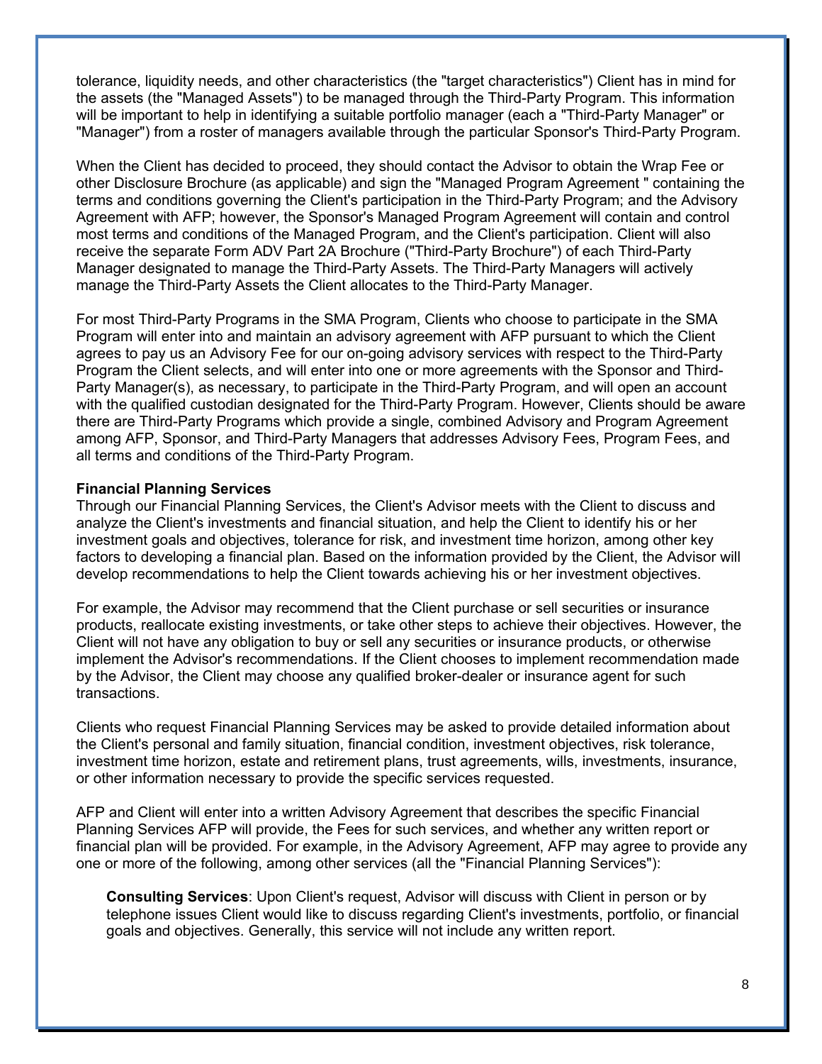tolerance, liquidity needs, and other characteristics (the "target characteristics") Client has in mind for the assets (the "Managed Assets") to be managed through the Third-Party Program. This information will be important to help in identifying a suitable portfolio manager (each a "Third-Party Manager" or "Manager") from a roster of managers available through the particular Sponsor's Third-Party Program.

When the Client has decided to proceed, they should contact the Advisor to obtain the Wrap Fee or other Disclosure Brochure (as applicable) and sign the "Managed Program Agreement " containing the terms and conditions governing the Client's participation in the Third-Party Program; and the Advisory Agreement with AFP; however, the Sponsor's Managed Program Agreement will contain and control most terms and conditions of the Managed Program, and the Client's participation. Client will also receive the separate Form ADV Part 2A Brochure ("Third-Party Brochure") of each Third-Party Manager designated to manage the Third-Party Assets. The Third-Party Managers will actively manage the Third-Party Assets the Client allocates to the Third-Party Manager.

For most Third-Party Programs in the SMA Program, Clients who choose to participate in the SMA Program will enter into and maintain an advisory agreement with AFP pursuant to which the Client agrees to pay us an Advisory Fee for our on-going advisory services with respect to the Third-Party Program the Client selects, and will enter into one or more agreements with the Sponsor and Third-Party Manager(s), as necessary, to participate in the Third-Party Program, and will open an account with the qualified custodian designated for the Third-Party Program. However, Clients should be aware there are Third-Party Programs which provide a single, combined Advisory and Program Agreement among AFP, Sponsor, and Third-Party Managers that addresses Advisory Fees, Program Fees, and all terms and conditions of the Third-Party Program.

**Financial Planning Services**
Through our Financial Planning Services, the Client's Advisor meets with the Client to discuss and analyze the Client's investments and financial situation, and help the Client to identify his or her investment goals and objectives, tolerance for risk, and investment time horizon, among other key factors to developing a financial plan. Based on the information provided by the Client, the Advisor will develop recommendations to help the Client towards achieving his or her investment objectives.

For example, the Advisor may recommend that the Client purchase or sell securities or insurance products, reallocate existing investments, or take other steps to achieve their objectives. However, the Client will not have any obligation to buy or sell any securities or insurance products, or otherwise implement the Advisor's recommendations. If the Client chooses to implement recommendation made by the Advisor, the Client may choose any qualified broker-dealer or insurance agent for such transactions.

Clients who request Financial Planning Services may be asked to provide detailed information about the Client's personal and family situation, financial condition, investment objectives, risk tolerance, investment time horizon, estate and retirement plans, trust agreements, wills, investments, insurance, or other information necessary to provide the specific services requested.

AFP and Client will enter into a written Advisory Agreement that describes the specific Financial Planning Services AFP will provide, the Fees for such services, and whether any written report or financial plan will be provided. For example, in the Advisory Agreement, AFP may agree to provide any one or more of the following, among other services (all the "Financial Planning Services"):

**Consulting Services**: Upon Client's request, Advisor will discuss with Client in person or by telephone issues Client would like to discuss regarding Client's investments, portfolio, or financial goals and objectives. Generally, this service will not include any written report.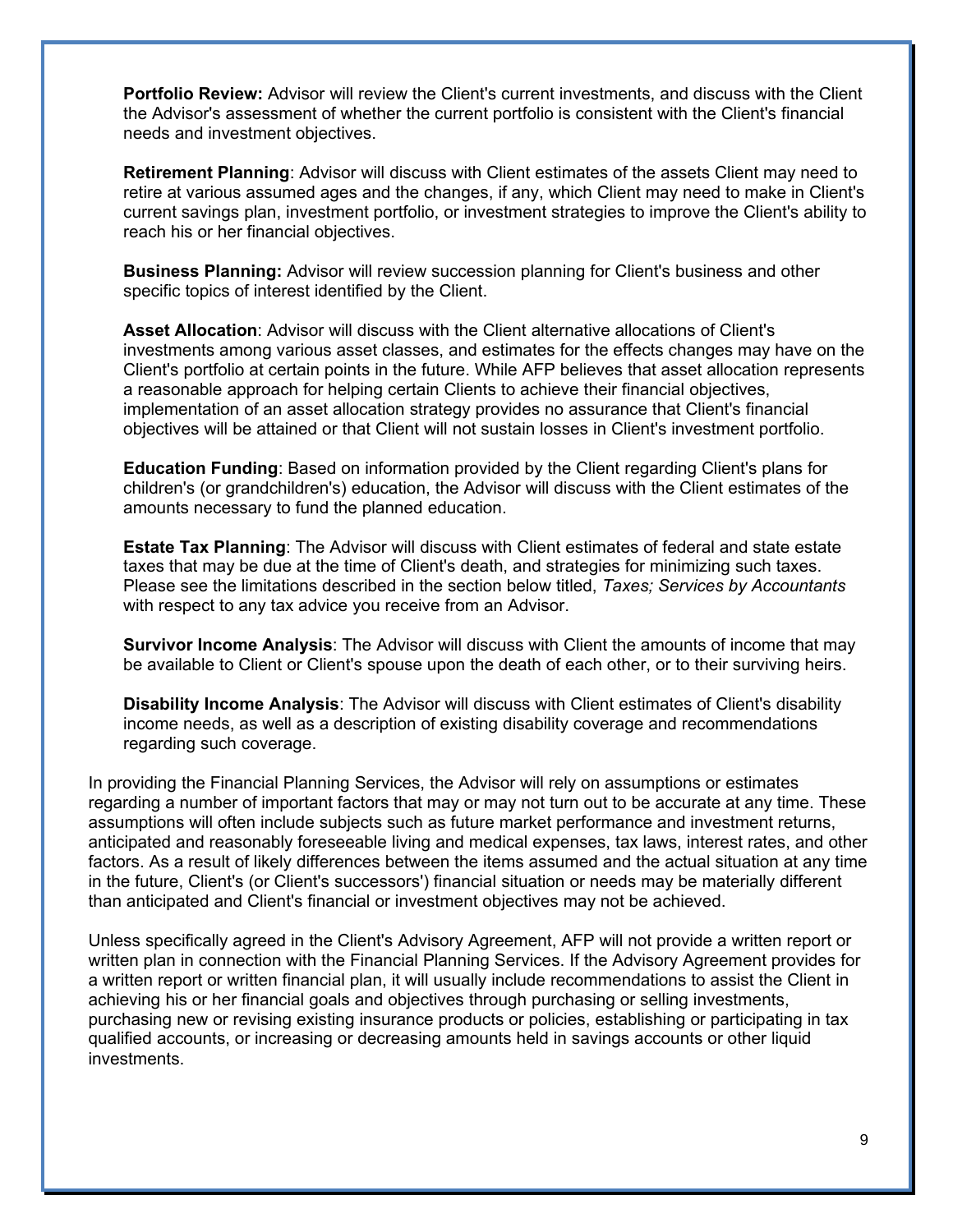**Portfolio Review:** Advisor will review the Client's current investments, and discuss with the Client the Advisor's assessment of whether the current portfolio is consistent with the Client's financial needs and investment objectives.

**Retirement Planning**: Advisor will discuss with Client estimates of the assets Client may need to retire at various assumed ages and the changes, if any, which Client may need to make in Client's current savings plan, investment portfolio, or investment strategies to improve the Client's ability to reach his or her financial objectives.

**Business Planning:** Advisor will review succession planning for Client's business and other specific topics of interest identified by the Client.

**Asset Allocation**: Advisor will discuss with the Client alternative allocations of Client's investments among various asset classes, and estimates for the effects changes may have on the Client's portfolio at certain points in the future. While AFP believes that asset allocation represents a reasonable approach for helping certain Clients to achieve their financial objectives, implementation of an asset allocation strategy provides no assurance that Client's financial objectives will be attained or that Client will not sustain losses in Client's investment portfolio.

**Education Funding**: Based on information provided by the Client regarding Client's plans for children's (or grandchildren's) education, the Advisor will discuss with the Client estimates of the amounts necessary to fund the planned education.

**Estate Tax Planning**: The Advisor will discuss with Client estimates of federal and state estate taxes that may be due at the time of Client's death, and strategies for minimizing such taxes. Please see the limitations described in the section below titled, *Taxes; Services by Accountants* with respect to any tax advice you receive from an Advisor.

**Survivor Income Analysis**: The Advisor will discuss with Client the amounts of income that may be available to Client or Client's spouse upon the death of each other, or to their surviving heirs.

**Disability Income Analysis**: The Advisor will discuss with Client estimates of Client's disability income needs, as well as a description of existing disability coverage and recommendations regarding such coverage.

In providing the Financial Planning Services, the Advisor will rely on assumptions or estimates regarding a number of important factors that may or may not turn out to be accurate at any time. These assumptions will often include subjects such as future market performance and investment returns, anticipated and reasonably foreseeable living and medical expenses, tax laws, interest rates, and other factors. As a result of likely differences between the items assumed and the actual situation at any time in the future, Client's (or Client's successors') financial situation or needs may be materially different than anticipated and Client's financial or investment objectives may not be achieved.

Unless specifically agreed in the Client's Advisory Agreement, AFP will not provide a written report or written plan in connection with the Financial Planning Services. If the Advisory Agreement provides for a written report or written financial plan, it will usually include recommendations to assist the Client in achieving his or her financial goals and objectives through purchasing or selling investments, purchasing new or revising existing insurance products or policies, establishing or participating in tax qualified accounts, or increasing or decreasing amounts held in savings accounts or other liquid investments.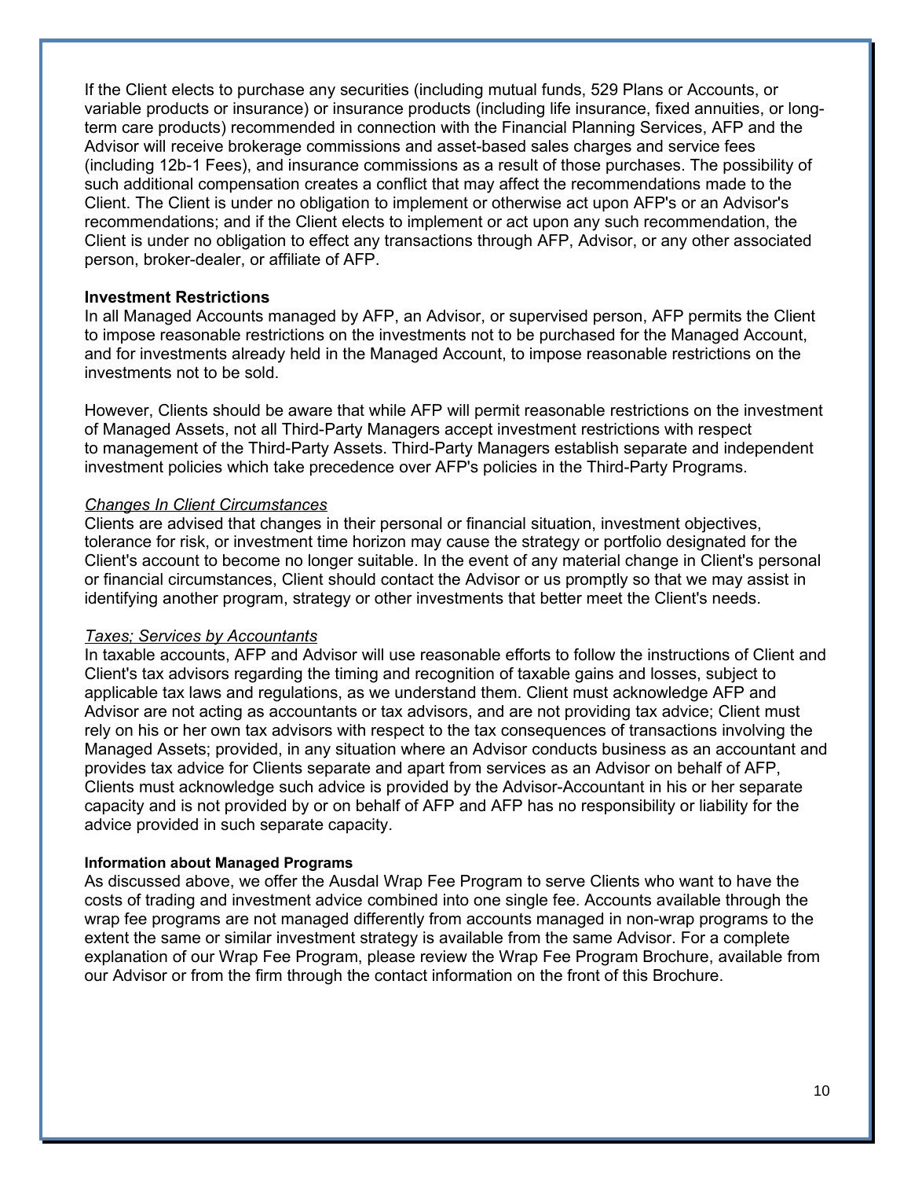If the Client elects to purchase any securities (including mutual funds, 529 Plans or Accounts, or variable products or insurance) or insurance products (including life insurance, fixed annuities, or long-term care products) recommended in connection with the Financial Planning Services, AFP and the Advisor will receive brokerage commissions and asset-based sales charges and service fees (including 12b-1 Fees), and insurance commissions as a result of those purchases. The possibility of such additional compensation creates a conflict that may affect the recommendations made to the Client. The Client is under no obligation to implement or otherwise act upon AFP's or an Advisor's recommendations; and if the Client elects to implement or act upon any such recommendation, the Client is under no obligation to effect any transactions through AFP, Advisor, or any other associated person, broker-dealer, or affiliate of AFP.

**Investment Restrictions**

In all Managed Accounts managed by AFP, an Advisor, or supervised person, AFP permits the Client to impose reasonable restrictions on the investments not to be purchased for the Managed Account, and for investments already held in the Managed Account, to impose reasonable restrictions on the investments not to be sold.

However, Clients should be aware that while AFP will permit reasonable restrictions on the investment of Managed Assets, not all Third-Party Managers accept investment restrictions with respect to management of the Third-Party Assets. Third-Party Managers establish separate and independent investment policies which take precedence over AFP's policies in the Third-Party Programs.

*Changes In Client Circumstances*

Clients are advised that changes in their personal or financial situation, investment objectives, tolerance for risk, or investment time horizon may cause the strategy or portfolio designated for the Client's account to become no longer suitable. In the event of any material change in Client's personal or financial circumstances, Client should contact the Advisor or us promptly so that we may assist in identifying another program, strategy or other investments that better meet the Client's needs.

*Taxes; Services by Accountants*

In taxable accounts, AFP and Advisor will use reasonable efforts to follow the instructions of Client and Client's tax advisors regarding the timing and recognition of taxable gains and losses, subject to applicable tax laws and regulations, as we understand them. Client must acknowledge AFP and Advisor are not acting as accountants or tax advisors, and are not providing tax advice; Client must rely on his or her own tax advisors with respect to the tax consequences of transactions involving the Managed Assets; provided, in any situation where an Advisor conducts business as an accountant and provides tax advice for Clients separate and apart from services as an Advisor on behalf of AFP, Clients must acknowledge such advice is provided by the Advisor-Accountant in his or her separate capacity and is not provided by or on behalf of AFP and AFP has no responsibility or liability for the advice provided in such separate capacity.

**Information about Managed Programs**

As discussed above, we offer the Ausdal Wrap Fee Program to serve Clients who want to have the costs of trading and investment advice combined into one single fee. Accounts available through the wrap fee programs are not managed differently from accounts managed in non-wrap programs to the extent the same or similar investment strategy is available from the same Advisor. For a complete explanation of our Wrap Fee Program, please review the Wrap Fee Program Brochure, available from our Advisor or from the firm through the contact information on the front of this Brochure.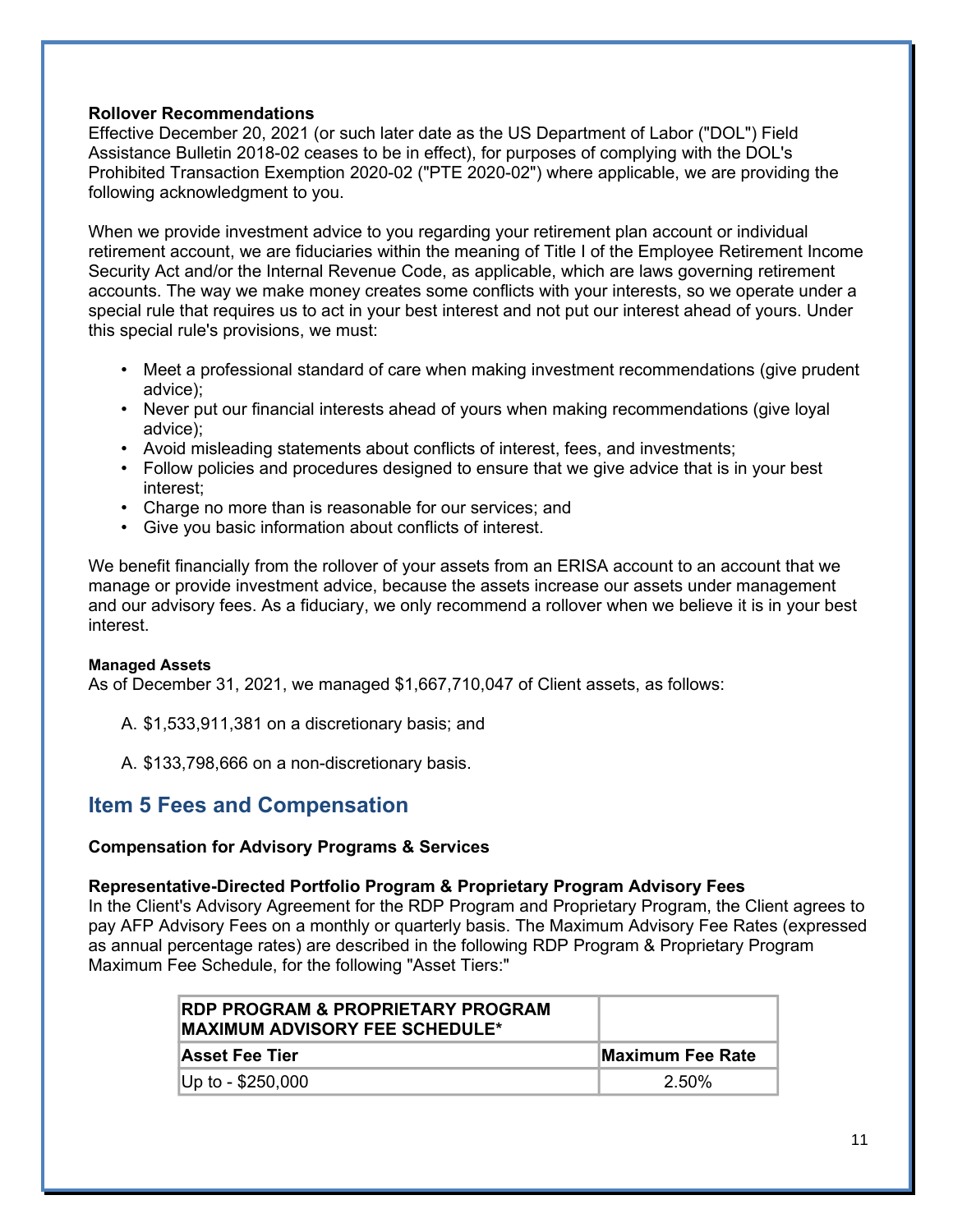**Rollover Recommendations**
Effective December 20, 2021 (or such later date as the US Department of Labor ("DOL") Field Assistance Bulletin 2018-02 ceases to be in effect), for purposes of complying with the DOL's Prohibited Transaction Exemption 2020-02 ("PTE 2020-02") where applicable, we are providing the following acknowledgment to you.

When we provide investment advice to you regarding your retirement plan account or individual retirement account, we are fiduciaries within the meaning of Title I of the Employee Retirement Income Security Act and/or the Internal Revenue Code, as applicable, which are laws governing retirement accounts. The way we make money creates some conflicts with your interests, so we operate under a special rule that requires us to act in your best interest and not put our interest ahead of yours. Under this special rule's provisions, we must:

- Meet a professional standard of care when making investment recommendations (give prudent advice);
- Never put our financial interests ahead of yours when making recommendations (give loyal advice);
- Avoid misleading statements about conflicts of interest, fees, and investments;
- Follow policies and procedures designed to ensure that we give advice that is in your best interest;
- Charge no more than is reasonable for our services; and
- Give you basic information about conflicts of interest.

We benefit financially from the rollover of your assets from an ERISA account to an account that we manage or provide investment advice, because the assets increase our assets under management and our advisory fees. As a fiduciary, we only recommend a rollover when we believe it is in your best interest.

**Managed Assets**
As of December 31, 2021, we managed $1,667,710,047 of Client assets, as follows:

A. $1,533,911,381 on a discretionary basis; and

A. $133,798,666 on a non-discretionary basis.

## Item 5 Fees and Compensation

**Compensation for Advisory Programs & Services**

**Representative-Directed Portfolio Program & Proprietary Program Advisory Fees**
In the Client's Advisory Agreement for the RDP Program and Proprietary Program, the Client agrees to pay AFP Advisory Fees on a monthly or quarterly basis. The Maximum Advisory Fee Rates (expressed as annual percentage rates) are described in the following RDP Program & Proprietary Program Maximum Fee Schedule, for the following "Asset Tiers:"

| RDP PROGRAM & PROPRIETARY PROGRAM MAXIMUM ADVISORY FEE SCHEDULE* | |
|---|---|
| **Asset Fee Tier** | **Maximum Fee Rate** |
| Up to - $250,000 | 2.50% |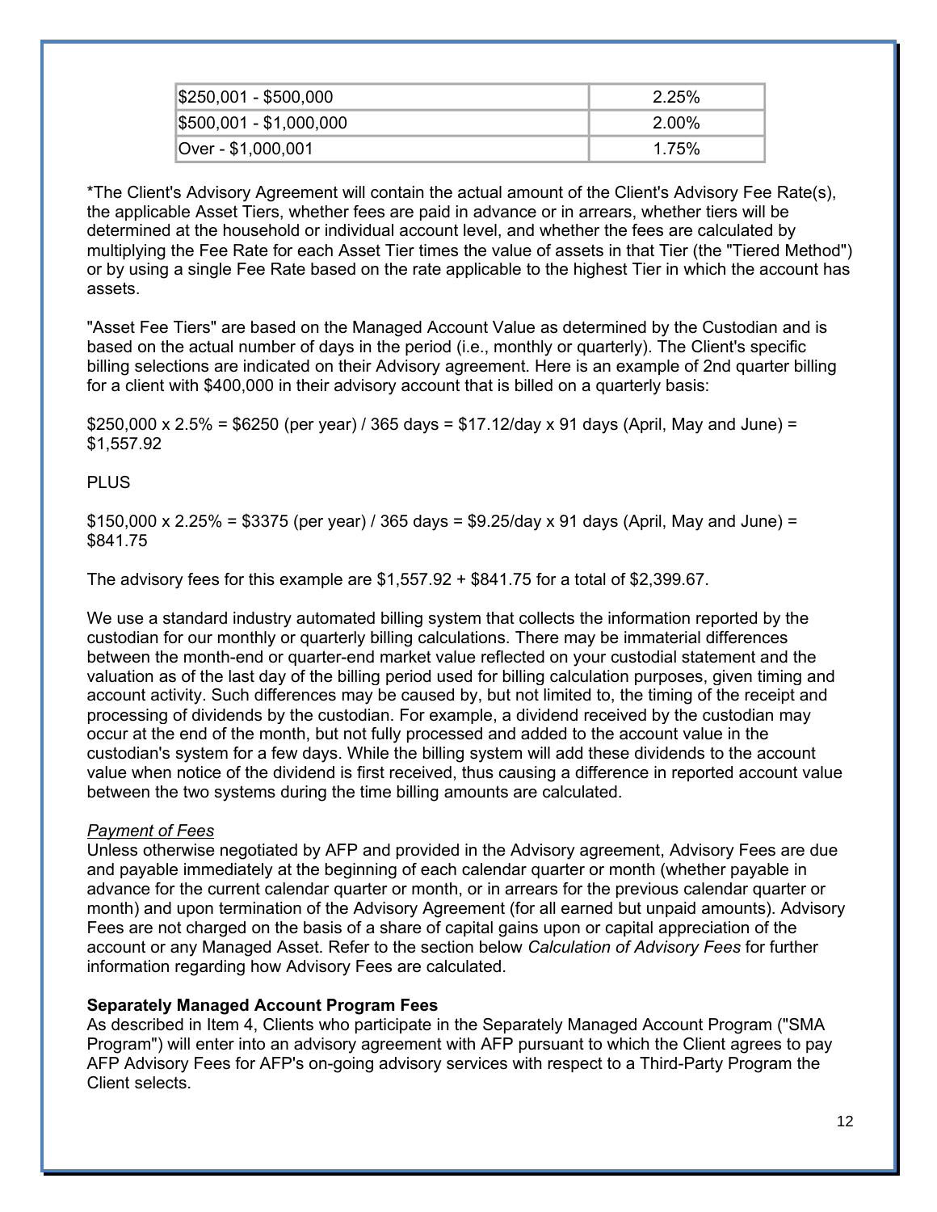| | |
|---|---|
| $250,001 - $500,000 | 2.25% |
| $500,001 - $1,000,000 | 2.00% |
| Over - $1,000,001 | 1.75% |

*The Client's Advisory Agreement will contain the actual amount of the Client's Advisory Fee Rate(s), the applicable Asset Tiers, whether fees are paid in advance or in arrears, whether tiers will be determined at the household or individual account level, and whether the fees are calculated by multiplying the Fee Rate for each Asset Tier times the value of assets in that Tier (the "Tiered Method") or by using a single Fee Rate based on the rate applicable to the highest Tier in which the account has assets.

"Asset Fee Tiers" are based on the Managed Account Value as determined by the Custodian and is based on the actual number of days in the period (i.e., monthly or quarterly). The Client's specific billing selections are indicated on their Advisory agreement. Here is an example of 2nd quarter billing for a client with $400,000 in their advisory account that is billed on a quarterly basis:

$250,000 x 2.5% = $6250 (per year) / 365 days = $17.12/day x 91 days (April, May and June) = $1,557.92

PLUS

$150,000 x 2.25% = $3375 (per year) / 365 days = $9.25/day x 91 days (April, May and June) = $841.75

The advisory fees for this example are $1,557.92 + $841.75 for a total of $2,399.67.

We use a standard industry automated billing system that collects the information reported by the custodian for our monthly or quarterly billing calculations. There may be immaterial differences between the month-end or quarter-end market value reflected on your custodial statement and the valuation as of the last day of the billing period used for billing calculation purposes, given timing and account activity. Such differences may be caused by, but not limited to, the timing of the receipt and processing of dividends by the custodian. For example, a dividend received by the custodian may occur at the end of the month, but not fully processed and added to the account value in the custodian's system for a few days. While the billing system will add these dividends to the account value when notice of the dividend is first received, thus causing a difference in reported account value between the two systems during the time billing amounts are calculated.

*Payment of Fees*

Unless otherwise negotiated by AFP and provided in the Advisory agreement, Advisory Fees are due and payable immediately at the beginning of each calendar quarter or month (whether payable in advance for the current calendar quarter or month, or in arrears for the previous calendar quarter or month) and upon termination of the Advisory Agreement (for all earned but unpaid amounts). Advisory Fees are not charged on the basis of a share of capital gains upon or capital appreciation of the account or any Managed Asset. Refer to the section below *Calculation of Advisory Fees* for further information regarding how Advisory Fees are calculated.

**Separately Managed Account Program Fees**

As described in Item 4, Clients who participate in the Separately Managed Account Program ("SMA Program") will enter into an advisory agreement with AFP pursuant to which the Client agrees to pay AFP Advisory Fees for AFP's on-going advisory services with respect to a Third-Party Program the Client selects.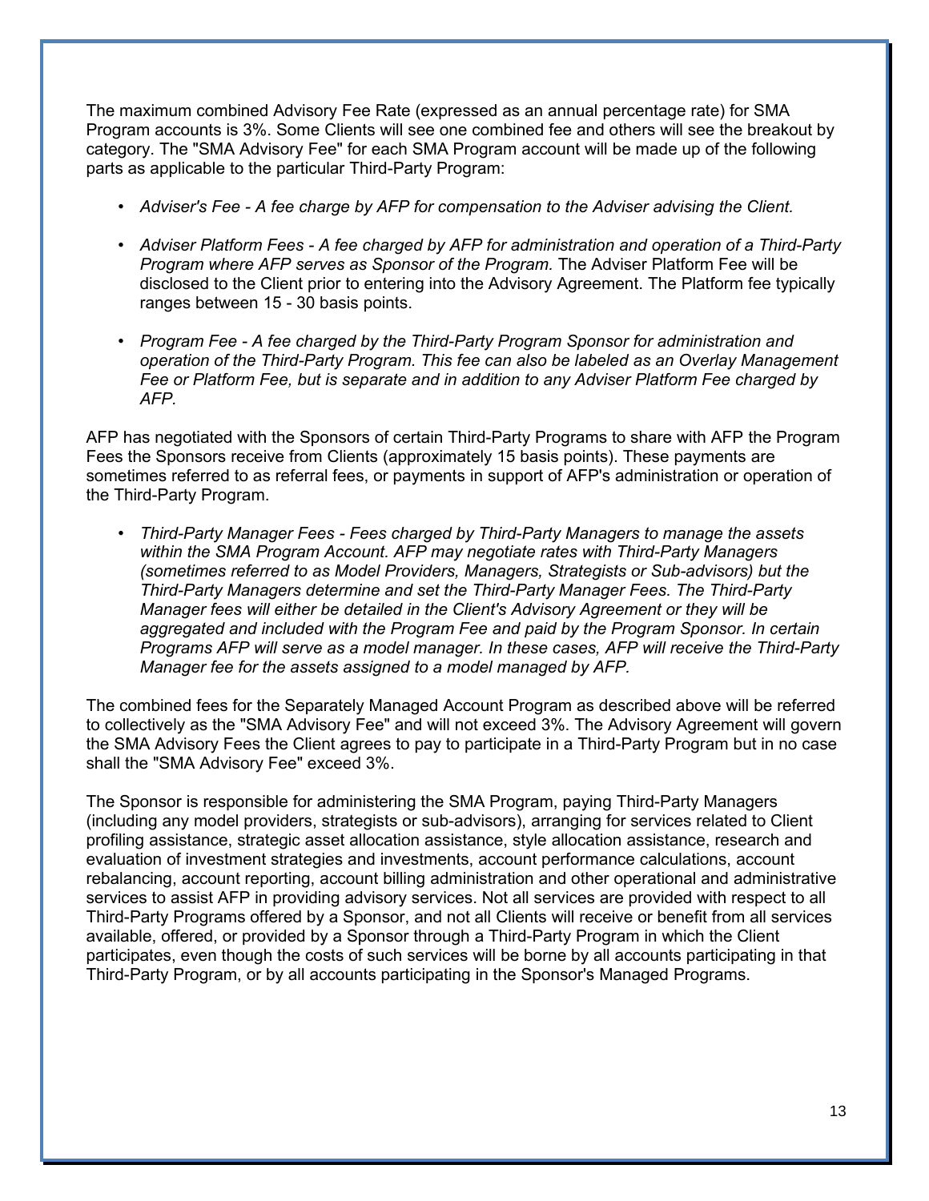The maximum combined Advisory Fee Rate (expressed as an annual percentage rate) for SMA Program accounts is 3%. Some Clients will see one combined fee and others will see the breakout by category. The "SMA Advisory Fee" for each SMA Program account will be made up of the following parts as applicable to the particular Third-Party Program:

- *Adviser's Fee - A fee charge by AFP for compensation to the Adviser advising the Client.*
- *Adviser Platform Fees - A fee charged by AFP for administration and operation of a Third-Party Program where AFP serves as Sponsor of the Program.* The Adviser Platform Fee will be disclosed to the Client prior to entering into the Advisory Agreement. The Platform fee typically ranges between 15 - 30 basis points.
- *Program Fee - A fee charged by the Third-Party Program Sponsor for administration and operation of the Third-Party Program. This fee can also be labeled as an Overlay Management Fee or Platform Fee, but is separate and in addition to any Adviser Platform Fee charged by AFP.*

AFP has negotiated with the Sponsors of certain Third-Party Programs to share with AFP the Program Fees the Sponsors receive from Clients (approximately 15 basis points). These payments are sometimes referred to as referral fees, or payments in support of AFP's administration or operation of the Third-Party Program.

- *Third-Party Manager Fees - Fees charged by Third-Party Managers to manage the assets within the SMA Program Account. AFP may negotiate rates with Third-Party Managers (sometimes referred to as Model Providers, Managers, Strategists or Sub-advisors) but the Third-Party Managers determine and set the Third-Party Manager Fees. The Third-Party Manager fees will either be detailed in the Client's Advisory Agreement or they will be aggregated and included with the Program Fee and paid by the Program Sponsor. In certain Programs AFP will serve as a model manager. In these cases, AFP will receive the Third-Party Manager fee for the assets assigned to a model managed by AFP.*

The combined fees for the Separately Managed Account Program as described above will be referred to collectively as the "SMA Advisory Fee" and will not exceed 3%. The Advisory Agreement will govern the SMA Advisory Fees the Client agrees to pay to participate in a Third-Party Program but in no case shall the "SMA Advisory Fee" exceed 3%.

The Sponsor is responsible for administering the SMA Program, paying Third-Party Managers (including any model providers, strategists or sub-advisors), arranging for services related to Client profiling assistance, strategic asset allocation assistance, style allocation assistance, research and evaluation of investment strategies and investments, account performance calculations, account rebalancing, account reporting, account billing administration and other operational and administrative services to assist AFP in providing advisory services. Not all services are provided with respect to all Third-Party Programs offered by a Sponsor, and not all Clients will receive or benefit from all services available, offered, or provided by a Sponsor through a Third-Party Program in which the Client participates, even though the costs of such services will be borne by all accounts participating in that Third-Party Program, or by all accounts participating in the Sponsor's Managed Programs.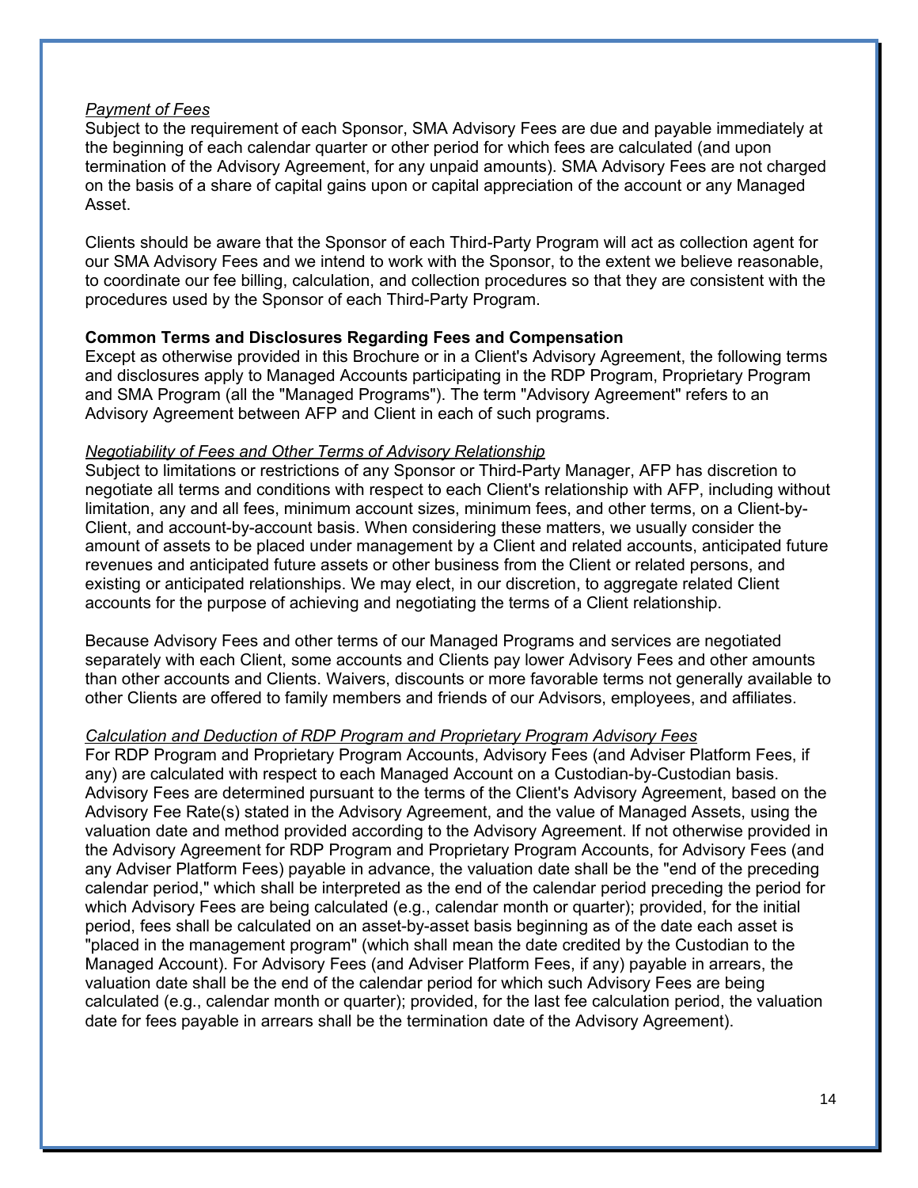*Payment of Fees*
Subject to the requirement of each Sponsor, SMA Advisory Fees are due and payable immediately at the beginning of each calendar quarter or other period for which fees are calculated (and upon termination of the Advisory Agreement, for any unpaid amounts). SMA Advisory Fees are not charged on the basis of a share of capital gains upon or capital appreciation of the account or any Managed Asset.

Clients should be aware that the Sponsor of each Third-Party Program will act as collection agent for our SMA Advisory Fees and we intend to work with the Sponsor, to the extent we believe reasonable, to coordinate our fee billing, calculation, and collection procedures so that they are consistent with the procedures used by the Sponsor of each Third-Party Program.

**Common Terms and Disclosures Regarding Fees and Compensation**
Except as otherwise provided in this Brochure or in a Client's Advisory Agreement, the following terms and disclosures apply to Managed Accounts participating in the RDP Program, Proprietary Program and SMA Program (all the "Managed Programs"). The term "Advisory Agreement" refers to an Advisory Agreement between AFP and Client in each of such programs.

*Negotiability of Fees and Other Terms of Advisory Relationship*
Subject to limitations or restrictions of any Sponsor or Third-Party Manager, AFP has discretion to negotiate all terms and conditions with respect to each Client's relationship with AFP, including without limitation, any and all fees, minimum account sizes, minimum fees, and other terms, on a Client-by-Client, and account-by-account basis. When considering these matters, we usually consider the amount of assets to be placed under management by a Client and related accounts, anticipated future revenues and anticipated future assets or other business from the Client or related persons, and existing or anticipated relationships. We may elect, in our discretion, to aggregate related Client accounts for the purpose of achieving and negotiating the terms of a Client relationship.

Because Advisory Fees and other terms of our Managed Programs and services are negotiated separately with each Client, some accounts and Clients pay lower Advisory Fees and other amounts than other accounts and Clients. Waivers, discounts or more favorable terms not generally available to other Clients are offered to family members and friends of our Advisors, employees, and affiliates.

*Calculation and Deduction of RDP Program and Proprietary Program Advisory Fees*
For RDP Program and Proprietary Program Accounts, Advisory Fees (and Adviser Platform Fees, if any) are calculated with respect to each Managed Account on a Custodian-by-Custodian basis. Advisory Fees are determined pursuant to the terms of the Client's Advisory Agreement, based on the Advisory Fee Rate(s) stated in the Advisory Agreement, and the value of Managed Assets, using the valuation date and method provided according to the Advisory Agreement. If not otherwise provided in the Advisory Agreement for RDP Program and Proprietary Program Accounts, for Advisory Fees (and any Adviser Platform Fees) payable in advance, the valuation date shall be the "end of the preceding calendar period," which shall be interpreted as the end of the calendar period preceding the period for which Advisory Fees are being calculated (e.g., calendar month or quarter); provided, for the initial period, fees shall be calculated on an asset-by-asset basis beginning as of the date each asset is "placed in the management program" (which shall mean the date credited by the Custodian to the Managed Account). For Advisory Fees (and Adviser Platform Fees, if any) payable in arrears, the valuation date shall be the end of the calendar period for which such Advisory Fees are being calculated (e.g., calendar month or quarter); provided, for the last fee calculation period, the valuation date for fees payable in arrears shall be the termination date of the Advisory Agreement).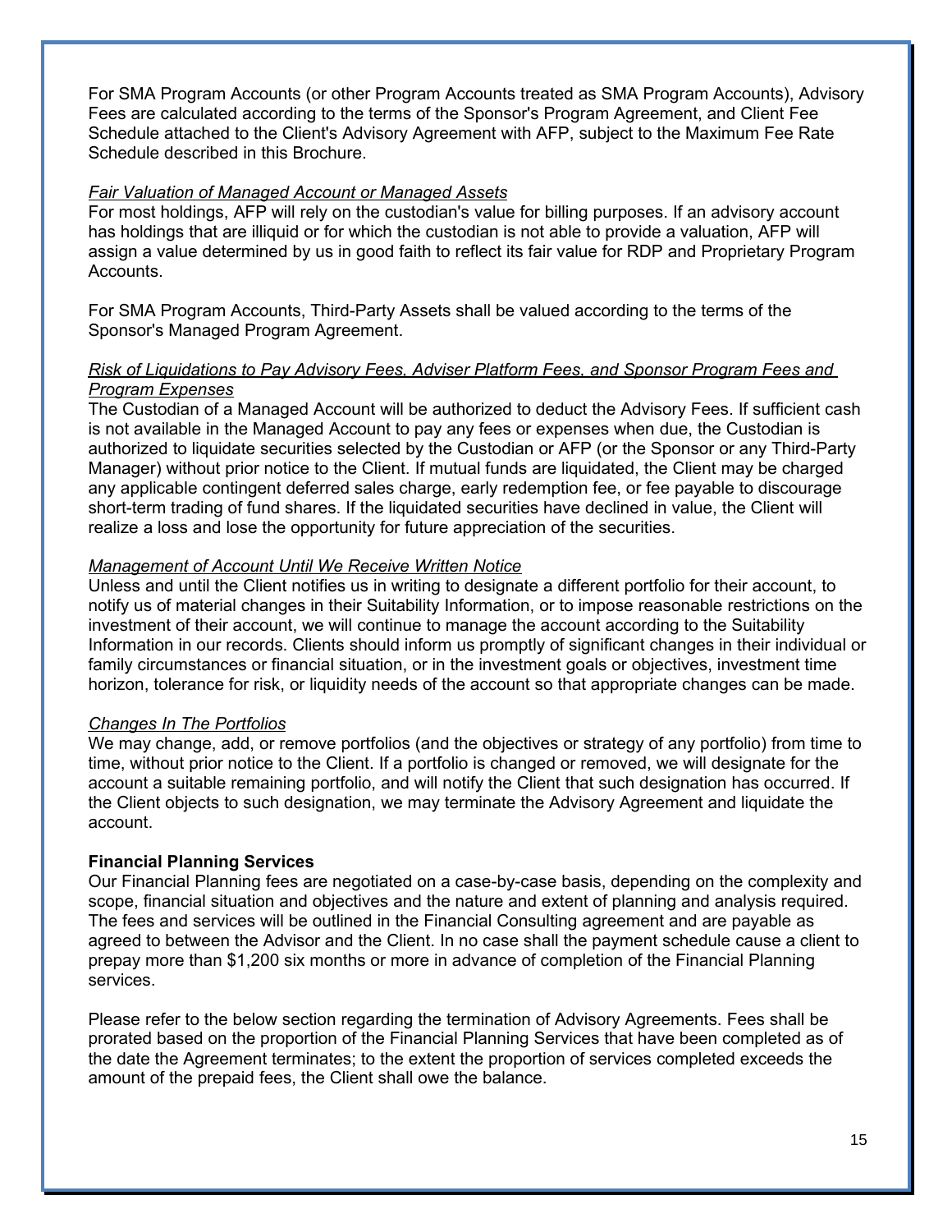For SMA Program Accounts (or other Program Accounts treated as SMA Program Accounts), Advisory Fees are calculated according to the terms of the Sponsor's Program Agreement, and Client Fee Schedule attached to the Client's Advisory Agreement with AFP, subject to the Maximum Fee Rate Schedule described in this Brochure.

*Fair Valuation of Managed Account or Managed Assets*

For most holdings, AFP will rely on the custodian's value for billing purposes. If an advisory account has holdings that are illiquid or for which the custodian is not able to provide a valuation, AFP will assign a value determined by us in good faith to reflect its fair value for RDP and Proprietary Program Accounts.

For SMA Program Accounts, Third-Party Assets shall be valued according to the terms of the Sponsor's Managed Program Agreement.

*Risk of Liquidations to Pay Advisory Fees, Adviser Platform Fees, and Sponsor Program Fees and Program Expenses*

The Custodian of a Managed Account will be authorized to deduct the Advisory Fees. If sufficient cash is not available in the Managed Account to pay any fees or expenses when due, the Custodian is authorized to liquidate securities selected by the Custodian or AFP (or the Sponsor or any Third-Party Manager) without prior notice to the Client. If mutual funds are liquidated, the Client may be charged any applicable contingent deferred sales charge, early redemption fee, or fee payable to discourage short-term trading of fund shares. If the liquidated securities have declined in value, the Client will realize a loss and lose the opportunity for future appreciation of the securities.

*Management of Account Until We Receive Written Notice*

Unless and until the Client notifies us in writing to designate a different portfolio for their account, to notify us of material changes in their Suitability Information, or to impose reasonable restrictions on the investment of their account, we will continue to manage the account according to the Suitability Information in our records. Clients should inform us promptly of significant changes in their individual or family circumstances or financial situation, or in the investment goals or objectives, investment time horizon, tolerance for risk, or liquidity needs of the account so that appropriate changes can be made.

*Changes In The Portfolios*

We may change, add, or remove portfolios (and the objectives or strategy of any portfolio) from time to time, without prior notice to the Client. If a portfolio is changed or removed, we will designate for the account a suitable remaining portfolio, and will notify the Client that such designation has occurred. If the Client objects to such designation, we may terminate the Advisory Agreement and liquidate the account.

**Financial Planning Services**

Our Financial Planning fees are negotiated on a case-by-case basis, depending on the complexity and scope, financial situation and objectives and the nature and extent of planning and analysis required. The fees and services will be outlined in the Financial Consulting agreement and are payable as agreed to between the Advisor and the Client. In no case shall the payment schedule cause a client to prepay more than $1,200 six months or more in advance of completion of the Financial Planning services.

Please refer to the below section regarding the termination of Advisory Agreements. Fees shall be prorated based on the proportion of the Financial Planning Services that have been completed as of the date the Agreement terminates; to the extent the proportion of services completed exceeds the amount of the prepaid fees, the Client shall owe the balance.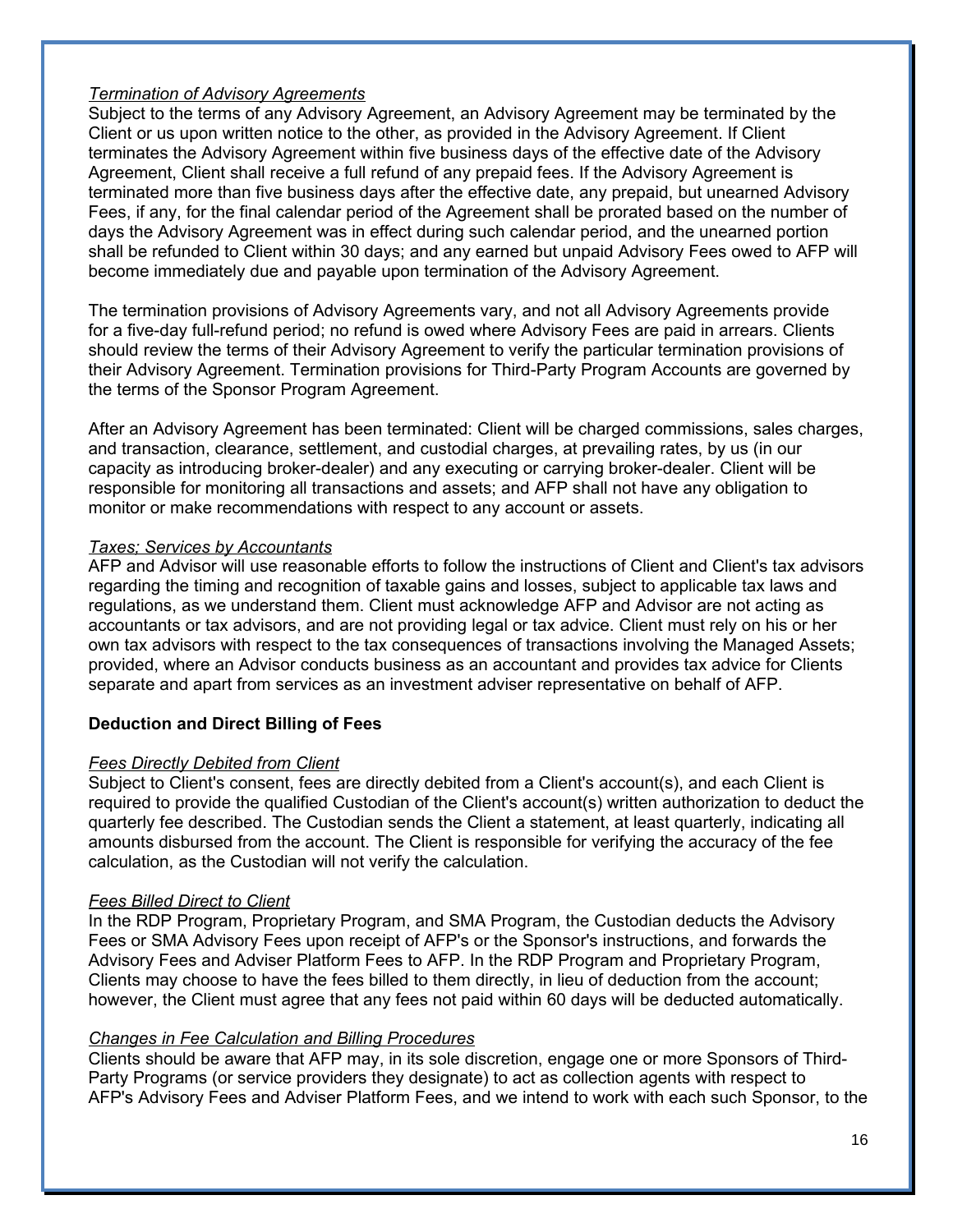*Termination of Advisory Agreements*
Subject to the terms of any Advisory Agreement, an Advisory Agreement may be terminated by the Client or us upon written notice to the other, as provided in the Advisory Agreement. If Client terminates the Advisory Agreement within five business days of the effective date of the Advisory Agreement, Client shall receive a full refund of any prepaid fees. If the Advisory Agreement is terminated more than five business days after the effective date, any prepaid, but unearned Advisory Fees, if any, for the final calendar period of the Agreement shall be prorated based on the number of days the Advisory Agreement was in effect during such calendar period, and the unearned portion shall be refunded to Client within 30 days; and any earned but unpaid Advisory Fees owed to AFP will become immediately due and payable upon termination of the Advisory Agreement.

The termination provisions of Advisory Agreements vary, and not all Advisory Agreements provide for a five-day full-refund period; no refund is owed where Advisory Fees are paid in arrears. Clients should review the terms of their Advisory Agreement to verify the particular termination provisions of their Advisory Agreement. Termination provisions for Third-Party Program Accounts are governed by the terms of the Sponsor Program Agreement.

After an Advisory Agreement has been terminated: Client will be charged commissions, sales charges, and transaction, clearance, settlement, and custodial charges, at prevailing rates, by us (in our capacity as introducing broker-dealer) and any executing or carrying broker-dealer. Client will be responsible for monitoring all transactions and assets; and AFP shall not have any obligation to monitor or make recommendations with respect to any account or assets.

*Taxes; Services by Accountants*
AFP and Advisor will use reasonable efforts to follow the instructions of Client and Client's tax advisors regarding the timing and recognition of taxable gains and losses, subject to applicable tax laws and regulations, as we understand them. Client must acknowledge AFP and Advisor are not acting as accountants or tax advisors, and are not providing legal or tax advice. Client must rely on his or her own tax advisors with respect to the tax consequences of transactions involving the Managed Assets; provided, where an Advisor conducts business as an accountant and provides tax advice for Clients separate and apart from services as an investment adviser representative on behalf of AFP.

**Deduction and Direct Billing of Fees**

*Fees Directly Debited from Client*
Subject to Client's consent, fees are directly debited from a Client's account(s), and each Client is required to provide the qualified Custodian of the Client's account(s) written authorization to deduct the quarterly fee described. The Custodian sends the Client a statement, at least quarterly, indicating all amounts disbursed from the account. The Client is responsible for verifying the accuracy of the fee calculation, as the Custodian will not verify the calculation.

*Fees Billed Direct to Client*
In the RDP Program, Proprietary Program, and SMA Program, the Custodian deducts the Advisory Fees or SMA Advisory Fees upon receipt of AFP's or the Sponsor's instructions, and forwards the Advisory Fees and Adviser Platform Fees to AFP. In the RDP Program and Proprietary Program, Clients may choose to have the fees billed to them directly, in lieu of deduction from the account; however, the Client must agree that any fees not paid within 60 days will be deducted automatically.

*Changes in Fee Calculation and Billing Procedures*
Clients should be aware that AFP may, in its sole discretion, engage one or more Sponsors of Third-Party Programs (or service providers they designate) to act as collection agents with respect to AFP's Advisory Fees and Adviser Platform Fees, and we intend to work with each such Sponsor, to the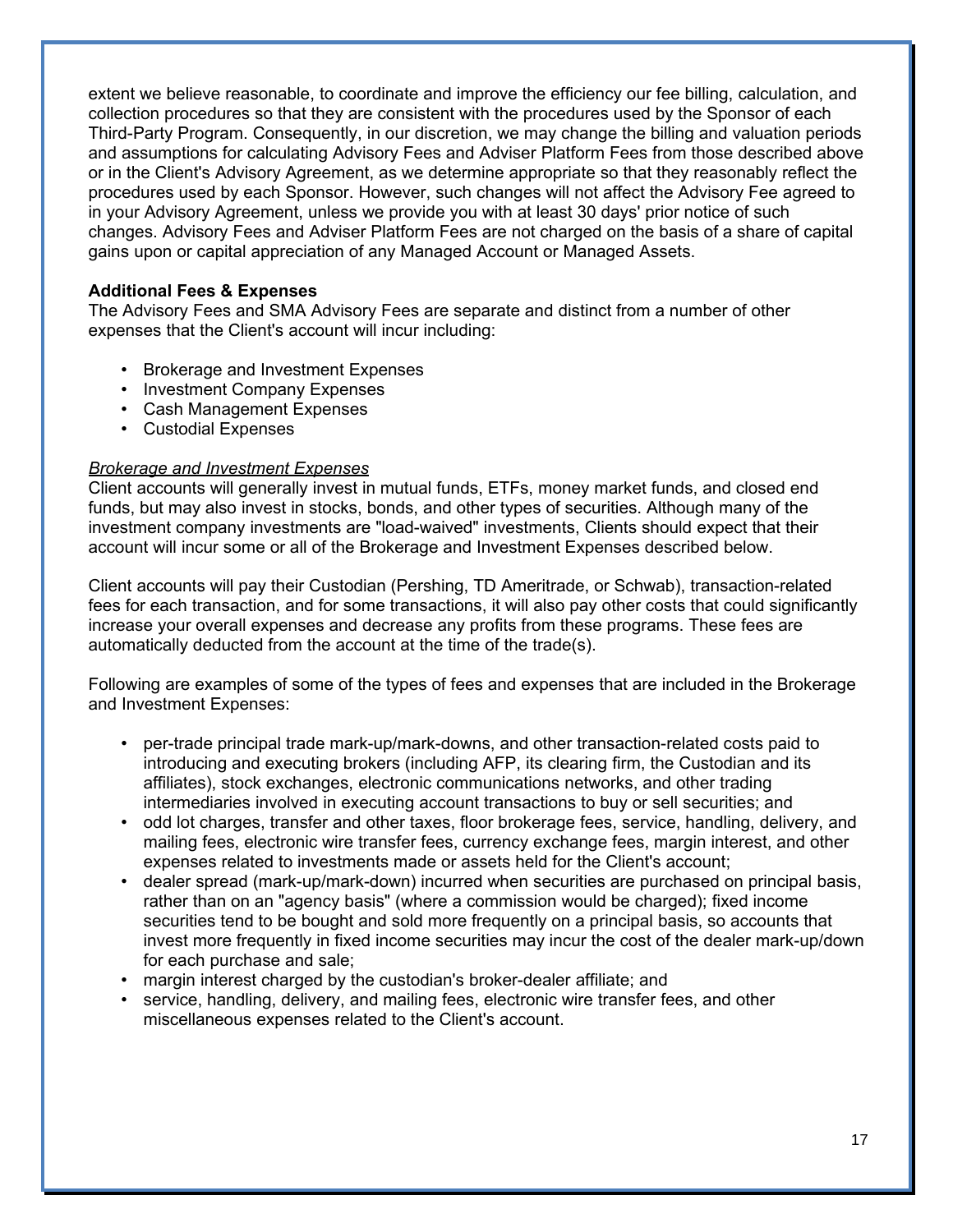extent we believe reasonable, to coordinate and improve the efficiency our fee billing, calculation, and collection procedures so that they are consistent with the procedures used by the Sponsor of each Third-Party Program. Consequently, in our discretion, we may change the billing and valuation periods and assumptions for calculating Advisory Fees and Adviser Platform Fees from those described above or in the Client's Advisory Agreement, as we determine appropriate so that they reasonably reflect the procedures used by each Sponsor. However, such changes will not affect the Advisory Fee agreed to in your Advisory Agreement, unless we provide you with at least 30 days' prior notice of such changes. Advisory Fees and Adviser Platform Fees are not charged on the basis of a share of capital gains upon or capital appreciation of any Managed Account or Managed Assets.

**Additional Fees & Expenses**

The Advisory Fees and SMA Advisory Fees are separate and distinct from a number of other expenses that the Client's account will incur including:

- Brokerage and Investment Expenses
- Investment Company Expenses
- Cash Management Expenses
- Custodial Expenses

*Brokerage and Investment Expenses*

Client accounts will generally invest in mutual funds, ETFs, money market funds, and closed end funds, but may also invest in stocks, bonds, and other types of securities. Although many of the investment company investments are "load-waived" investments, Clients should expect that their account will incur some or all of the Brokerage and Investment Expenses described below.

Client accounts will pay their Custodian (Pershing, TD Ameritrade, or Schwab), transaction-related fees for each transaction, and for some transactions, it will also pay other costs that could significantly increase your overall expenses and decrease any profits from these programs. These fees are automatically deducted from the account at the time of the trade(s).

Following are examples of some of the types of fees and expenses that are included in the Brokerage and Investment Expenses:

- per-trade principal trade mark-up/mark-downs, and other transaction-related costs paid to introducing and executing brokers (including AFP, its clearing firm, the Custodian and its affiliates), stock exchanges, electronic communications networks, and other trading intermediaries involved in executing account transactions to buy or sell securities; and
- odd lot charges, transfer and other taxes, floor brokerage fees, service, handling, delivery, and mailing fees, electronic wire transfer fees, currency exchange fees, margin interest, and other expenses related to investments made or assets held for the Client's account;
- dealer spread (mark-up/mark-down) incurred when securities are purchased on principal basis, rather than on an "agency basis" (where a commission would be charged); fixed income securities tend to be bought and sold more frequently on a principal basis, so accounts that invest more frequently in fixed income securities may incur the cost of the dealer mark-up/down for each purchase and sale;
- margin interest charged by the custodian's broker-dealer affiliate; and
- service, handling, delivery, and mailing fees, electronic wire transfer fees, and other miscellaneous expenses related to the Client's account.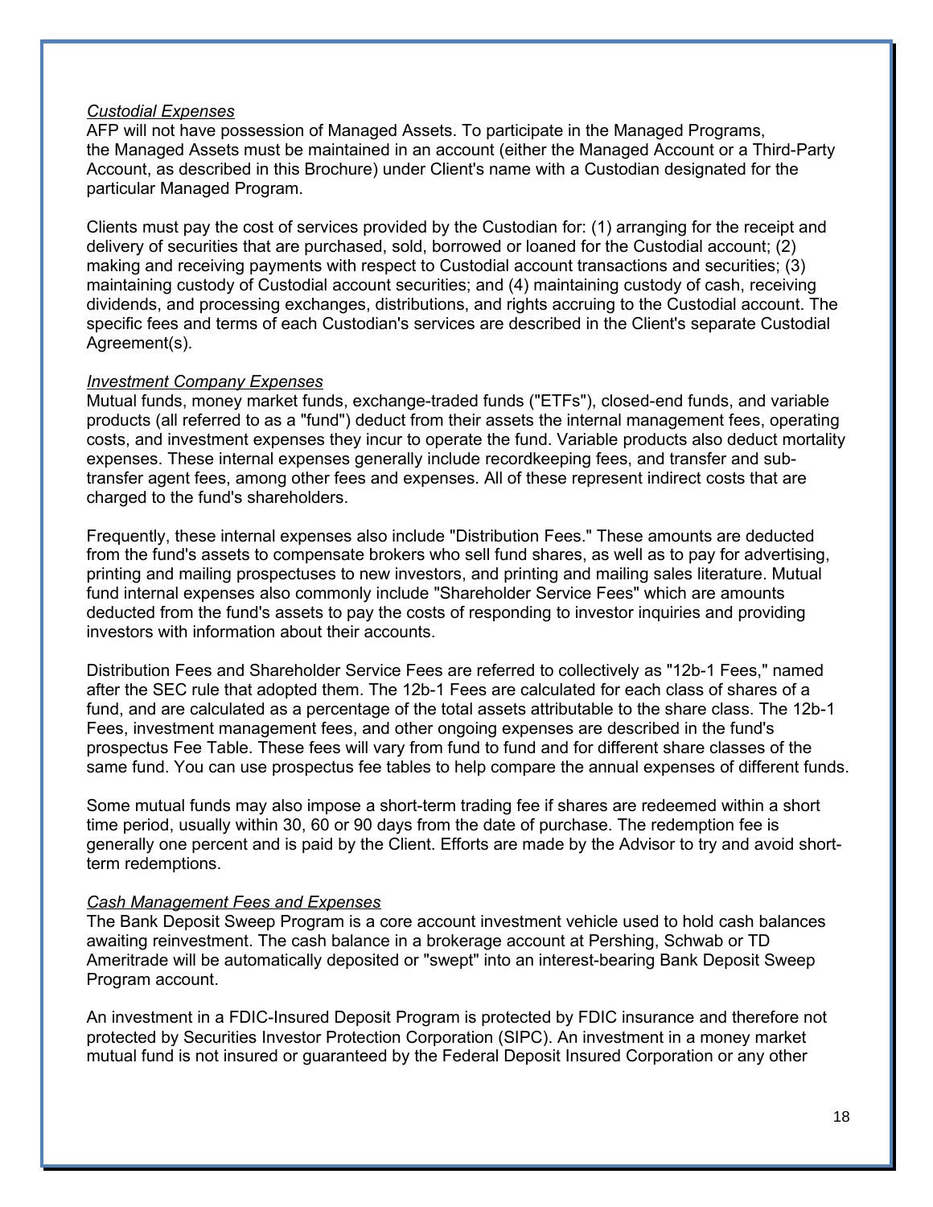*Custodial Expenses*
AFP will not have possession of Managed Assets. To participate in the Managed Programs, the Managed Assets must be maintained in an account (either the Managed Account or a Third-Party Account, as described in this Brochure) under Client's name with a Custodian designated for the particular Managed Program.

Clients must pay the cost of services provided by the Custodian for: (1) arranging for the receipt and delivery of securities that are purchased, sold, borrowed or loaned for the Custodial account; (2) making and receiving payments with respect to Custodial account transactions and securities; (3) maintaining custody of Custodial account securities; and (4) maintaining custody of cash, receiving dividends, and processing exchanges, distributions, and rights accruing to the Custodial account. The specific fees and terms of each Custodian's services are described in the Client's separate Custodial Agreement(s).

*Investment Company Expenses*
Mutual funds, money market funds, exchange-traded funds ("ETFs"), closed-end funds, and variable products (all referred to as a "fund") deduct from their assets the internal management fees, operating costs, and investment expenses they incur to operate the fund. Variable products also deduct mortality expenses. These internal expenses generally include recordkeeping fees, and transfer and sub-transfer agent fees, among other fees and expenses. All of these represent indirect costs that are charged to the fund's shareholders.

Frequently, these internal expenses also include "Distribution Fees." These amounts are deducted from the fund's assets to compensate brokers who sell fund shares, as well as to pay for advertising, printing and mailing prospectuses to new investors, and printing and mailing sales literature. Mutual fund internal expenses also commonly include "Shareholder Service Fees" which are amounts deducted from the fund's assets to pay the costs of responding to investor inquiries and providing investors with information about their accounts.

Distribution Fees and Shareholder Service Fees are referred to collectively as "12b-1 Fees," named after the SEC rule that adopted them. The 12b-1 Fees are calculated for each class of shares of a fund, and are calculated as a percentage of the total assets attributable to the share class. The 12b-1 Fees, investment management fees, and other ongoing expenses are described in the fund's prospectus Fee Table. These fees will vary from fund to fund and for different share classes of the same fund. You can use prospectus fee tables to help compare the annual expenses of different funds.

Some mutual funds may also impose a short-term trading fee if shares are redeemed within a short time period, usually within 30, 60 or 90 days from the date of purchase. The redemption fee is generally one percent and is paid by the Client. Efforts are made by the Advisor to try and avoid short-term redemptions.

*Cash Management Fees and Expenses*
The Bank Deposit Sweep Program is a core account investment vehicle used to hold cash balances awaiting reinvestment. The cash balance in a brokerage account at Pershing, Schwab or TD Ameritrade will be automatically deposited or "swept" into an interest-bearing Bank Deposit Sweep Program account.

An investment in a FDIC-Insured Deposit Program is protected by FDIC insurance and therefore not protected by Securities Investor Protection Corporation (SIPC). An investment in a money market mutual fund is not insured or guaranteed by the Federal Deposit Insured Corporation or any other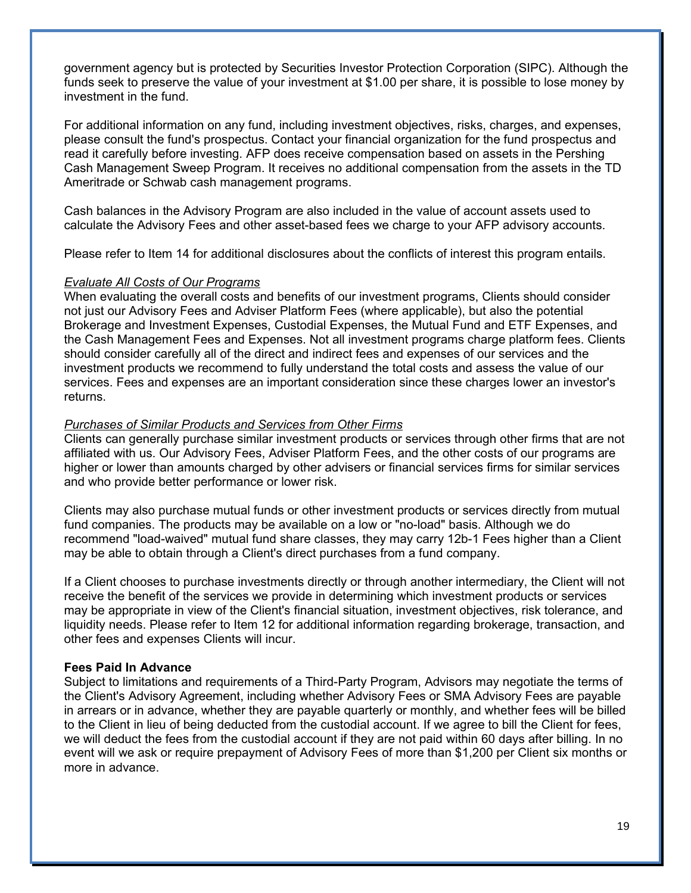government agency but is protected by Securities Investor Protection Corporation (SIPC). Although the funds seek to preserve the value of your investment at $1.00 per share, it is possible to lose money by investment in the fund.

For additional information on any fund, including investment objectives, risks, charges, and expenses, please consult the fund's prospectus. Contact your financial organization for the fund prospectus and read it carefully before investing. AFP does receive compensation based on assets in the Pershing Cash Management Sweep Program. It receives no additional compensation from the assets in the TD Ameritrade or Schwab cash management programs.

Cash balances in the Advisory Program are also included in the value of account assets used to calculate the Advisory Fees and other asset-based fees we charge to your AFP advisory accounts.

Please refer to Item 14 for additional disclosures about the conflicts of interest this program entails.

*Evaluate All Costs of Our Programs*

When evaluating the overall costs and benefits of our investment programs, Clients should consider not just our Advisory Fees and Adviser Platform Fees (where applicable), but also the potential Brokerage and Investment Expenses, Custodial Expenses, the Mutual Fund and ETF Expenses, and the Cash Management Fees and Expenses. Not all investment programs charge platform fees. Clients should consider carefully all of the direct and indirect fees and expenses of our services and the investment products we recommend to fully understand the total costs and assess the value of our services. Fees and expenses are an important consideration since these charges lower an investor's returns.

*Purchases of Similar Products and Services from Other Firms*

Clients can generally purchase similar investment products or services through other firms that are not affiliated with us. Our Advisory Fees, Adviser Platform Fees, and the other costs of our programs are higher or lower than amounts charged by other advisers or financial services firms for similar services and who provide better performance or lower risk.

Clients may also purchase mutual funds or other investment products or services directly from mutual fund companies. The products may be available on a low or "no-load" basis. Although we do recommend "load-waived" mutual fund share classes, they may carry 12b-1 Fees higher than a Client may be able to obtain through a Client's direct purchases from a fund company.

If a Client chooses to purchase investments directly or through another intermediary, the Client will not receive the benefit of the services we provide in determining which investment products or services may be appropriate in view of the Client's financial situation, investment objectives, risk tolerance, and liquidity needs. Please refer to Item 12 for additional information regarding brokerage, transaction, and other fees and expenses Clients will incur.

**Fees Paid In Advance**

Subject to limitations and requirements of a Third-Party Program, Advisors may negotiate the terms of the Client's Advisory Agreement, including whether Advisory Fees or SMA Advisory Fees are payable in arrears or in advance, whether they are payable quarterly or monthly, and whether fees will be billed to the Client in lieu of being deducted from the custodial account. If we agree to bill the Client for fees, we will deduct the fees from the custodial account if they are not paid within 60 days after billing. In no event will we ask or require prepayment of Advisory Fees of more than $1,200 per Client six months or more in advance.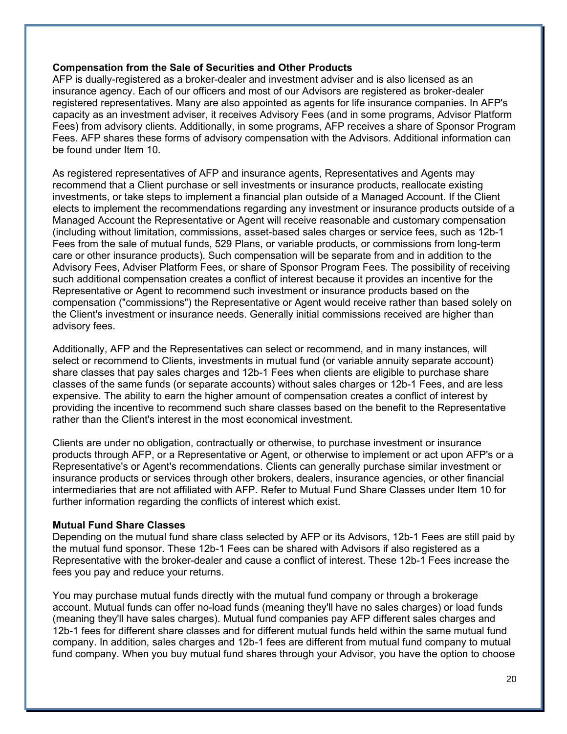**Compensation from the Sale of Securities and Other Products**

AFP is dually-registered as a broker-dealer and investment adviser and is also licensed as an insurance agency. Each of our officers and most of our Advisors are registered as broker-dealer registered representatives. Many are also appointed as agents for life insurance companies. In AFP's capacity as an investment adviser, it receives Advisory Fees (and in some programs, Advisor Platform Fees) from advisory clients. Additionally, in some programs, AFP receives a share of Sponsor Program Fees. AFP shares these forms of advisory compensation with the Advisors. Additional information can be found under Item 10.

As registered representatives of AFP and insurance agents, Representatives and Agents may recommend that a Client purchase or sell investments or insurance products, reallocate existing investments, or take steps to implement a financial plan outside of a Managed Account. If the Client elects to implement the recommendations regarding any investment or insurance products outside of a Managed Account the Representative or Agent will receive reasonable and customary compensation (including without limitation, commissions, asset-based sales charges or service fees, such as 12b-1 Fees from the sale of mutual funds, 529 Plans, or variable products, or commissions from long-term care or other insurance products). Such compensation will be separate from and in addition to the Advisory Fees, Adviser Platform Fees, or share of Sponsor Program Fees. The possibility of receiving such additional compensation creates a conflict of interest because it provides an incentive for the Representative or Agent to recommend such investment or insurance products based on the compensation ("commissions") the Representative or Agent would receive rather than based solely on the Client's investment or insurance needs. Generally initial commissions received are higher than advisory fees.

Additionally, AFP and the Representatives can select or recommend, and in many instances, will select or recommend to Clients, investments in mutual fund (or variable annuity separate account) share classes that pay sales charges and 12b-1 Fees when clients are eligible to purchase share classes of the same funds (or separate accounts) without sales charges or 12b-1 Fees, and are less expensive. The ability to earn the higher amount of compensation creates a conflict of interest by providing the incentive to recommend such share classes based on the benefit to the Representative rather than the Client's interest in the most economical investment.

Clients are under no obligation, contractually or otherwise, to purchase investment or insurance products through AFP, or a Representative or Agent, or otherwise to implement or act upon AFP's or a Representative's or Agent's recommendations. Clients can generally purchase similar investment or insurance products or services through other brokers, dealers, insurance agencies, or other financial intermediaries that are not affiliated with AFP. Refer to Mutual Fund Share Classes under Item 10 for further information regarding the conflicts of interest which exist.

**Mutual Fund Share Classes**

Depending on the mutual fund share class selected by AFP or its Advisors, 12b-1 Fees are still paid by the mutual fund sponsor. These 12b-1 Fees can be shared with Advisors if also registered as a Representative with the broker-dealer and cause a conflict of interest. These 12b-1 Fees increase the fees you pay and reduce your returns.

You may purchase mutual funds directly with the mutual fund company or through a brokerage account. Mutual funds can offer no-load funds (meaning they'll have no sales charges) or load funds (meaning they'll have sales charges). Mutual fund companies pay AFP different sales charges and 12b-1 fees for different share classes and for different mutual funds held within the same mutual fund company. In addition, sales charges and 12b-1 fees are different from mutual fund company to mutual fund company. When you buy mutual fund shares through your Advisor, you have the option to choose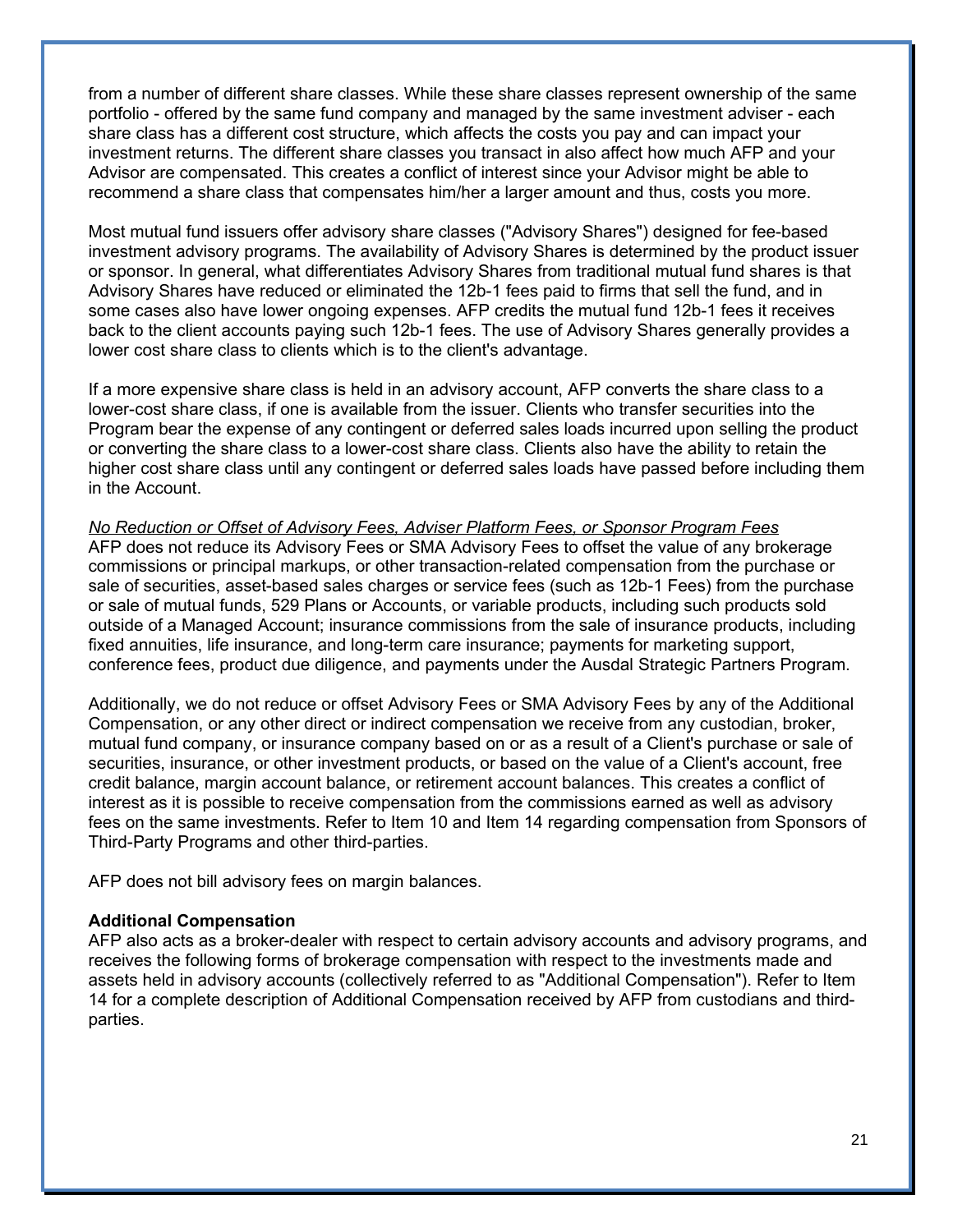from a number of different share classes. While these share classes represent ownership of the same portfolio - offered by the same fund company and managed by the same investment adviser - each share class has a different cost structure, which affects the costs you pay and can impact your investment returns. The different share classes you transact in also affect how much AFP and your Advisor are compensated. This creates a conflict of interest since your Advisor might be able to recommend a share class that compensates him/her a larger amount and thus, costs you more.

Most mutual fund issuers offer advisory share classes ("Advisory Shares") designed for fee-based investment advisory programs. The availability of Advisory Shares is determined by the product issuer or sponsor. In general, what differentiates Advisory Shares from traditional mutual fund shares is that Advisory Shares have reduced or eliminated the 12b-1 fees paid to firms that sell the fund, and in some cases also have lower ongoing expenses. AFP credits the mutual fund 12b-1 fees it receives back to the client accounts paying such 12b-1 fees. The use of Advisory Shares generally provides a lower cost share class to clients which is to the client's advantage.

If a more expensive share class is held in an advisory account, AFP converts the share class to a lower-cost share class, if one is available from the issuer. Clients who transfer securities into the Program bear the expense of any contingent or deferred sales loads incurred upon selling the product or converting the share class to a lower-cost share class. Clients also have the ability to retain the higher cost share class until any contingent or deferred sales loads have passed before including them in the Account.

*No Reduction or Offset of Advisory Fees, Adviser Platform Fees, or Sponsor Program Fees*
AFP does not reduce its Advisory Fees or SMA Advisory Fees to offset the value of any brokerage commissions or principal markups, or other transaction-related compensation from the purchase or sale of securities, asset-based sales charges or service fees (such as 12b-1 Fees) from the purchase or sale of mutual funds, 529 Plans or Accounts, or variable products, including such products sold outside of a Managed Account; insurance commissions from the sale of insurance products, including fixed annuities, life insurance, and long-term care insurance; payments for marketing support, conference fees, product due diligence, and payments under the Ausdal Strategic Partners Program.

Additionally, we do not reduce or offset Advisory Fees or SMA Advisory Fees by any of the Additional Compensation, or any other direct or indirect compensation we receive from any custodian, broker, mutual fund company, or insurance company based on or as a result of a Client's purchase or sale of securities, insurance, or other investment products, or based on the value of a Client's account, free credit balance, margin account balance, or retirement account balances. This creates a conflict of interest as it is possible to receive compensation from the commissions earned as well as advisory fees on the same investments. Refer to Item 10 and Item 14 regarding compensation from Sponsors of Third-Party Programs and other third-parties.

AFP does not bill advisory fees on margin balances.

**Additional Compensation**
AFP also acts as a broker-dealer with respect to certain advisory accounts and advisory programs, and receives the following forms of brokerage compensation with respect to the investments made and assets held in advisory accounts (collectively referred to as "Additional Compensation"). Refer to Item 14 for a complete description of Additional Compensation received by AFP from custodians and third-parties.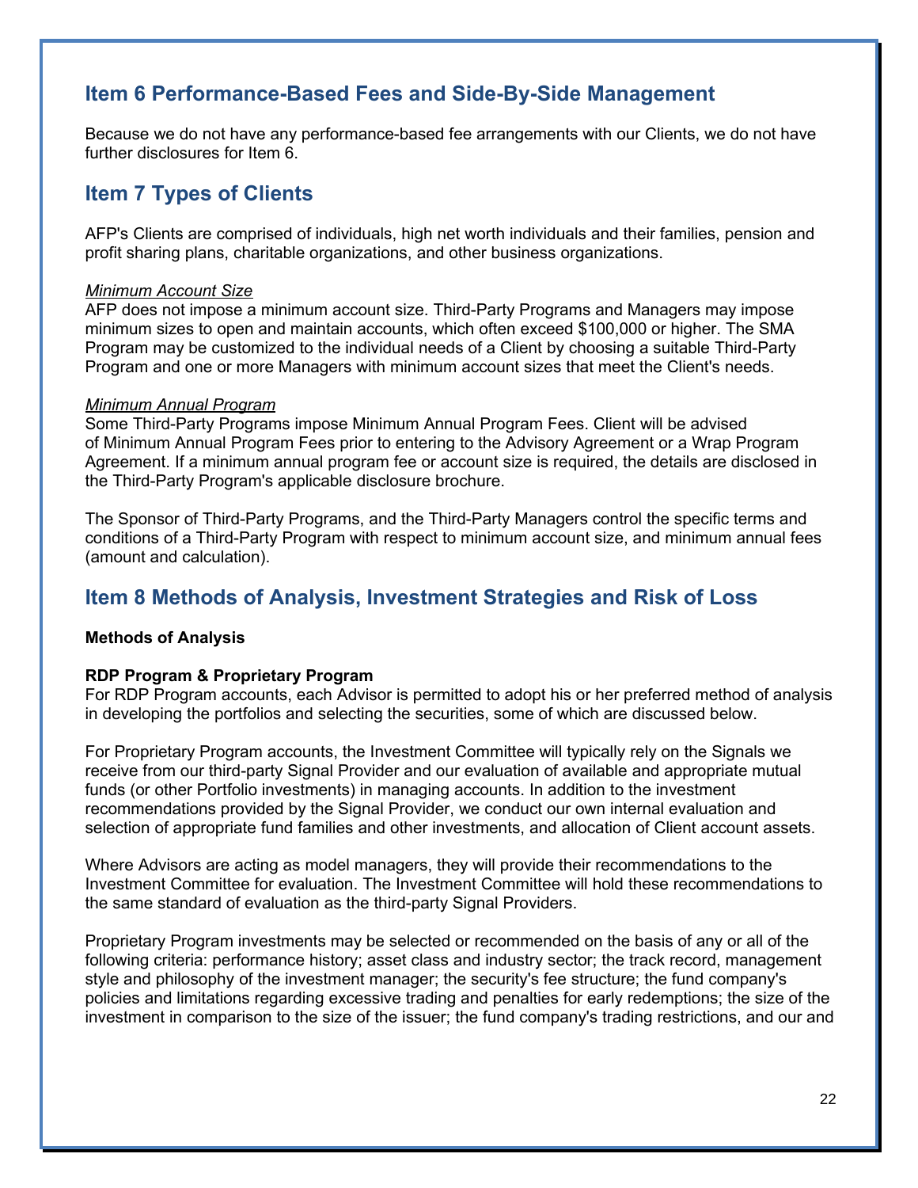## Item 6 Performance-Based Fees and Side-By-Side Management

Because we do not have any performance-based fee arrangements with our Clients, we do not have further disclosures for Item 6.

## Item 7 Types of Clients

AFP's Clients are comprised of individuals, high net worth individuals and their families, pension and profit sharing plans, charitable organizations, and other business organizations.

*Minimum Account Size*
AFP does not impose a minimum account size. Third-Party Programs and Managers may impose minimum sizes to open and maintain accounts, which often exceed $100,000 or higher. The SMA Program may be customized to the individual needs of a Client by choosing a suitable Third-Party Program and one or more Managers with minimum account sizes that meet the Client's needs.

*Minimum Annual Program*
Some Third-Party Programs impose Minimum Annual Program Fees. Client will be advised of Minimum Annual Program Fees prior to entering to the Advisory Agreement or a Wrap Program Agreement. If a minimum annual program fee or account size is required, the details are disclosed in the Third-Party Program's applicable disclosure brochure.

The Sponsor of Third-Party Programs, and the Third-Party Managers control the specific terms and conditions of a Third-Party Program with respect to minimum account size, and minimum annual fees (amount and calculation).

## Item 8 Methods of Analysis, Investment Strategies and Risk of Loss

**Methods of Analysis**

**RDP Program & Proprietary Program**
For RDP Program accounts, each Advisor is permitted to adopt his or her preferred method of analysis in developing the portfolios and selecting the securities, some of which are discussed below.

For Proprietary Program accounts, the Investment Committee will typically rely on the Signals we receive from our third-party Signal Provider and our evaluation of available and appropriate mutual funds (or other Portfolio investments) in managing accounts. In addition to the investment recommendations provided by the Signal Provider, we conduct our own internal evaluation and selection of appropriate fund families and other investments, and allocation of Client account assets.

Where Advisors are acting as model managers, they will provide their recommendations to the Investment Committee for evaluation. The Investment Committee will hold these recommendations to the same standard of evaluation as the third-party Signal Providers.

Proprietary Program investments may be selected or recommended on the basis of any or all of the following criteria: performance history; asset class and industry sector; the track record, management style and philosophy of the investment manager; the security's fee structure; the fund company's policies and limitations regarding excessive trading and penalties for early redemptions; the size of the investment in comparison to the size of the issuer; the fund company's trading restrictions, and our and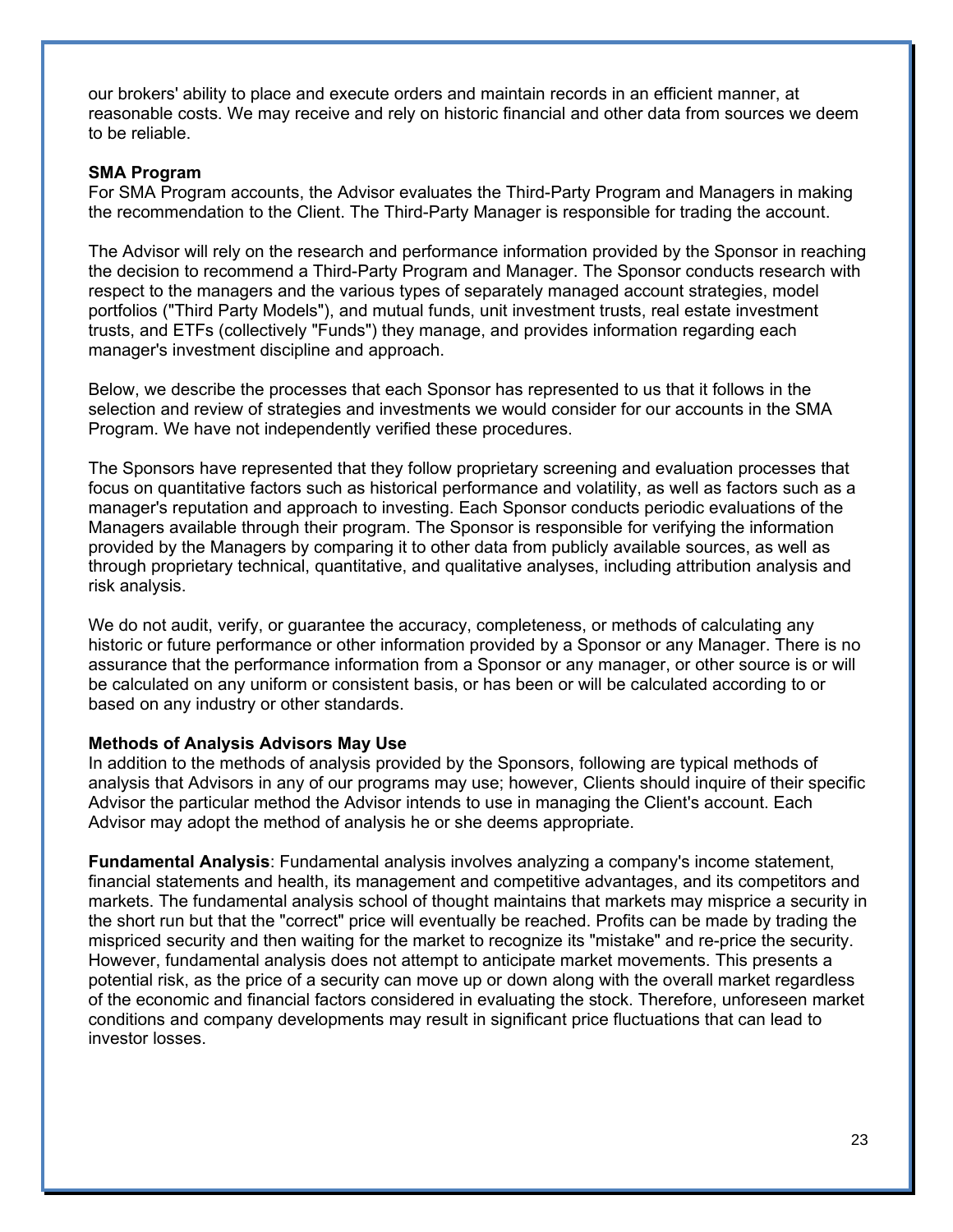our brokers' ability to place and execute orders and maintain records in an efficient manner, at reasonable costs. We may receive and rely on historic financial and other data from sources we deem to be reliable.

**SMA Program**

For SMA Program accounts, the Advisor evaluates the Third-Party Program and Managers in making the recommendation to the Client. The Third-Party Manager is responsible for trading the account.

The Advisor will rely on the research and performance information provided by the Sponsor in reaching the decision to recommend a Third-Party Program and Manager. The Sponsor conducts research with respect to the managers and the various types of separately managed account strategies, model portfolios ("Third Party Models"), and mutual funds, unit investment trusts, real estate investment trusts, and ETFs (collectively "Funds") they manage, and provides information regarding each manager's investment discipline and approach.

Below, we describe the processes that each Sponsor has represented to us that it follows in the selection and review of strategies and investments we would consider for our accounts in the SMA Program. We have not independently verified these procedures.

The Sponsors have represented that they follow proprietary screening and evaluation processes that focus on quantitative factors such as historical performance and volatility, as well as factors such as a manager's reputation and approach to investing. Each Sponsor conducts periodic evaluations of the Managers available through their program. The Sponsor is responsible for verifying the information provided by the Managers by comparing it to other data from publicly available sources, as well as through proprietary technical, quantitative, and qualitative analyses, including attribution analysis and risk analysis.

We do not audit, verify, or guarantee the accuracy, completeness, or methods of calculating any historic or future performance or other information provided by a Sponsor or any Manager. There is no assurance that the performance information from a Sponsor or any manager, or other source is or will be calculated on any uniform or consistent basis, or has been or will be calculated according to or based on any industry or other standards.

**Methods of Analysis Advisors May Use**

In addition to the methods of analysis provided by the Sponsors, following are typical methods of analysis that Advisors in any of our programs may use; however, Clients should inquire of their specific Advisor the particular method the Advisor intends to use in managing the Client's account. Each Advisor may adopt the method of analysis he or she deems appropriate.

**Fundamental Analysis**: Fundamental analysis involves analyzing a company's income statement, financial statements and health, its management and competitive advantages, and its competitors and markets. The fundamental analysis school of thought maintains that markets may misprice a security in the short run but that the "correct" price will eventually be reached. Profits can be made by trading the mispriced security and then waiting for the market to recognize its "mistake" and re-price the security. However, fundamental analysis does not attempt to anticipate market movements. This presents a potential risk, as the price of a security can move up or down along with the overall market regardless of the economic and financial factors considered in evaluating the stock. Therefore, unforeseen market conditions and company developments may result in significant price fluctuations that can lead to investor losses.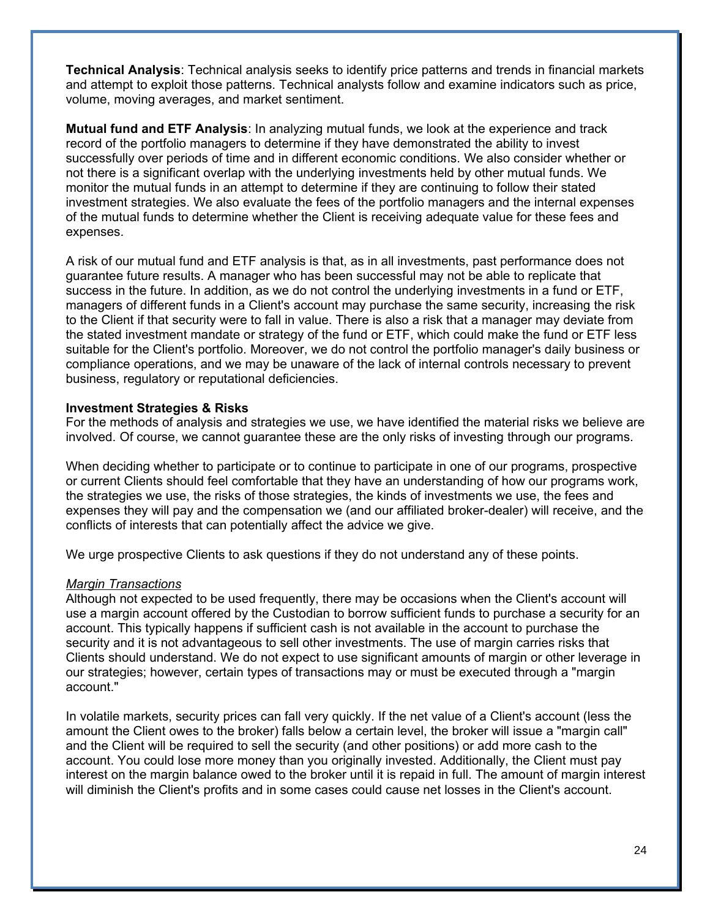**Technical Analysis**: Technical analysis seeks to identify price patterns and trends in financial markets and attempt to exploit those patterns. Technical analysts follow and examine indicators such as price, volume, moving averages, and market sentiment.

**Mutual fund and ETF Analysis**: In analyzing mutual funds, we look at the experience and track record of the portfolio managers to determine if they have demonstrated the ability to invest successfully over periods of time and in different economic conditions. We also consider whether or not there is a significant overlap with the underlying investments held by other mutual funds. We monitor the mutual funds in an attempt to determine if they are continuing to follow their stated investment strategies. We also evaluate the fees of the portfolio managers and the internal expenses of the mutual funds to determine whether the Client is receiving adequate value for these fees and expenses.

A risk of our mutual fund and ETF analysis is that, as in all investments, past performance does not guarantee future results. A manager who has been successful may not be able to replicate that success in the future. In addition, as we do not control the underlying investments in a fund or ETF, managers of different funds in a Client's account may purchase the same security, increasing the risk to the Client if that security were to fall in value. There is also a risk that a manager may deviate from the stated investment mandate or strategy of the fund or ETF, which could make the fund or ETF less suitable for the Client's portfolio. Moreover, we do not control the portfolio manager's daily business or compliance operations, and we may be unaware of the lack of internal controls necessary to prevent business, regulatory or reputational deficiencies.

**Investment Strategies & Risks**

For the methods of analysis and strategies we use, we have identified the material risks we believe are involved. Of course, we cannot guarantee these are the only risks of investing through our programs.

When deciding whether to participate or to continue to participate in one of our programs, prospective or current Clients should feel comfortable that they have an understanding of how our programs work, the strategies we use, the risks of those strategies, the kinds of investments we use, the fees and expenses they will pay and the compensation we (and our affiliated broker-dealer) will receive, and the conflicts of interests that can potentially affect the advice we give.

We urge prospective Clients to ask questions if they do not understand any of these points.

*Margin Transactions*

Although not expected to be used frequently, there may be occasions when the Client's account will use a margin account offered by the Custodian to borrow sufficient funds to purchase a security for an account. This typically happens if sufficient cash is not available in the account to purchase the security and it is not advantageous to sell other investments. The use of margin carries risks that Clients should understand. We do not expect to use significant amounts of margin or other leverage in our strategies; however, certain types of transactions may or must be executed through a "margin account."

In volatile markets, security prices can fall very quickly. If the net value of a Client's account (less the amount the Client owes to the broker) falls below a certain level, the broker will issue a "margin call" and the Client will be required to sell the security (and other positions) or add more cash to the account. You could lose more money than you originally invested. Additionally, the Client must pay interest on the margin balance owed to the broker until it is repaid in full. The amount of margin interest will diminish the Client's profits and in some cases could cause net losses in the Client's account.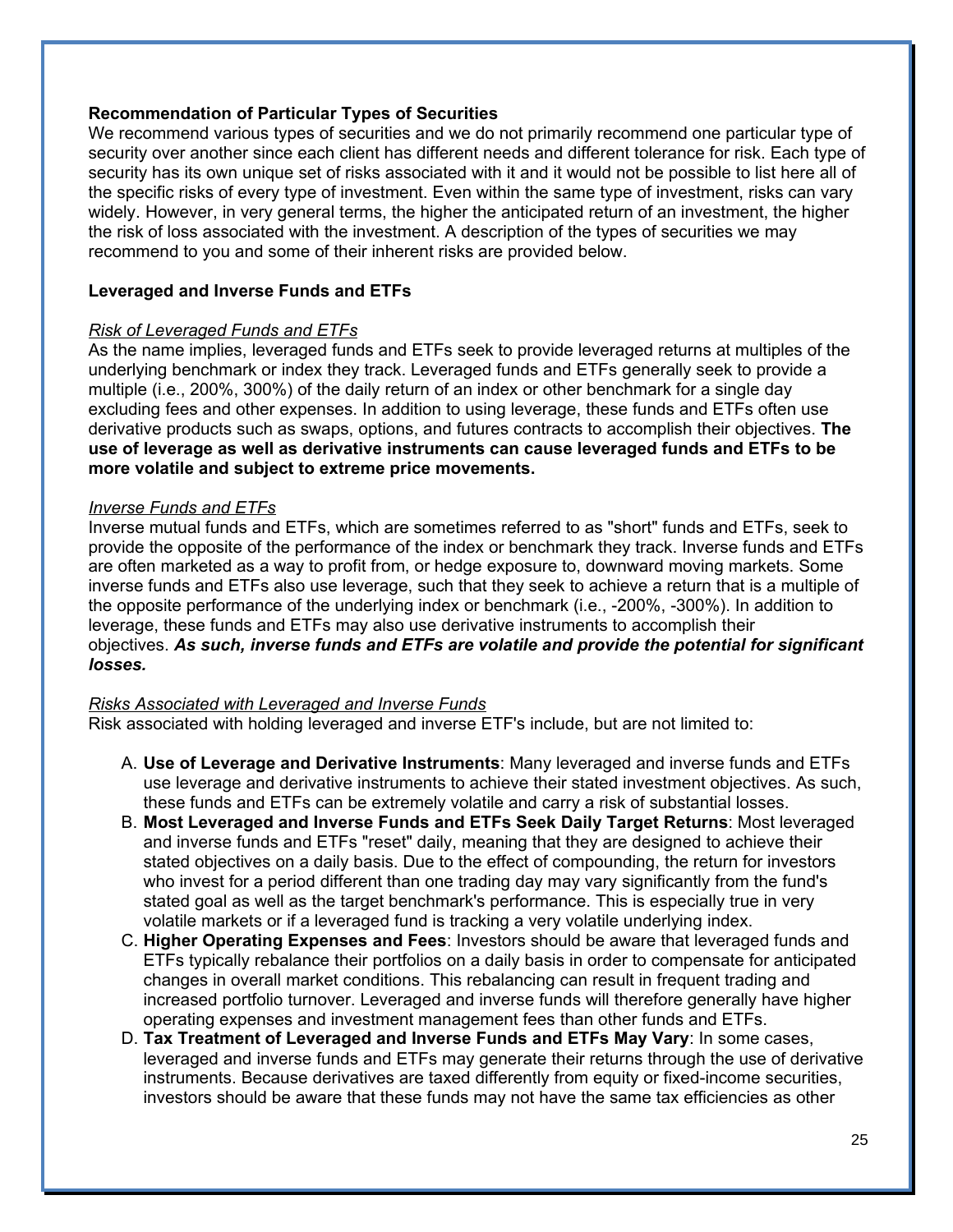**Recommendation of Particular Types of Securities**

We recommend various types of securities and we do not primarily recommend one particular type of security over another since each client has different needs and different tolerance for risk. Each type of security has its own unique set of risks associated with it and it would not be possible to list here all of the specific risks of every type of investment. Even within the same type of investment, risks can vary widely. However, in very general terms, the higher the anticipated return of an investment, the higher the risk of loss associated with the investment. A description of the types of securities we may recommend to you and some of their inherent risks are provided below.

**Leveraged and Inverse Funds and ETFs**

<u>*Risk of Leveraged Funds and ETFs*</u>

As the name implies, leveraged funds and ETFs seek to provide leveraged returns at multiples of the underlying benchmark or index they track. Leveraged funds and ETFs generally seek to provide a multiple (i.e., 200%, 300%) of the daily return of an index or other benchmark for a single day excluding fees and other expenses. In addition to using leverage, these funds and ETFs often use derivative products such as swaps, options, and futures contracts to accomplish their objectives. **The use of leverage as well as derivative instruments can cause leveraged funds and ETFs to be more volatile and subject to extreme price movements.**

<u>*Inverse Funds and ETFs*</u>

Inverse mutual funds and ETFs, which are sometimes referred to as "short" funds and ETFs, seek to provide the opposite of the performance of the index or benchmark they track. Inverse funds and ETFs are often marketed as a way to profit from, or hedge exposure to, downward moving markets. Some inverse funds and ETFs also use leverage, such that they seek to achieve a return that is a multiple of the opposite performance of the underlying index or benchmark (i.e., -200%, -300%). In addition to leverage, these funds and ETFs may also use derivative instruments to accomplish their objectives. ***As such, inverse funds and ETFs are volatile and provide the potential for significant losses.***

<u>*Risks Associated with Leveraged and Inverse Funds*</u>

Risk associated with holding leveraged and inverse ETF's include, but are not limited to:

A. **Use of Leverage and Derivative Instruments**: Many leveraged and inverse funds and ETFs use leverage and derivative instruments to achieve their stated investment objectives. As such, these funds and ETFs can be extremely volatile and carry a risk of substantial losses.
B. **Most Leveraged and Inverse Funds and ETFs Seek Daily Target Returns**: Most leveraged and inverse funds and ETFs "reset" daily, meaning that they are designed to achieve their stated objectives on a daily basis. Due to the effect of compounding, the return for investors who invest for a period different than one trading day may vary significantly from the fund's stated goal as well as the target benchmark's performance. This is especially true in very volatile markets or if a leveraged fund is tracking a very volatile underlying index.
C. **Higher Operating Expenses and Fees**: Investors should be aware that leveraged funds and ETFs typically rebalance their portfolios on a daily basis in order to compensate for anticipated changes in overall market conditions. This rebalancing can result in frequent trading and increased portfolio turnover. Leveraged and inverse funds will therefore generally have higher operating expenses and investment management fees than other funds and ETFs.
D. **Tax Treatment of Leveraged and Inverse Funds and ETFs May Vary**: In some cases, leveraged and inverse funds and ETFs may generate their returns through the use of derivative instruments. Because derivatives are taxed differently from equity or fixed-income securities, investors should be aware that these funds may not have the same tax efficiencies as other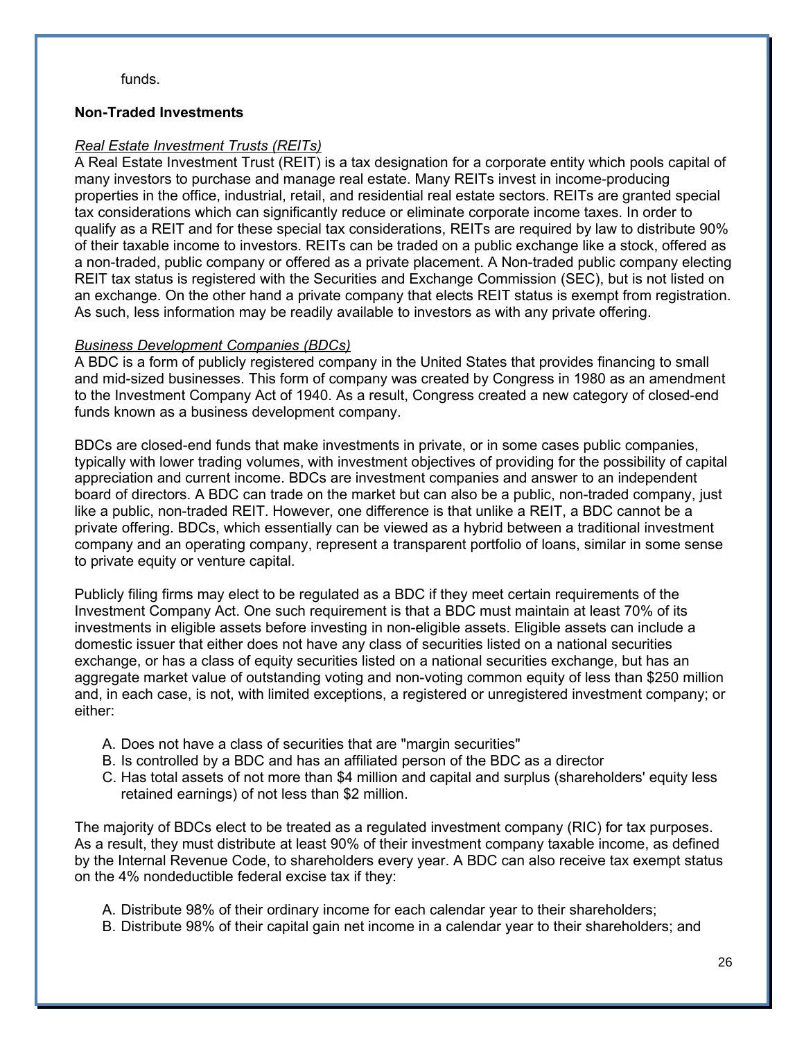funds.

**Non-Traded Investments**

*Real Estate Investment Trusts (REITs)*
A Real Estate Investment Trust (REIT) is a tax designation for a corporate entity which pools capital of many investors to purchase and manage real estate. Many REITs invest in income-producing properties in the office, industrial, retail, and residential real estate sectors. REITs are granted special tax considerations which can significantly reduce or eliminate corporate income taxes. In order to qualify as a REIT and for these special tax considerations, REITs are required by law to distribute 90% of their taxable income to investors. REITs can be traded on a public exchange like a stock, offered as a non-traded, public company or offered as a private placement. A Non-traded public company electing REIT tax status is registered with the Securities and Exchange Commission (SEC), but is not listed on an exchange. On the other hand a private company that elects REIT status is exempt from registration. As such, less information may be readily available to investors as with any private offering.

*Business Development Companies (BDCs)*
A BDC is a form of publicly registered company in the United States that provides financing to small and mid-sized businesses. This form of company was created by Congress in 1980 as an amendment to the Investment Company Act of 1940. As a result, Congress created a new category of closed-end funds known as a business development company.

BDCs are closed-end funds that make investments in private, or in some cases public companies, typically with lower trading volumes, with investment objectives of providing for the possibility of capital appreciation and current income. BDCs are investment companies and answer to an independent board of directors. A BDC can trade on the market but can also be a public, non-traded company, just like a public, non-traded REIT. However, one difference is that unlike a REIT, a BDC cannot be a private offering. BDCs, which essentially can be viewed as a hybrid between a traditional investment company and an operating company, represent a transparent portfolio of loans, similar in some sense to private equity or venture capital.

Publicly filing firms may elect to be regulated as a BDC if they meet certain requirements of the Investment Company Act. One such requirement is that a BDC must maintain at least 70% of its investments in eligible assets before investing in non-eligible assets. Eligible assets can include a domestic issuer that either does not have any class of securities listed on a national securities exchange, or has a class of equity securities listed on a national securities exchange, but has an aggregate market value of outstanding voting and non-voting common equity of less than $250 million and, in each case, is not, with limited exceptions, a registered or unregistered investment company; or either:

A. Does not have a class of securities that are "margin securities"
B. Is controlled by a BDC and has an affiliated person of the BDC as a director
C. Has total assets of not more than $4 million and capital and surplus (shareholders' equity less retained earnings) of not less than $2 million.

The majority of BDCs elect to be treated as a regulated investment company (RIC) for tax purposes. As a result, they must distribute at least 90% of their investment company taxable income, as defined by the Internal Revenue Code, to shareholders every year. A BDC can also receive tax exempt status on the 4% nondeductible federal excise tax if they:

A. Distribute 98% of their ordinary income for each calendar year to their shareholders;
B. Distribute 98% of their capital gain net income in a calendar year to their shareholders; and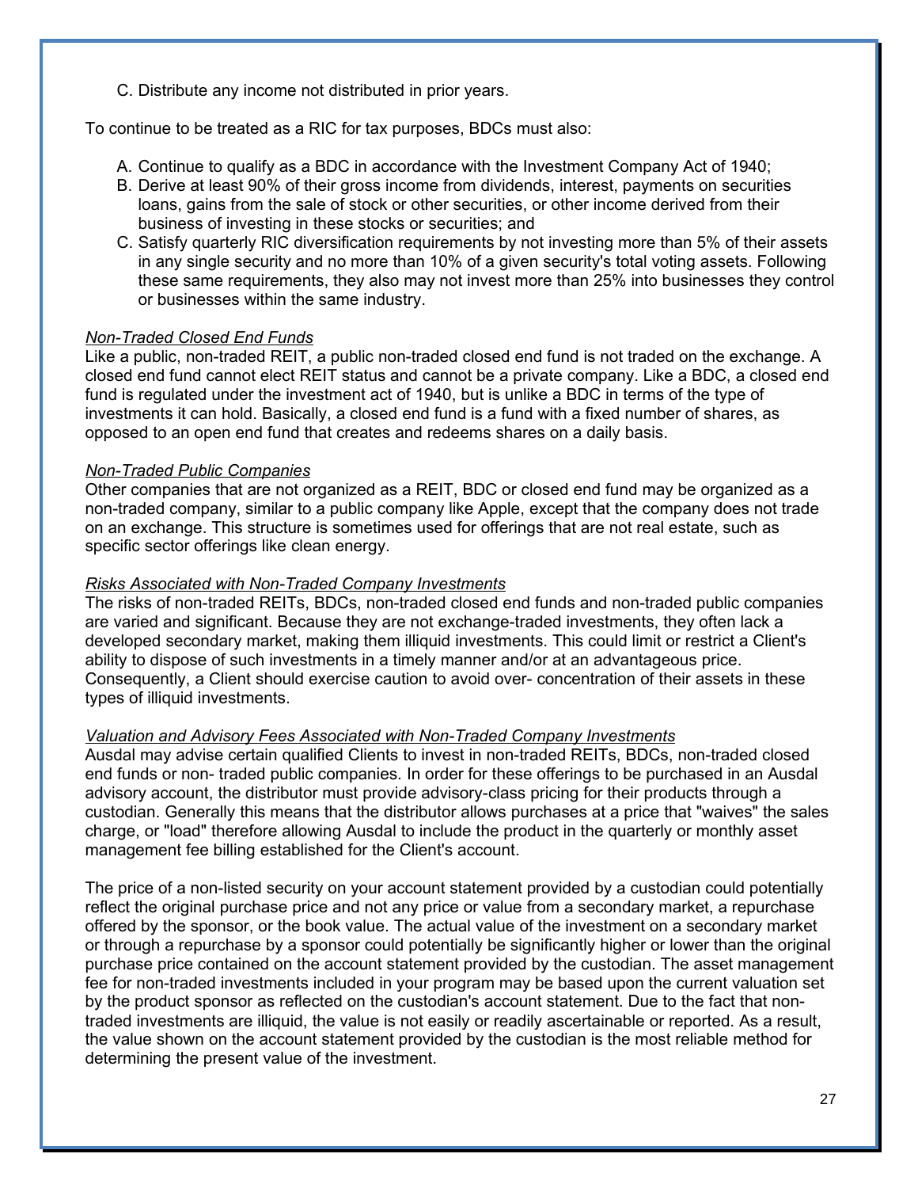C. Distribute any income not distributed in prior years.

To continue to be treated as a RIC for tax purposes, BDCs must also:

A. Continue to qualify as a BDC in accordance with the Investment Company Act of 1940;
B. Derive at least 90% of their gross income from dividends, interest, payments on securities loans, gains from the sale of stock or other securities, or other income derived from their business of investing in these stocks or securities; and
C. Satisfy quarterly RIC diversification requirements by not investing more than 5% of their assets in any single security and no more than 10% of a given security's total voting assets. Following these same requirements, they also may not invest more than 25% into businesses they control or businesses within the same industry.

*Non-Traded Closed End Funds*
Like a public, non-traded REIT, a public non-traded closed end fund is not traded on the exchange. A closed end fund cannot elect REIT status and cannot be a private company. Like a BDC, a closed end fund is regulated under the investment act of 1940, but is unlike a BDC in terms of the type of investments it can hold. Basically, a closed end fund is a fund with a fixed number of shares, as opposed to an open end fund that creates and redeems shares on a daily basis.

*Non-Traded Public Companies*
Other companies that are not organized as a REIT, BDC or closed end fund may be organized as a non-traded company, similar to a public company like Apple, except that the company does not trade on an exchange. This structure is sometimes used for offerings that are not real estate, such as specific sector offerings like clean energy.

*Risks Associated with Non-Traded Company Investments*
The risks of non-traded REITs, BDCs, non-traded closed end funds and non-traded public companies are varied and significant. Because they are not exchange-traded investments, they often lack a developed secondary market, making them illiquid investments. This could limit or restrict a Client's ability to dispose of such investments in a timely manner and/or at an advantageous price. Consequently, a Client should exercise caution to avoid over- concentration of their assets in these types of illiquid investments.

*Valuation and Advisory Fees Associated with Non-Traded Company Investments*
Ausdal may advise certain qualified Clients to invest in non-traded REITs, BDCs, non-traded closed end funds or non- traded public companies. In order for these offerings to be purchased in an Ausdal advisory account, the distributor must provide advisory-class pricing for their products through a custodian. Generally this means that the distributor allows purchases at a price that "waives" the sales charge, or "load" therefore allowing Ausdal to include the product in the quarterly or monthly asset management fee billing established for the Client's account.

The price of a non-listed security on your account statement provided by a custodian could potentially reflect the original purchase price and not any price or value from a secondary market, a repurchase offered by the sponsor, or the book value. The actual value of the investment on a secondary market or through a repurchase by a sponsor could potentially be significantly higher or lower than the original purchase price contained on the account statement provided by the custodian. The asset management fee for non-traded investments included in your program may be based upon the current valuation set by the product sponsor as reflected on the custodian's account statement. Due to the fact that non-traded investments are illiquid, the value is not easily or readily ascertainable or reported. As a result, the value shown on the account statement provided by the custodian is the most reliable method for determining the present value of the investment.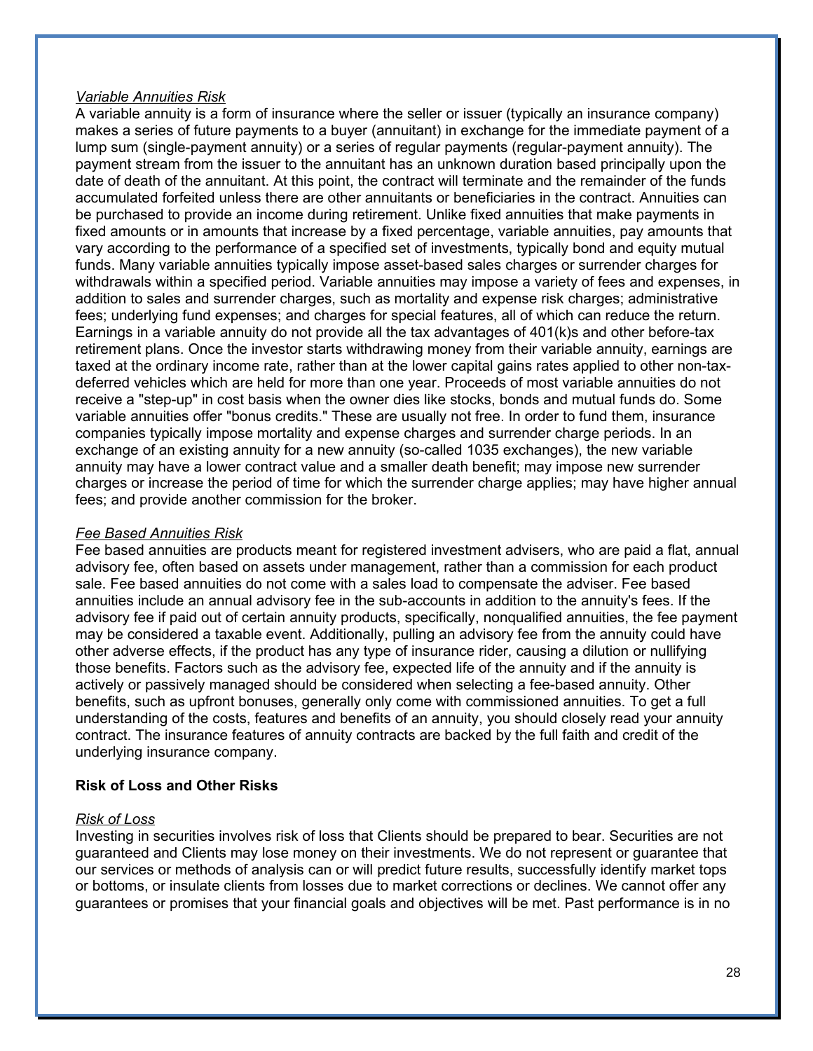*Variable Annuities Risk*

A variable annuity is a form of insurance where the seller or issuer (typically an insurance company) makes a series of future payments to a buyer (annuitant) in exchange for the immediate payment of a lump sum (single-payment annuity) or a series of regular payments (regular-payment annuity). The payment stream from the issuer to the annuitant has an unknown duration based principally upon the date of death of the annuitant. At this point, the contract will terminate and the remainder of the funds accumulated forfeited unless there are other annuitants or beneficiaries in the contract. Annuities can be purchased to provide an income during retirement. Unlike fixed annuities that make payments in fixed amounts or in amounts that increase by a fixed percentage, variable annuities, pay amounts that vary according to the performance of a specified set of investments, typically bond and equity mutual funds. Many variable annuities typically impose asset-based sales charges or surrender charges for withdrawals within a specified period. Variable annuities may impose a variety of fees and expenses, in addition to sales and surrender charges, such as mortality and expense risk charges; administrative fees; underlying fund expenses; and charges for special features, all of which can reduce the return. Earnings in a variable annuity do not provide all the tax advantages of 401(k)s and other before-tax retirement plans. Once the investor starts withdrawing money from their variable annuity, earnings are taxed at the ordinary income rate, rather than at the lower capital gains rates applied to other non-tax-deferred vehicles which are held for more than one year. Proceeds of most variable annuities do not receive a "step-up" in cost basis when the owner dies like stocks, bonds and mutual funds do. Some variable annuities offer "bonus credits." These are usually not free. In order to fund them, insurance companies typically impose mortality and expense charges and surrender charge periods. In an exchange of an existing annuity for a new annuity (so-called 1035 exchanges), the new variable annuity may have a lower contract value and a smaller death benefit; may impose new surrender charges or increase the period of time for which the surrender charge applies; may have higher annual fees; and provide another commission for the broker.

*Fee Based Annuities Risk*

Fee based annuities are products meant for registered investment advisers, who are paid a flat, annual advisory fee, often based on assets under management, rather than a commission for each product sale. Fee based annuities do not come with a sales load to compensate the adviser. Fee based annuities include an annual advisory fee in the sub-accounts in addition to the annuity's fees. If the advisory fee if paid out of certain annuity products, specifically, nonqualified annuities, the fee payment may be considered a taxable event. Additionally, pulling an advisory fee from the annuity could have other adverse effects, if the product has any type of insurance rider, causing a dilution or nullifying those benefits. Factors such as the advisory fee, expected life of the annuity and if the annuity is actively or passively managed should be considered when selecting a fee-based annuity. Other benefits, such as upfront bonuses, generally only come with commissioned annuities. To get a full understanding of the costs, features and benefits of an annuity, you should closely read your annuity contract. The insurance features of annuity contracts are backed by the full faith and credit of the underlying insurance company.

**Risk of Loss and Other Risks**

*Risk of Loss*

Investing in securities involves risk of loss that Clients should be prepared to bear. Securities are not guaranteed and Clients may lose money on their investments. We do not represent or guarantee that our services or methods of analysis can or will predict future results, successfully identify market tops or bottoms, or insulate clients from losses due to market corrections or declines. We cannot offer any guarantees or promises that your financial goals and objectives will be met. Past performance is in no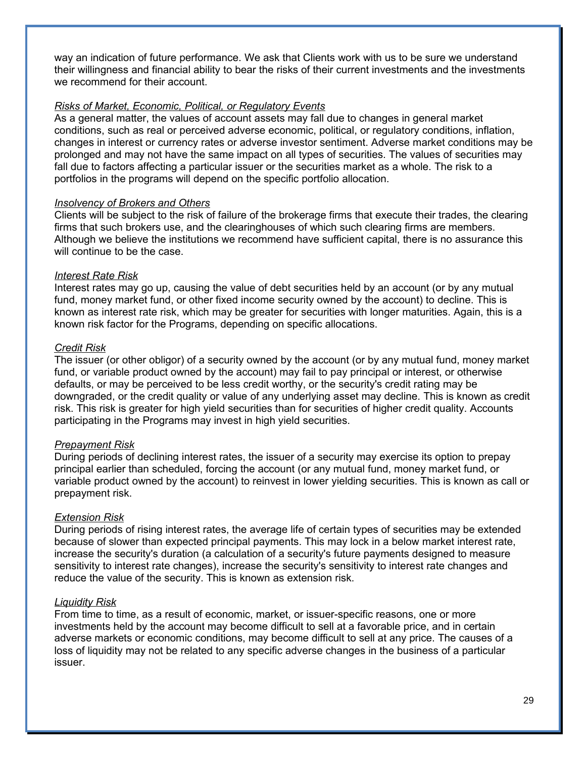way an indication of future performance. We ask that Clients work with us to be sure we understand their willingness and financial ability to bear the risks of their current investments and the investments we recommend for their account.

*Risks of Market, Economic, Political, or Regulatory Events*

As a general matter, the values of account assets may fall due to changes in general market conditions, such as real or perceived adverse economic, political, or regulatory conditions, inflation, changes in interest or currency rates or adverse investor sentiment. Adverse market conditions may be prolonged and may not have the same impact on all types of securities. The values of securities may fall due to factors affecting a particular issuer or the securities market as a whole. The risk to a portfolios in the programs will depend on the specific portfolio allocation.

*Insolvency of Brokers and Others*

Clients will be subject to the risk of failure of the brokerage firms that execute their trades, the clearing firms that such brokers use, and the clearinghouses of which such clearing firms are members. Although we believe the institutions we recommend have sufficient capital, there is no assurance this will continue to be the case.

*Interest Rate Risk*

Interest rates may go up, causing the value of debt securities held by an account (or by any mutual fund, money market fund, or other fixed income security owned by the account) to decline. This is known as interest rate risk, which may be greater for securities with longer maturities. Again, this is a known risk factor for the Programs, depending on specific allocations.

*Credit Risk*

The issuer (or other obligor) of a security owned by the account (or by any mutual fund, money market fund, or variable product owned by the account) may fail to pay principal or interest, or otherwise defaults, or may be perceived to be less credit worthy, or the security's credit rating may be downgraded, or the credit quality or value of any underlying asset may decline. This is known as credit risk. This risk is greater for high yield securities than for securities of higher credit quality. Accounts participating in the Programs may invest in high yield securities.

*Prepayment Risk*

During periods of declining interest rates, the issuer of a security may exercise its option to prepay principal earlier than scheduled, forcing the account (or any mutual fund, money market fund, or variable product owned by the account) to reinvest in lower yielding securities. This is known as call or prepayment risk.

*Extension Risk*

During periods of rising interest rates, the average life of certain types of securities may be extended because of slower than expected principal payments. This may lock in a below market interest rate, increase the security's duration (a calculation of a security's future payments designed to measure sensitivity to interest rate changes), increase the security's sensitivity to interest rate changes and reduce the value of the security. This is known as extension risk.

*Liquidity Risk*

From time to time, as a result of economic, market, or issuer-specific reasons, one or more investments held by the account may become difficult to sell at a favorable price, and in certain adverse markets or economic conditions, may become difficult to sell at any price. The causes of a loss of liquidity may not be related to any specific adverse changes in the business of a particular issuer.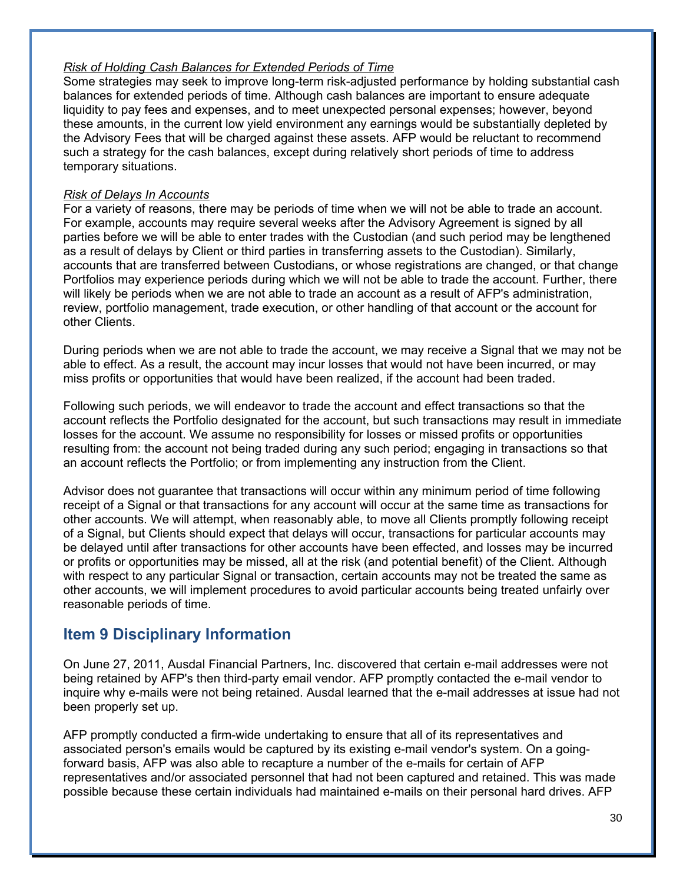*Risk of Holding Cash Balances for Extended Periods of Time*

Some strategies may seek to improve long-term risk-adjusted performance by holding substantial cash balances for extended periods of time. Although cash balances are important to ensure adequate liquidity to pay fees and expenses, and to meet unexpected personal expenses; however, beyond these amounts, in the current low yield environment any earnings would be substantially depleted by the Advisory Fees that will be charged against these assets. AFP would be reluctant to recommend such a strategy for the cash balances, except during relatively short periods of time to address temporary situations.

*Risk of Delays In Accounts*

For a variety of reasons, there may be periods of time when we will not be able to trade an account. For example, accounts may require several weeks after the Advisory Agreement is signed by all parties before we will be able to enter trades with the Custodian (and such period may be lengthened as a result of delays by Client or third parties in transferring assets to the Custodian). Similarly, accounts that are transferred between Custodians, or whose registrations are changed, or that change Portfolios may experience periods during which we will not be able to trade the account. Further, there will likely be periods when we are not able to trade an account as a result of AFP's administration, review, portfolio management, trade execution, or other handling of that account or the account for other Clients.

During periods when we are not able to trade the account, we may receive a Signal that we may not be able to effect. As a result, the account may incur losses that would not have been incurred, or may miss profits or opportunities that would have been realized, if the account had been traded.

Following such periods, we will endeavor to trade the account and effect transactions so that the account reflects the Portfolio designated for the account, but such transactions may result in immediate losses for the account. We assume no responsibility for losses or missed profits or opportunities resulting from: the account not being traded during any such period; engaging in transactions so that an account reflects the Portfolio; or from implementing any instruction from the Client.

Advisor does not guarantee that transactions will occur within any minimum period of time following receipt of a Signal or that transactions for any account will occur at the same time as transactions for other accounts. We will attempt, when reasonably able, to move all Clients promptly following receipt of a Signal, but Clients should expect that delays will occur, transactions for particular accounts may be delayed until after transactions for other accounts have been effected, and losses may be incurred or profits or opportunities may be missed, all at the risk (and potential benefit) of the Client. Although with respect to any particular Signal or transaction, certain accounts may not be treated the same as other accounts, we will implement procedures to avoid particular accounts being treated unfairly over reasonable periods of time.

## Item 9 Disciplinary Information

On June 27, 2011, Ausdal Financial Partners, Inc. discovered that certain e-mail addresses were not being retained by AFP's then third-party email vendor. AFP promptly contacted the e-mail vendor to inquire why e-mails were not being retained. Ausdal learned that the e-mail addresses at issue had not been properly set up.

AFP promptly conducted a firm-wide undertaking to ensure that all of its representatives and associated person's emails would be captured by its existing e-mail vendor's system. On a going-forward basis, AFP was also able to recapture a number of the e-mails for certain of AFP representatives and/or associated personnel that had not been captured and retained. This was made possible because these certain individuals had maintained e-mails on their personal hard drives. AFP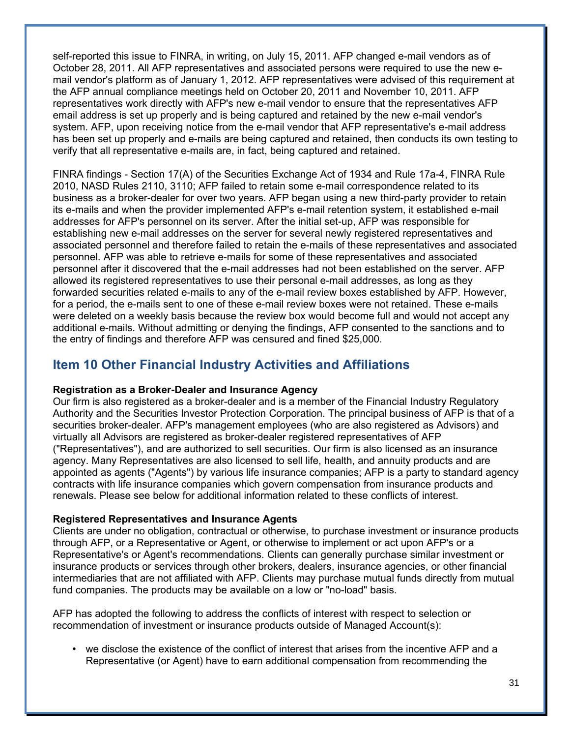self-reported this issue to FINRA, in writing, on July 15, 2011. AFP changed e-mail vendors as of October 28, 2011. All AFP representatives and associated persons were required to use the new e-mail vendor's platform as of January 1, 2012. AFP representatives were advised of this requirement at the AFP annual compliance meetings held on October 20, 2011 and November 10, 2011. AFP representatives work directly with AFP's new e-mail vendor to ensure that the representatives AFP email address is set up properly and is being captured and retained by the new e-mail vendor's system. AFP, upon receiving notice from the e-mail vendor that AFP representative's e-mail address has been set up properly and e-mails are being captured and retained, then conducts its own testing to verify that all representative e-mails are, in fact, being captured and retained.

FINRA findings - Section 17(A) of the Securities Exchange Act of 1934 and Rule 17a-4, FINRA Rule 2010, NASD Rules 2110, 3110; AFP failed to retain some e-mail correspondence related to its business as a broker-dealer for over two years. AFP began using a new third-party provider to retain its e-mails and when the provider implemented AFP's e-mail retention system, it established e-mail addresses for AFP's personnel on its server. After the initial set-up, AFP was responsible for establishing new e-mail addresses on the server for several newly registered representatives and associated personnel and therefore failed to retain the e-mails of these representatives and associated personnel. AFP was able to retrieve e-mails for some of these representatives and associated personnel after it discovered that the e-mail addresses had not been established on the server. AFP allowed its registered representatives to use their personal e-mail addresses, as long as they forwarded securities related e-mails to any of the e-mail review boxes established by AFP. However, for a period, the e-mails sent to one of these e-mail review boxes were not retained. These e-mails were deleted on a weekly basis because the review box would become full and would not accept any additional e-mails. Without admitting or denying the findings, AFP consented to the sanctions and to the entry of findings and therefore AFP was censured and fined $25,000.

## Item 10 Other Financial Industry Activities and Affiliations

**Registration as a Broker-Dealer and Insurance Agency**
Our firm is also registered as a broker-dealer and is a member of the Financial Industry Regulatory Authority and the Securities Investor Protection Corporation. The principal business of AFP is that of a securities broker-dealer. AFP's management employees (who are also registered as Advisors) and virtually all Advisors are registered as broker-dealer registered representatives of AFP ("Representatives"), and are authorized to sell securities. Our firm is also licensed as an insurance agency. Many Representatives are also licensed to sell life, health, and annuity products and are appointed as agents ("Agents") by various life insurance companies; AFP is a party to standard agency contracts with life insurance companies which govern compensation from insurance products and renewals. Please see below for additional information related to these conflicts of interest.

**Registered Representatives and Insurance Agents**
Clients are under no obligation, contractual or otherwise, to purchase investment or insurance products through AFP, or a Representative or Agent, or otherwise to implement or act upon AFP's or a Representative's or Agent's recommendations. Clients can generally purchase similar investment or insurance products or services through other brokers, dealers, insurance agencies, or other financial intermediaries that are not affiliated with AFP. Clients may purchase mutual funds directly from mutual fund companies. The products may be available on a low or "no-load" basis.

AFP has adopted the following to address the conflicts of interest with respect to selection or recommendation of investment or insurance products outside of Managed Account(s):

- we disclose the existence of the conflict of interest that arises from the incentive AFP and a Representative (or Agent) have to earn additional compensation from recommending the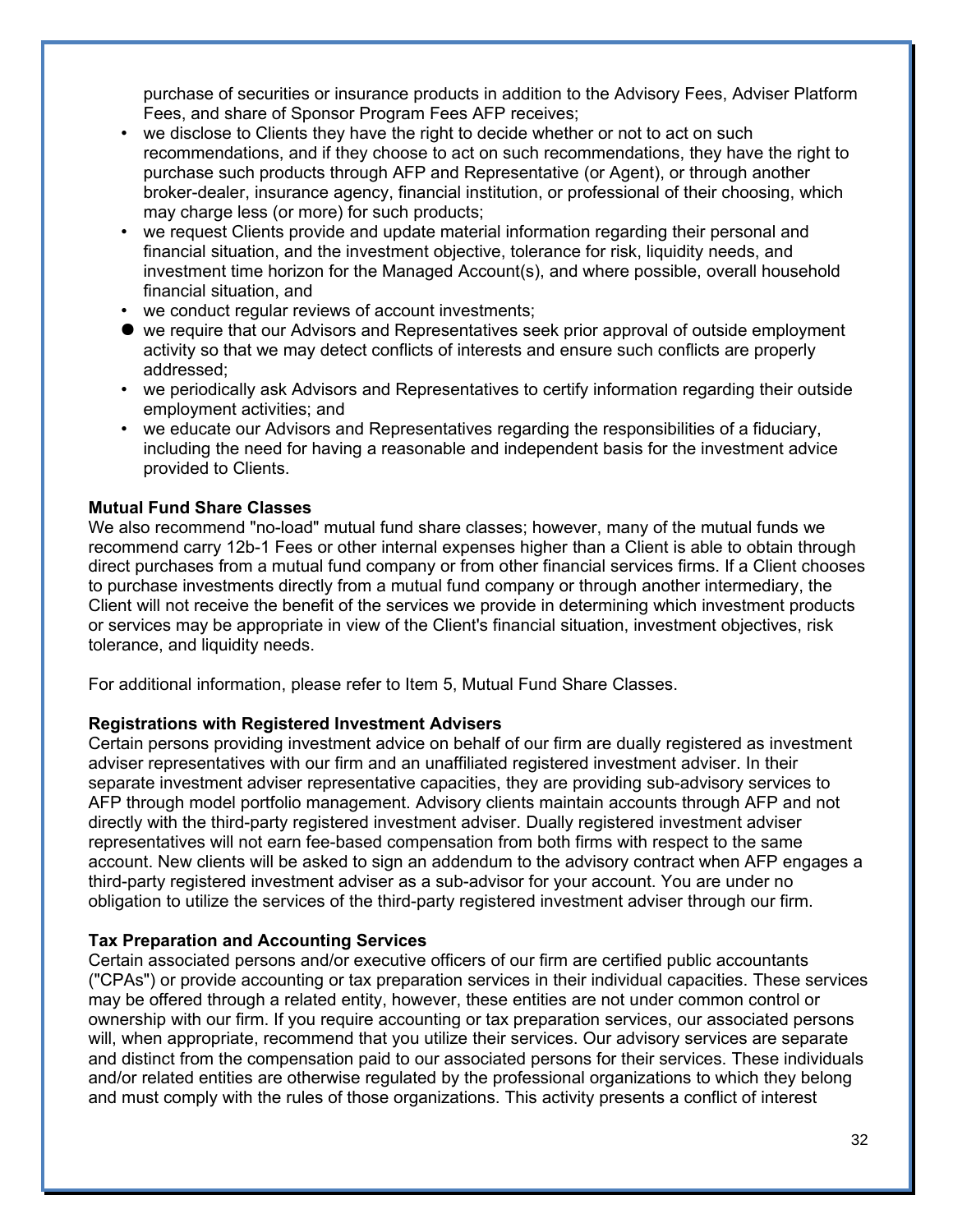purchase of securities or insurance products in addition to the Advisory Fees, Adviser Platform Fees, and share of Sponsor Program Fees AFP receives;

- we disclose to Clients they have the right to decide whether or not to act on such recommendations, and if they choose to act on such recommendations, they have the right to purchase such products through AFP and Representative (or Agent), or through another broker-dealer, insurance agency, financial institution, or professional of their choosing, which may charge less (or more) for such products;
- we request Clients provide and update material information regarding their personal and financial situation, and the investment objective, tolerance for risk, liquidity needs, and investment time horizon for the Managed Account(s), and where possible, overall household financial situation, and
- we conduct regular reviews of account investments;
- we require that our Advisors and Representatives seek prior approval of outside employment activity so that we may detect conflicts of interests and ensure such conflicts are properly addressed;
- we periodically ask Advisors and Representatives to certify information regarding their outside employment activities; and
- we educate our Advisors and Representatives regarding the responsibilities of a fiduciary, including the need for having a reasonable and independent basis for the investment advice provided to Clients.

**Mutual Fund Share Classes**
We also recommend "no-load" mutual fund share classes; however, many of the mutual funds we recommend carry 12b-1 Fees or other internal expenses higher than a Client is able to obtain through direct purchases from a mutual fund company or from other financial services firms. If a Client chooses to purchase investments directly from a mutual fund company or through another intermediary, the Client will not receive the benefit of the services we provide in determining which investment products or services may be appropriate in view of the Client's financial situation, investment objectives, risk tolerance, and liquidity needs.

For additional information, please refer to Item 5, Mutual Fund Share Classes.

**Registrations with Registered Investment Advisers**
Certain persons providing investment advice on behalf of our firm are dually registered as investment adviser representatives with our firm and an unaffiliated registered investment adviser. In their separate investment adviser representative capacities, they are providing sub-advisory services to AFP through model portfolio management. Advisory clients maintain accounts through AFP and not directly with the third-party registered investment adviser. Dually registered investment adviser representatives will not earn fee-based compensation from both firms with respect to the same account. New clients will be asked to sign an addendum to the advisory contract when AFP engages a third-party registered investment adviser as a sub-advisor for your account. You are under no obligation to utilize the services of the third-party registered investment adviser through our firm.

**Tax Preparation and Accounting Services**
Certain associated persons and/or executive officers of our firm are certified public accountants ("CPAs") or provide accounting or tax preparation services in their individual capacities. These services may be offered through a related entity, however, these entities are not under common control or ownership with our firm. If you require accounting or tax preparation services, our associated persons will, when appropriate, recommend that you utilize their services. Our advisory services are separate and distinct from the compensation paid to our associated persons for their services. These individuals and/or related entities are otherwise regulated by the professional organizations to which they belong and must comply with the rules of those organizations. This activity presents a conflict of interest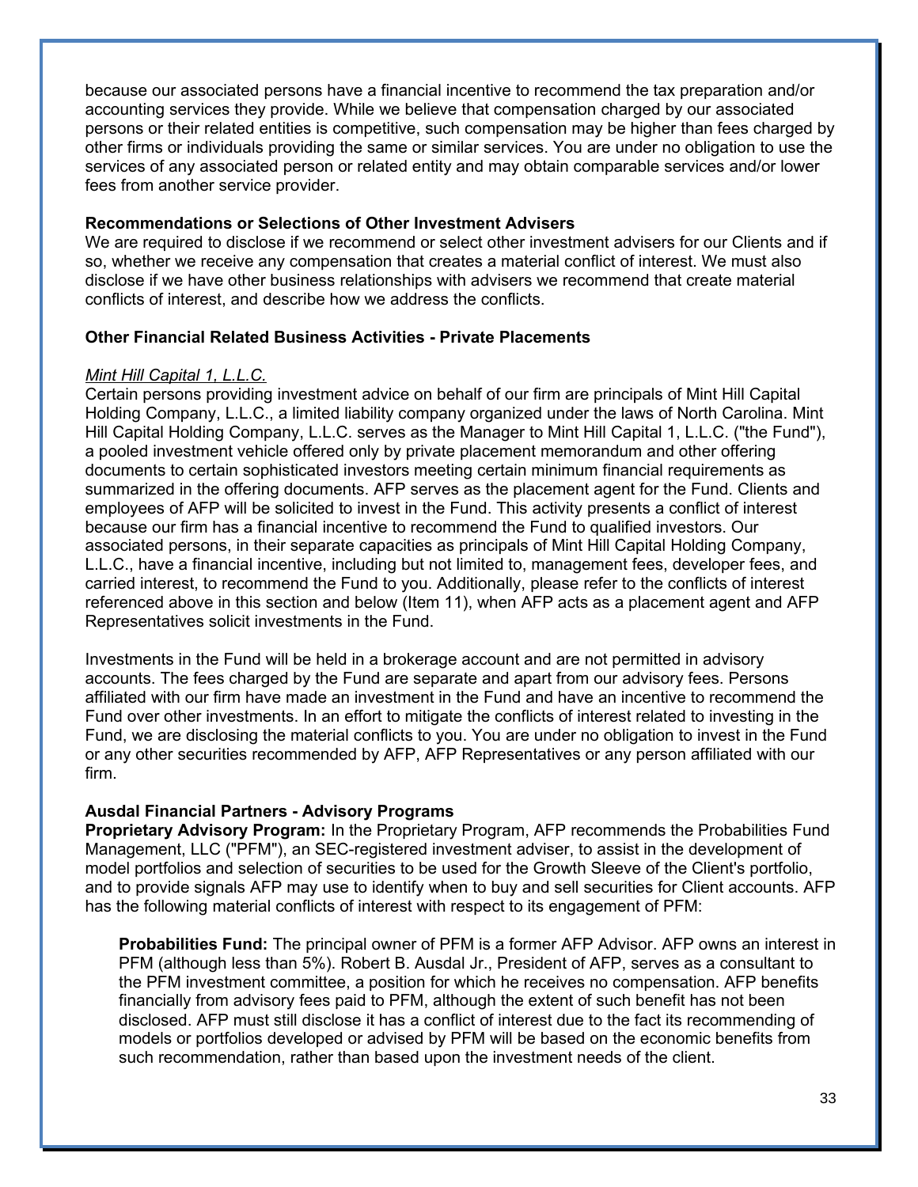because our associated persons have a financial incentive to recommend the tax preparation and/or accounting services they provide. While we believe that compensation charged by our associated persons or their related entities is competitive, such compensation may be higher than fees charged by other firms or individuals providing the same or similar services. You are under no obligation to use the services of any associated person or related entity and may obtain comparable services and/or lower fees from another service provider.

**Recommendations or Selections of Other Investment Advisers**
We are required to disclose if we recommend or select other investment advisers for our Clients and if so, whether we receive any compensation that creates a material conflict of interest. We must also disclose if we have other business relationships with advisers we recommend that create material conflicts of interest, and describe how we address the conflicts.

**Other Financial Related Business Activities - Private Placements**

*Mint Hill Capital 1, L.L.C.*
Certain persons providing investment advice on behalf of our firm are principals of Mint Hill Capital Holding Company, L.L.C., a limited liability company organized under the laws of North Carolina. Mint Hill Capital Holding Company, L.L.C. serves as the Manager to Mint Hill Capital 1, L.L.C. ("the Fund"), a pooled investment vehicle offered only by private placement memorandum and other offering documents to certain sophisticated investors meeting certain minimum financial requirements as summarized in the offering documents. AFP serves as the placement agent for the Fund. Clients and employees of AFP will be solicited to invest in the Fund. This activity presents a conflict of interest because our firm has a financial incentive to recommend the Fund to qualified investors. Our associated persons, in their separate capacities as principals of Mint Hill Capital Holding Company, L.L.C., have a financial incentive, including but not limited to, management fees, developer fees, and carried interest, to recommend the Fund to you. Additionally, please refer to the conflicts of interest referenced above in this section and below (Item 11), when AFP acts as a placement agent and AFP Representatives solicit investments in the Fund.

Investments in the Fund will be held in a brokerage account and are not permitted in advisory accounts. The fees charged by the Fund are separate and apart from our advisory fees. Persons affiliated with our firm have made an investment in the Fund and have an incentive to recommend the Fund over other investments. In an effort to mitigate the conflicts of interest related to investing in the Fund, we are disclosing the material conflicts to you. You are under no obligation to invest in the Fund or any other securities recommended by AFP, AFP Representatives or any person affiliated with our firm.

**Ausdal Financial Partners - Advisory Programs**
**Proprietary Advisory Program:** In the Proprietary Program, AFP recommends the Probabilities Fund Management, LLC ("PFM"), an SEC-registered investment adviser, to assist in the development of model portfolios and selection of securities to be used for the Growth Sleeve of the Client's portfolio, and to provide signals AFP may use to identify when to buy and sell securities for Client accounts. AFP has the following material conflicts of interest with respect to its engagement of PFM:

> **Probabilities Fund:** The principal owner of PFM is a former AFP Advisor. AFP owns an interest in PFM (although less than 5%). Robert B. Ausdal Jr., President of AFP, serves as a consultant to the PFM investment committee, a position for which he receives no compensation. AFP benefits financially from advisory fees paid to PFM, although the extent of such benefit has not been disclosed. AFP must still disclose it has a conflict of interest due to the fact its recommending of models or portfolios developed or advised by PFM will be based on the economic benefits from such recommendation, rather than based upon the investment needs of the client.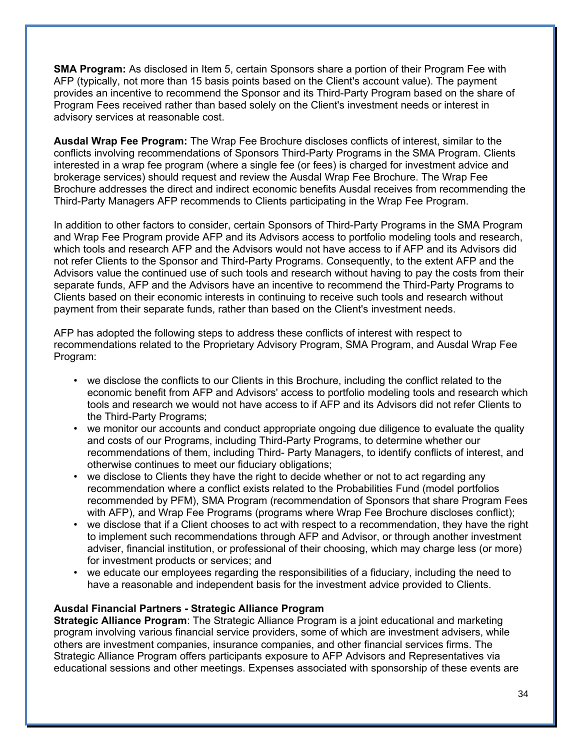**SMA Program:** As disclosed in Item 5, certain Sponsors share a portion of their Program Fee with AFP (typically, not more than 15 basis points based on the Client's account value). The payment provides an incentive to recommend the Sponsor and its Third-Party Program based on the share of Program Fees received rather than based solely on the Client's investment needs or interest in advisory services at reasonable cost.

**Ausdal Wrap Fee Program:** The Wrap Fee Brochure discloses conflicts of interest, similar to the conflicts involving recommendations of Sponsors Third-Party Programs in the SMA Program. Clients interested in a wrap fee program (where a single fee (or fees) is charged for investment advice and brokerage services) should request and review the Ausdal Wrap Fee Brochure. The Wrap Fee Brochure addresses the direct and indirect economic benefits Ausdal receives from recommending the Third-Party Managers AFP recommends to Clients participating in the Wrap Fee Program.

In addition to other factors to consider, certain Sponsors of Third-Party Programs in the SMA Program and Wrap Fee Program provide AFP and its Advisors access to portfolio modeling tools and research, which tools and research AFP and the Advisors would not have access to if AFP and its Advisors did not refer Clients to the Sponsor and Third-Party Programs. Consequently, to the extent AFP and the Advisors value the continued use of such tools and research without having to pay the costs from their separate funds, AFP and the Advisors have an incentive to recommend the Third-Party Programs to Clients based on their economic interests in continuing to receive such tools and research without payment from their separate funds, rather than based on the Client's investment needs.

AFP has adopted the following steps to address these conflicts of interest with respect to recommendations related to the Proprietary Advisory Program, SMA Program, and Ausdal Wrap Fee Program:

- we disclose the conflicts to our Clients in this Brochure, including the conflict related to the economic benefit from AFP and Advisors' access to portfolio modeling tools and research which tools and research we would not have access to if AFP and its Advisors did not refer Clients to the Third-Party Programs;
- we monitor our accounts and conduct appropriate ongoing due diligence to evaluate the quality and costs of our Programs, including Third-Party Programs, to determine whether our recommendations of them, including Third- Party Managers, to identify conflicts of interest, and otherwise continues to meet our fiduciary obligations;
- we disclose to Clients they have the right to decide whether or not to act regarding any recommendation where a conflict exists related to the Probabilities Fund (model portfolios recommended by PFM), SMA Program (recommendation of Sponsors that share Program Fees with AFP), and Wrap Fee Programs (programs where Wrap Fee Brochure discloses conflict);
- we disclose that if a Client chooses to act with respect to a recommendation, they have the right to implement such recommendations through AFP and Advisor, or through another investment adviser, financial institution, or professional of their choosing, which may charge less (or more) for investment products or services; and
- we educate our employees regarding the responsibilities of a fiduciary, including the need to have a reasonable and independent basis for the investment advice provided to Clients.

**Ausdal Financial Partners - Strategic Alliance Program**

**Strategic Alliance Program**: The Strategic Alliance Program is a joint educational and marketing program involving various financial service providers, some of which are investment advisers, while others are investment companies, insurance companies, and other financial services firms. The Strategic Alliance Program offers participants exposure to AFP Advisors and Representatives via educational sessions and other meetings. Expenses associated with sponsorship of these events are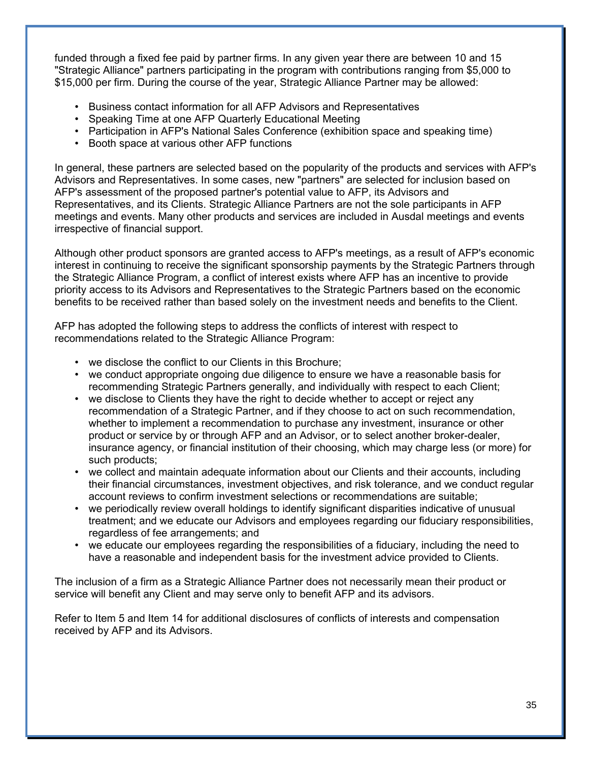funded through a fixed fee paid by partner firms. In any given year there are between 10 and 15 "Strategic Alliance" partners participating in the program with contributions ranging from $5,000 to $15,000 per firm. During the course of the year, Strategic Alliance Partner may be allowed:

- Business contact information for all AFP Advisors and Representatives
- Speaking Time at one AFP Quarterly Educational Meeting
- Participation in AFP's National Sales Conference (exhibition space and speaking time)
- Booth space at various other AFP functions

In general, these partners are selected based on the popularity of the products and services with AFP's Advisors and Representatives. In some cases, new "partners" are selected for inclusion based on AFP's assessment of the proposed partner's potential value to AFP, its Advisors and Representatives, and its Clients. Strategic Alliance Partners are not the sole participants in AFP meetings and events. Many other products and services are included in Ausdal meetings and events irrespective of financial support.

Although other product sponsors are granted access to AFP's meetings, as a result of AFP's economic interest in continuing to receive the significant sponsorship payments by the Strategic Partners through the Strategic Alliance Program, a conflict of interest exists where AFP has an incentive to provide priority access to its Advisors and Representatives to the Strategic Partners based on the economic benefits to be received rather than based solely on the investment needs and benefits to the Client.

AFP has adopted the following steps to address the conflicts of interest with respect to recommendations related to the Strategic Alliance Program:

- we disclose the conflict to our Clients in this Brochure;
- we conduct appropriate ongoing due diligence to ensure we have a reasonable basis for recommending Strategic Partners generally, and individually with respect to each Client;
- we disclose to Clients they have the right to decide whether to accept or reject any recommendation of a Strategic Partner, and if they choose to act on such recommendation, whether to implement a recommendation to purchase any investment, insurance or other product or service by or through AFP and an Advisor, or to select another broker-dealer, insurance agency, or financial institution of their choosing, which may charge less (or more) for such products;
- we collect and maintain adequate information about our Clients and their accounts, including their financial circumstances, investment objectives, and risk tolerance, and we conduct regular account reviews to confirm investment selections or recommendations are suitable;
- we periodically review overall holdings to identify significant disparities indicative of unusual treatment; and we educate our Advisors and employees regarding our fiduciary responsibilities, regardless of fee arrangements; and
- we educate our employees regarding the responsibilities of a fiduciary, including the need to have a reasonable and independent basis for the investment advice provided to Clients.

The inclusion of a firm as a Strategic Alliance Partner does not necessarily mean their product or service will benefit any Client and may serve only to benefit AFP and its advisors.

Refer to Item 5 and Item 14 for additional disclosures of conflicts of interests and compensation received by AFP and its Advisors.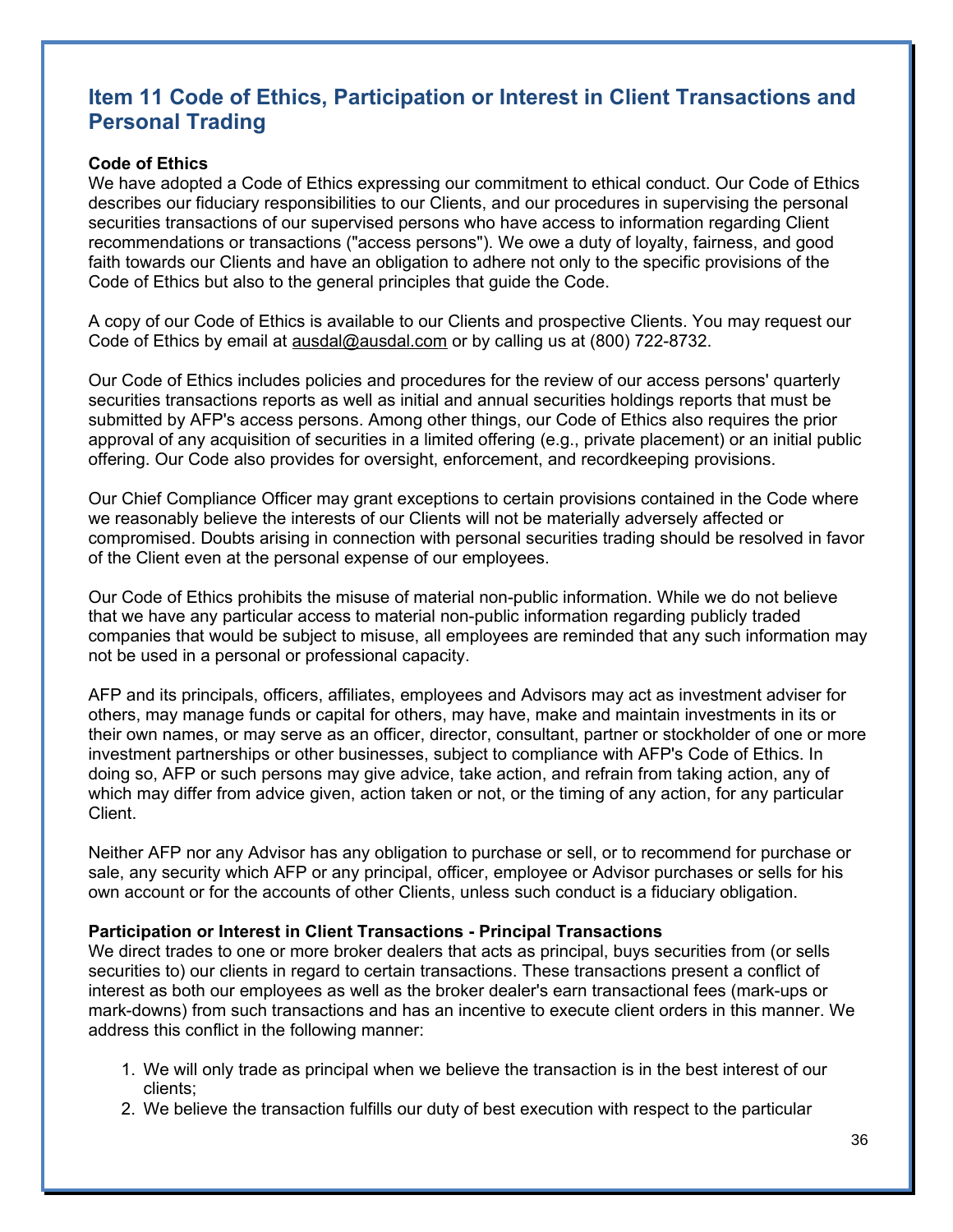## Item 11 Code of Ethics, Participation or Interest in Client Transactions and Personal Trading

**Code of Ethics**

We have adopted a Code of Ethics expressing our commitment to ethical conduct. Our Code of Ethics describes our fiduciary responsibilities to our Clients, and our procedures in supervising the personal securities transactions of our supervised persons who have access to information regarding Client recommendations or transactions ("access persons"). We owe a duty of loyalty, fairness, and good faith towards our Clients and have an obligation to adhere not only to the specific provisions of the Code of Ethics but also to the general principles that guide the Code.

A copy of our Code of Ethics is available to our Clients and prospective Clients. You may request our Code of Ethics by email at ausdal@ausdal.com or by calling us at (800) 722-8732.

Our Code of Ethics includes policies and procedures for the review of our access persons' quarterly securities transactions reports as well as initial and annual securities holdings reports that must be submitted by AFP's access persons. Among other things, our Code of Ethics also requires the prior approval of any acquisition of securities in a limited offering (e.g., private placement) or an initial public offering. Our Code also provides for oversight, enforcement, and recordkeeping provisions.

Our Chief Compliance Officer may grant exceptions to certain provisions contained in the Code where we reasonably believe the interests of our Clients will not be materially adversely affected or compromised. Doubts arising in connection with personal securities trading should be resolved in favor of the Client even at the personal expense of our employees.

Our Code of Ethics prohibits the misuse of material non-public information. While we do not believe that we have any particular access to material non-public information regarding publicly traded companies that would be subject to misuse, all employees are reminded that any such information may not be used in a personal or professional capacity.

AFP and its principals, officers, affiliates, employees and Advisors may act as investment adviser for others, may manage funds or capital for others, may have, make and maintain investments in its or their own names, or may serve as an officer, director, consultant, partner or stockholder of one or more investment partnerships or other businesses, subject to compliance with AFP's Code of Ethics. In doing so, AFP or such persons may give advice, take action, and refrain from taking action, any of which may differ from advice given, action taken or not, or the timing of any action, for any particular Client.

Neither AFP nor any Advisor has any obligation to purchase or sell, or to recommend for purchase or sale, any security which AFP or any principal, officer, employee or Advisor purchases or sells for his own account or for the accounts of other Clients, unless such conduct is a fiduciary obligation.

**Participation or Interest in Client Transactions - Principal Transactions**

We direct trades to one or more broker dealers that acts as principal, buys securities from (or sells securities to) our clients in regard to certain transactions. These transactions present a conflict of interest as both our employees as well as the broker dealer's earn transactional fees (mark-ups or mark-downs) from such transactions and has an incentive to execute client orders in this manner. We address this conflict in the following manner:

1. We will only trade as principal when we believe the transaction is in the best interest of our clients;
2. We believe the transaction fulfills our duty of best execution with respect to the particular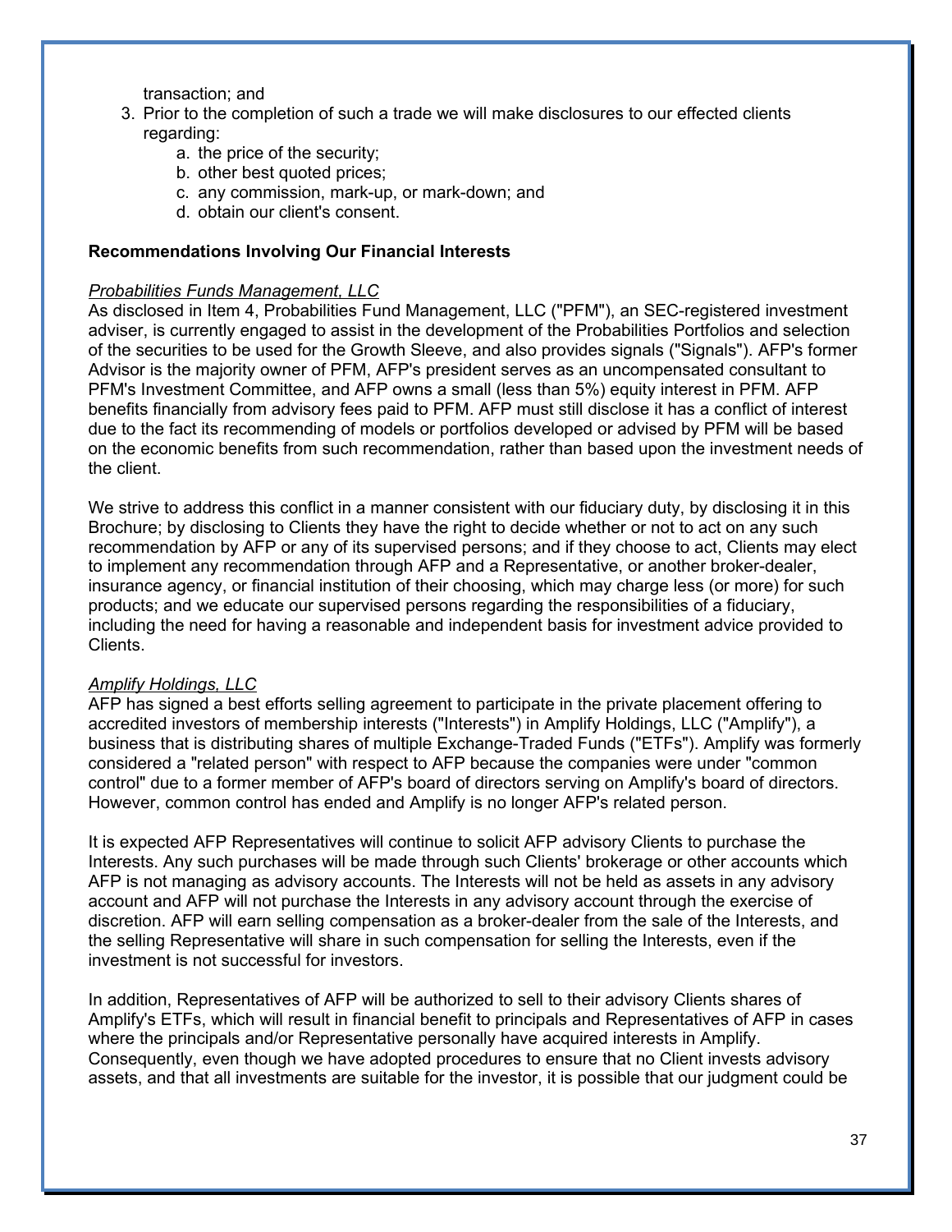transaction; and

3. Prior to the completion of such a trade we will make disclosures to our effected clients regarding:
    a. the price of the security;
    b. other best quoted prices;
    c. any commission, mark-up, or mark-down; and
    d. obtain our client's consent.

**Recommendations Involving Our Financial Interests**

*Probabilities Funds Management, LLC*

As disclosed in Item 4, Probabilities Fund Management, LLC ("PFM"), an SEC-registered investment adviser, is currently engaged to assist in the development of the Probabilities Portfolios and selection of the securities to be used for the Growth Sleeve, and also provides signals ("Signals"). AFP's former Advisor is the majority owner of PFM, AFP's president serves as an uncompensated consultant to PFM's Investment Committee, and AFP owns a small (less than 5%) equity interest in PFM. AFP benefits financially from advisory fees paid to PFM. AFP must still disclose it has a conflict of interest due to the fact its recommending of models or portfolios developed or advised by PFM will be based on the economic benefits from such recommendation, rather than based upon the investment needs of the client.

We strive to address this conflict in a manner consistent with our fiduciary duty, by disclosing it in this Brochure; by disclosing to Clients they have the right to decide whether or not to act on any such recommendation by AFP or any of its supervised persons; and if they choose to act, Clients may elect to implement any recommendation through AFP and a Representative, or another broker-dealer, insurance agency, or financial institution of their choosing, which may charge less (or more) for such products; and we educate our supervised persons regarding the responsibilities of a fiduciary, including the need for having a reasonable and independent basis for investment advice provided to Clients.

*Amplify Holdings, LLC*

AFP has signed a best efforts selling agreement to participate in the private placement offering to accredited investors of membership interests ("Interests") in Amplify Holdings, LLC ("Amplify"), a business that is distributing shares of multiple Exchange-Traded Funds ("ETFs"). Amplify was formerly considered a "related person" with respect to AFP because the companies were under "common control" due to a former member of AFP's board of directors serving on Amplify's board of directors. However, common control has ended and Amplify is no longer AFP's related person.

It is expected AFP Representatives will continue to solicit AFP advisory Clients to purchase the Interests. Any such purchases will be made through such Clients' brokerage or other accounts which AFP is not managing as advisory accounts. The Interests will not be held as assets in any advisory account and AFP will not purchase the Interests in any advisory account through the exercise of discretion. AFP will earn selling compensation as a broker-dealer from the sale of the Interests, and the selling Representative will share in such compensation for selling the Interests, even if the investment is not successful for investors.

In addition, Representatives of AFP will be authorized to sell to their advisory Clients shares of Amplify's ETFs, which will result in financial benefit to principals and Representatives of AFP in cases where the principals and/or Representative personally have acquired interests in Amplify. Consequently, even though we have adopted procedures to ensure that no Client invests advisory assets, and that all investments are suitable for the investor, it is possible that our judgment could be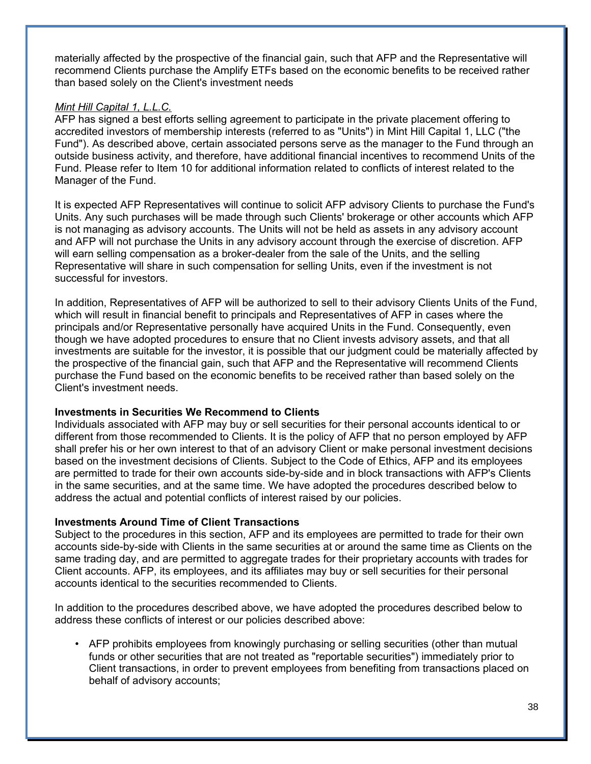materially affected by the prospective of the financial gain, such that AFP and the Representative will recommend Clients purchase the Amplify ETFs based on the economic benefits to be received rather than based solely on the Client's investment needs

*Mint Hill Capital 1, L.L.C.*

AFP has signed a best efforts selling agreement to participate in the private placement offering to accredited investors of membership interests (referred to as "Units") in Mint Hill Capital 1, LLC ("the Fund"). As described above, certain associated persons serve as the manager to the Fund through an outside business activity, and therefore, have additional financial incentives to recommend Units of the Fund. Please refer to Item 10 for additional information related to conflicts of interest related to the Manager of the Fund.

It is expected AFP Representatives will continue to solicit AFP advisory Clients to purchase the Fund's Units. Any such purchases will be made through such Clients' brokerage or other accounts which AFP is not managing as advisory accounts. The Units will not be held as assets in any advisory account and AFP will not purchase the Units in any advisory account through the exercise of discretion. AFP will earn selling compensation as a broker-dealer from the sale of the Units, and the selling Representative will share in such compensation for selling Units, even if the investment is not successful for investors.

In addition, Representatives of AFP will be authorized to sell to their advisory Clients Units of the Fund, which will result in financial benefit to principals and Representatives of AFP in cases where the principals and/or Representative personally have acquired Units in the Fund. Consequently, even though we have adopted procedures to ensure that no Client invests advisory assets, and that all investments are suitable for the investor, it is possible that our judgment could be materially affected by the prospective of the financial gain, such that AFP and the Representative will recommend Clients purchase the Fund based on the economic benefits to be received rather than based solely on the Client's investment needs.

**Investments in Securities We Recommend to Clients**

Individuals associated with AFP may buy or sell securities for their personal accounts identical to or different from those recommended to Clients. It is the policy of AFP that no person employed by AFP shall prefer his or her own interest to that of an advisory Client or make personal investment decisions based on the investment decisions of Clients. Subject to the Code of Ethics, AFP and its employees are permitted to trade for their own accounts side-by-side and in block transactions with AFP's Clients in the same securities, and at the same time. We have adopted the procedures described below to address the actual and potential conflicts of interest raised by our policies.

**Investments Around Time of Client Transactions**

Subject to the procedures in this section, AFP and its employees are permitted to trade for their own accounts side-by-side with Clients in the same securities at or around the same time as Clients on the same trading day, and are permitted to aggregate trades for their proprietary accounts with trades for Client accounts. AFP, its employees, and its affiliates may buy or sell securities for their personal accounts identical to the securities recommended to Clients.

In addition to the procedures described above, we have adopted the procedures described below to address these conflicts of interest or our policies described above:

- AFP prohibits employees from knowingly purchasing or selling securities (other than mutual funds or other securities that are not treated as "reportable securities") immediately prior to Client transactions, in order to prevent employees from benefiting from transactions placed on behalf of advisory accounts;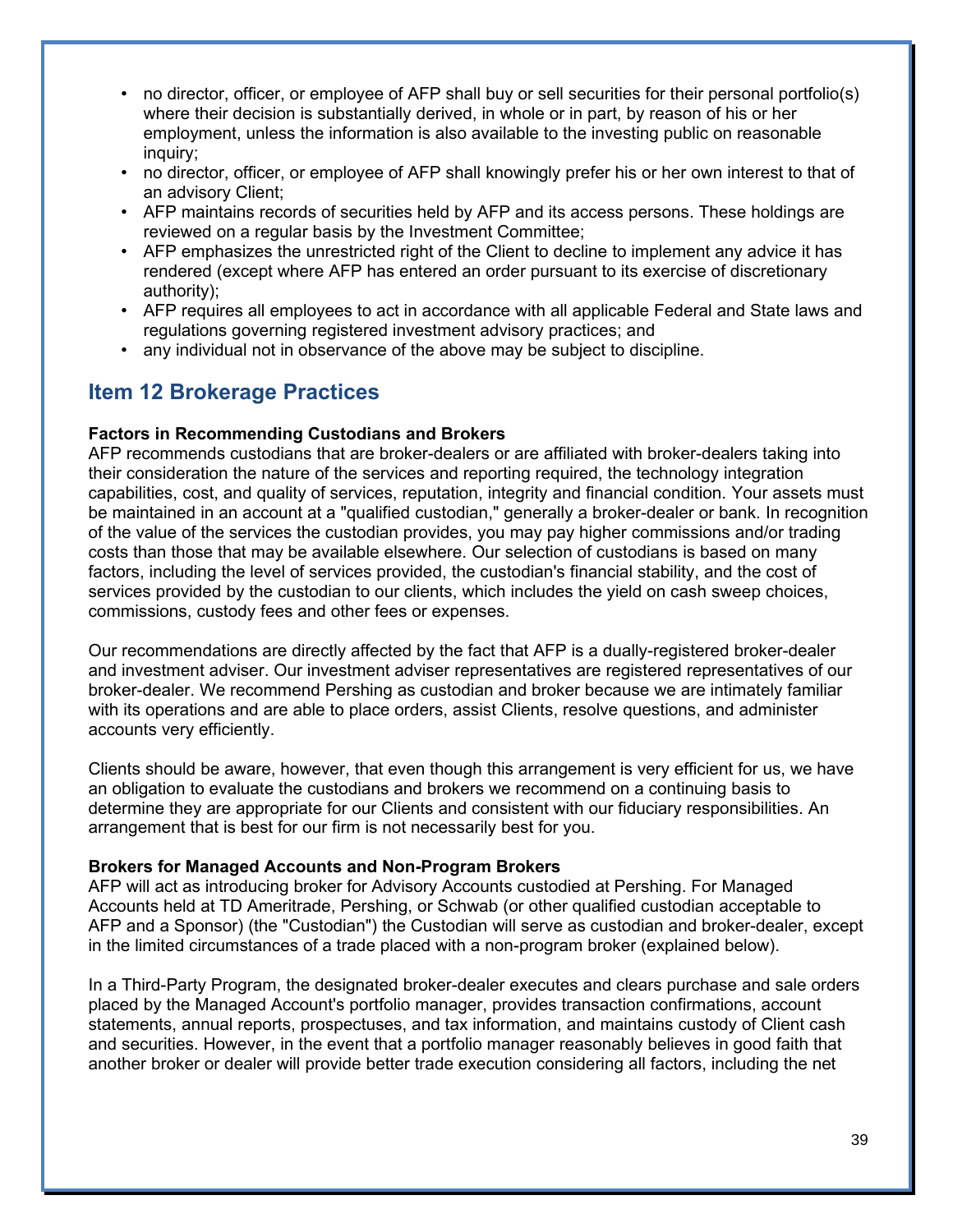- no director, officer, or employee of AFP shall buy or sell securities for their personal portfolio(s) where their decision is substantially derived, in whole or in part, by reason of his or her employment, unless the information is also available to the investing public on reasonable inquiry;
- no director, officer, or employee of AFP shall knowingly prefer his or her own interest to that of an advisory Client;
- AFP maintains records of securities held by AFP and its access persons. These holdings are reviewed on a regular basis by the Investment Committee;
- AFP emphasizes the unrestricted right of the Client to decline to implement any advice it has rendered (except where AFP has entered an order pursuant to its exercise of discretionary authority);
- AFP requires all employees to act in accordance with all applicable Federal and State laws and regulations governing registered investment advisory practices; and
- any individual not in observance of the above may be subject to discipline.

## Item 12 Brokerage Practices

**Factors in Recommending Custodians and Brokers**

AFP recommends custodians that are broker-dealers or are affiliated with broker-dealers taking into their consideration the nature of the services and reporting required, the technology integration capabilities, cost, and quality of services, reputation, integrity and financial condition. Your assets must be maintained in an account at a "qualified custodian," generally a broker-dealer or bank. In recognition of the value of the services the custodian provides, you may pay higher commissions and/or trading costs than those that may be available elsewhere. Our selection of custodians is based on many factors, including the level of services provided, the custodian's financial stability, and the cost of services provided by the custodian to our clients, which includes the yield on cash sweep choices, commissions, custody fees and other fees or expenses.

Our recommendations are directly affected by the fact that AFP is a dually-registered broker-dealer and investment adviser. Our investment adviser representatives are registered representatives of our broker-dealer. We recommend Pershing as custodian and broker because we are intimately familiar with its operations and are able to place orders, assist Clients, resolve questions, and administer accounts very efficiently.

Clients should be aware, however, that even though this arrangement is very efficient for us, we have an obligation to evaluate the custodians and brokers we recommend on a continuing basis to determine they are appropriate for our Clients and consistent with our fiduciary responsibilities. An arrangement that is best for our firm is not necessarily best for you.

**Brokers for Managed Accounts and Non-Program Brokers**

AFP will act as introducing broker for Advisory Accounts custodied at Pershing. For Managed Accounts held at TD Ameritrade, Pershing, or Schwab (or other qualified custodian acceptable to AFP and a Sponsor) (the "Custodian") the Custodian will serve as custodian and broker-dealer, except in the limited circumstances of a trade placed with a non-program broker (explained below).

In a Third-Party Program, the designated broker-dealer executes and clears purchase and sale orders placed by the Managed Account's portfolio manager, provides transaction confirmations, account statements, annual reports, prospectuses, and tax information, and maintains custody of Client cash and securities. However, in the event that a portfolio manager reasonably believes in good faith that another broker or dealer will provide better trade execution considering all factors, including the net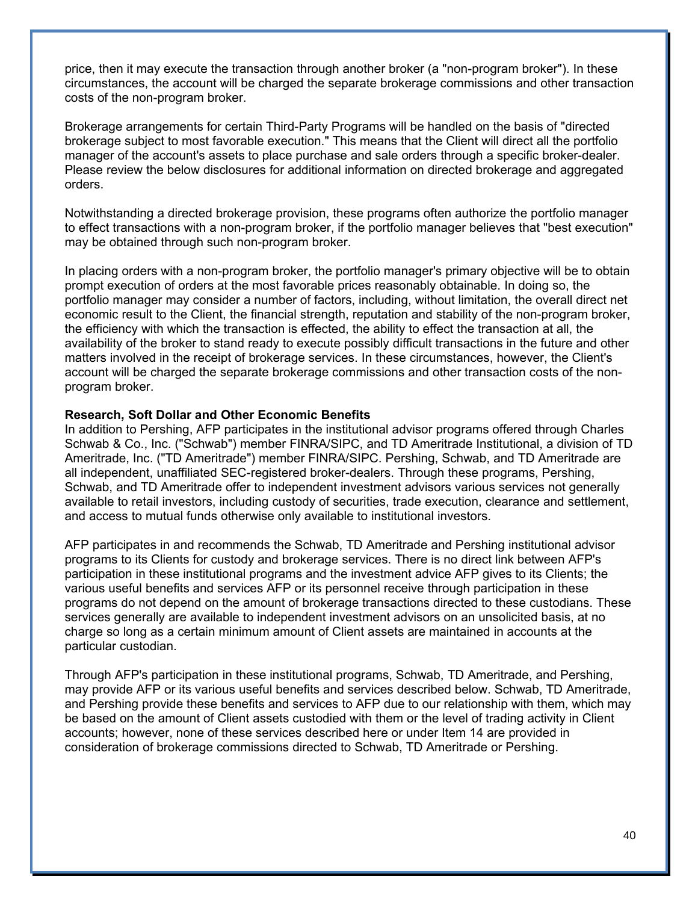price, then it may execute the transaction through another broker (a "non-program broker"). In these circumstances, the account will be charged the separate brokerage commissions and other transaction costs of the non-program broker.

Brokerage arrangements for certain Third-Party Programs will be handled on the basis of "directed brokerage subject to most favorable execution." This means that the Client will direct all the portfolio manager of the account's assets to place purchase and sale orders through a specific broker-dealer. Please review the below disclosures for additional information on directed brokerage and aggregated orders.

Notwithstanding a directed brokerage provision, these programs often authorize the portfolio manager to effect transactions with a non-program broker, if the portfolio manager believes that "best execution" may be obtained through such non-program broker.

In placing orders with a non-program broker, the portfolio manager's primary objective will be to obtain prompt execution of orders at the most favorable prices reasonably obtainable. In doing so, the portfolio manager may consider a number of factors, including, without limitation, the overall direct net economic result to the Client, the financial strength, reputation and stability of the non-program broker, the efficiency with which the transaction is effected, the ability to effect the transaction at all, the availability of the broker to stand ready to execute possibly difficult transactions in the future and other matters involved in the receipt of brokerage services. In these circumstances, however, the Client's account will be charged the separate brokerage commissions and other transaction costs of the non-program broker.

**Research, Soft Dollar and Other Economic Benefits**

In addition to Pershing, AFP participates in the institutional advisor programs offered through Charles Schwab & Co., Inc. ("Schwab") member FINRA/SIPC, and TD Ameritrade Institutional, a division of TD Ameritrade, Inc. ("TD Ameritrade") member FINRA/SIPC. Pershing, Schwab, and TD Ameritrade are all independent, unaffiliated SEC-registered broker-dealers. Through these programs, Pershing, Schwab, and TD Ameritrade offer to independent investment advisors various services not generally available to retail investors, including custody of securities, trade execution, clearance and settlement, and access to mutual funds otherwise only available to institutional investors.

AFP participates in and recommends the Schwab, TD Ameritrade and Pershing institutional advisor programs to its Clients for custody and brokerage services. There is no direct link between AFP's participation in these institutional programs and the investment advice AFP gives to its Clients; the various useful benefits and services AFP or its personnel receive through participation in these programs do not depend on the amount of brokerage transactions directed to these custodians. These services generally are available to independent investment advisors on an unsolicited basis, at no charge so long as a certain minimum amount of Client assets are maintained in accounts at the particular custodian.

Through AFP's participation in these institutional programs, Schwab, TD Ameritrade, and Pershing, may provide AFP or its various useful benefits and services described below. Schwab, TD Ameritrade, and Pershing provide these benefits and services to AFP due to our relationship with them, which may be based on the amount of Client assets custodied with them or the level of trading activity in Client accounts; however, none of these services described here or under Item 14 are provided in consideration of brokerage commissions directed to Schwab, TD Ameritrade or Pershing.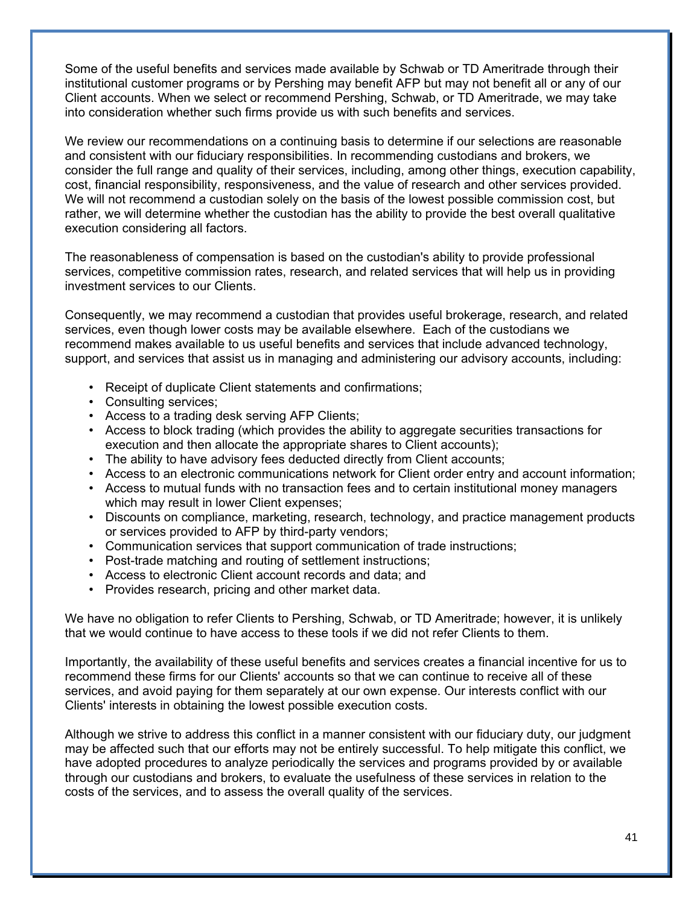Some of the useful benefits and services made available by Schwab or TD Ameritrade through their institutional customer programs or by Pershing may benefit AFP but may not benefit all or any of our Client accounts. When we select or recommend Pershing, Schwab, or TD Ameritrade, we may take into consideration whether such firms provide us with such benefits and services.

We review our recommendations on a continuing basis to determine if our selections are reasonable and consistent with our fiduciary responsibilities. In recommending custodians and brokers, we consider the full range and quality of their services, including, among other things, execution capability, cost, financial responsibility, responsiveness, and the value of research and other services provided. We will not recommend a custodian solely on the basis of the lowest possible commission cost, but rather, we will determine whether the custodian has the ability to provide the best overall qualitative execution considering all factors.

The reasonableness of compensation is based on the custodian's ability to provide professional services, competitive commission rates, research, and related services that will help us in providing investment services to our Clients.

Consequently, we may recommend a custodian that provides useful brokerage, research, and related services, even though lower costs may be available elsewhere. Each of the custodians we recommend makes available to us useful benefits and services that include advanced technology, support, and services that assist us in managing and administering our advisory accounts, including:

- Receipt of duplicate Client statements and confirmations;
- Consulting services;
- Access to a trading desk serving AFP Clients;
- Access to block trading (which provides the ability to aggregate securities transactions for execution and then allocate the appropriate shares to Client accounts);
- The ability to have advisory fees deducted directly from Client accounts;
- Access to an electronic communications network for Client order entry and account information;
- Access to mutual funds with no transaction fees and to certain institutional money managers which may result in lower Client expenses;
- Discounts on compliance, marketing, research, technology, and practice management products or services provided to AFP by third-party vendors;
- Communication services that support communication of trade instructions;
- Post-trade matching and routing of settlement instructions;
- Access to electronic Client account records and data; and
- Provides research, pricing and other market data.

We have no obligation to refer Clients to Pershing, Schwab, or TD Ameritrade; however, it is unlikely that we would continue to have access to these tools if we did not refer Clients to them.

Importantly, the availability of these useful benefits and services creates a financial incentive for us to recommend these firms for our Clients' accounts so that we can continue to receive all of these services, and avoid paying for them separately at our own expense. Our interests conflict with our Clients' interests in obtaining the lowest possible execution costs.

Although we strive to address this conflict in a manner consistent with our fiduciary duty, our judgment may be affected such that our efforts may not be entirely successful. To help mitigate this conflict, we have adopted procedures to analyze periodically the services and programs provided by or available through our custodians and brokers, to evaluate the usefulness of these services in relation to the costs of the services, and to assess the overall quality of the services.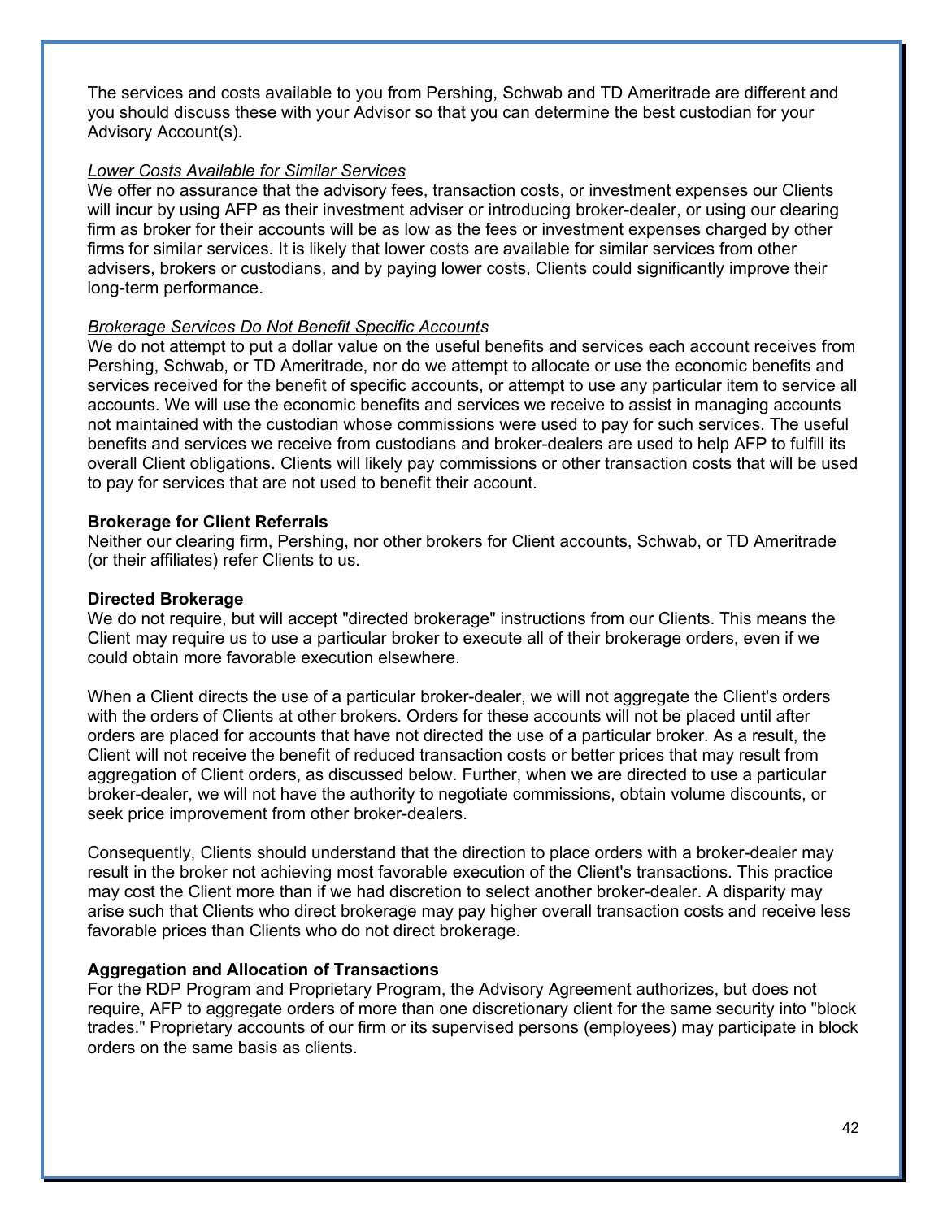The services and costs available to you from Pershing, Schwab and TD Ameritrade are different and you should discuss these with your Advisor so that you can determine the best custodian for your Advisory Account(s).

*Lower Costs Available for Similar Services*

We offer no assurance that the advisory fees, transaction costs, or investment expenses our Clients will incur by using AFP as their investment adviser or introducing broker-dealer, or using our clearing firm as broker for their accounts will be as low as the fees or investment expenses charged by other firms for similar services. It is likely that lower costs are available for similar services from other advisers, brokers or custodians, and by paying lower costs, Clients could significantly improve their long-term performance.

*Brokerage Services Do Not Benefit Specific Accounts*

We do not attempt to put a dollar value on the useful benefits and services each account receives from Pershing, Schwab, or TD Ameritrade, nor do we attempt to allocate or use the economic benefits and services received for the benefit of specific accounts, or attempt to use any particular item to service all accounts. We will use the economic benefits and services we receive to assist in managing accounts not maintained with the custodian whose commissions were used to pay for such services. The useful benefits and services we receive from custodians and broker-dealers are used to help AFP to fulfill its overall Client obligations. Clients will likely pay commissions or other transaction costs that will be used to pay for services that are not used to benefit their account.

**Brokerage for Client Referrals**

Neither our clearing firm, Pershing, nor other brokers for Client accounts, Schwab, or TD Ameritrade (or their affiliates) refer Clients to us.

**Directed Brokerage**

We do not require, but will accept "directed brokerage" instructions from our Clients. This means the Client may require us to use a particular broker to execute all of their brokerage orders, even if we could obtain more favorable execution elsewhere.

When a Client directs the use of a particular broker-dealer, we will not aggregate the Client's orders with the orders of Clients at other brokers. Orders for these accounts will not be placed until after orders are placed for accounts that have not directed the use of a particular broker. As a result, the Client will not receive the benefit of reduced transaction costs or better prices that may result from aggregation of Client orders, as discussed below. Further, when we are directed to use a particular broker-dealer, we will not have the authority to negotiate commissions, obtain volume discounts, or seek price improvement from other broker-dealers.

Consequently, Clients should understand that the direction to place orders with a broker-dealer may result in the broker not achieving most favorable execution of the Client's transactions. This practice may cost the Client more than if we had discretion to select another broker-dealer. A disparity may arise such that Clients who direct brokerage may pay higher overall transaction costs and receive less favorable prices than Clients who do not direct brokerage.

**Aggregation and Allocation of Transactions**

For the RDP Program and Proprietary Program, the Advisory Agreement authorizes, but does not require, AFP to aggregate orders of more than one discretionary client for the same security into "block trades." Proprietary accounts of our firm or its supervised persons (employees) may participate in block orders on the same basis as clients.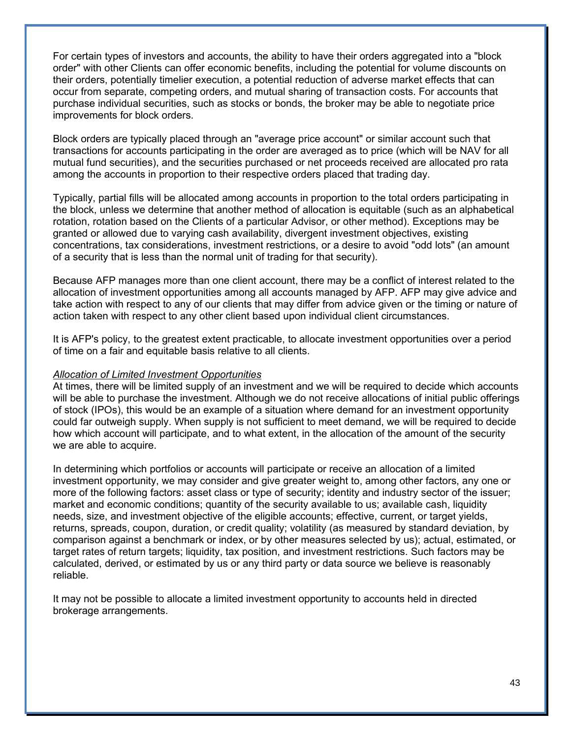For certain types of investors and accounts, the ability to have their orders aggregated into a "block order" with other Clients can offer economic benefits, including the potential for volume discounts on their orders, potentially timelier execution, a potential reduction of adverse market effects that can occur from separate, competing orders, and mutual sharing of transaction costs. For accounts that purchase individual securities, such as stocks or bonds, the broker may be able to negotiate price improvements for block orders.

Block orders are typically placed through an "average price account" or similar account such that transactions for accounts participating in the order are averaged as to price (which will be NAV for all mutual fund securities), and the securities purchased or net proceeds received are allocated pro rata among the accounts in proportion to their respective orders placed that trading day.

Typically, partial fills will be allocated among accounts in proportion to the total orders participating in the block, unless we determine that another method of allocation is equitable (such as an alphabetical rotation, rotation based on the Clients of a particular Advisor, or other method). Exceptions may be granted or allowed due to varying cash availability, divergent investment objectives, existing concentrations, tax considerations, investment restrictions, or a desire to avoid "odd lots" (an amount of a security that is less than the normal unit of trading for that security).

Because AFP manages more than one client account, there may be a conflict of interest related to the allocation of investment opportunities among all accounts managed by AFP. AFP may give advice and take action with respect to any of our clients that may differ from advice given or the timing or nature of action taken with respect to any other client based upon individual client circumstances.

It is AFP's policy, to the greatest extent practicable, to allocate investment opportunities over a period of time on a fair and equitable basis relative to all clients.

*Allocation of Limited Investment Opportunities*

At times, there will be limited supply of an investment and we will be required to decide which accounts will be able to purchase the investment. Although we do not receive allocations of initial public offerings of stock (IPOs), this would be an example of a situation where demand for an investment opportunity could far outweigh supply. When supply is not sufficient to meet demand, we will be required to decide how which account will participate, and to what extent, in the allocation of the amount of the security we are able to acquire.

In determining which portfolios or accounts will participate or receive an allocation of a limited investment opportunity, we may consider and give greater weight to, among other factors, any one or more of the following factors: asset class or type of security; identity and industry sector of the issuer; market and economic conditions; quantity of the security available to us; available cash, liquidity needs, size, and investment objective of the eligible accounts; effective, current, or target yields, returns, spreads, coupon, duration, or credit quality; volatility (as measured by standard deviation, by comparison against a benchmark or index, or by other measures selected by us); actual, estimated, or target rates of return targets; liquidity, tax position, and investment restrictions. Such factors may be calculated, derived, or estimated by us or any third party or data source we believe is reasonably reliable.

It may not be possible to allocate a limited investment opportunity to accounts held in directed brokerage arrangements.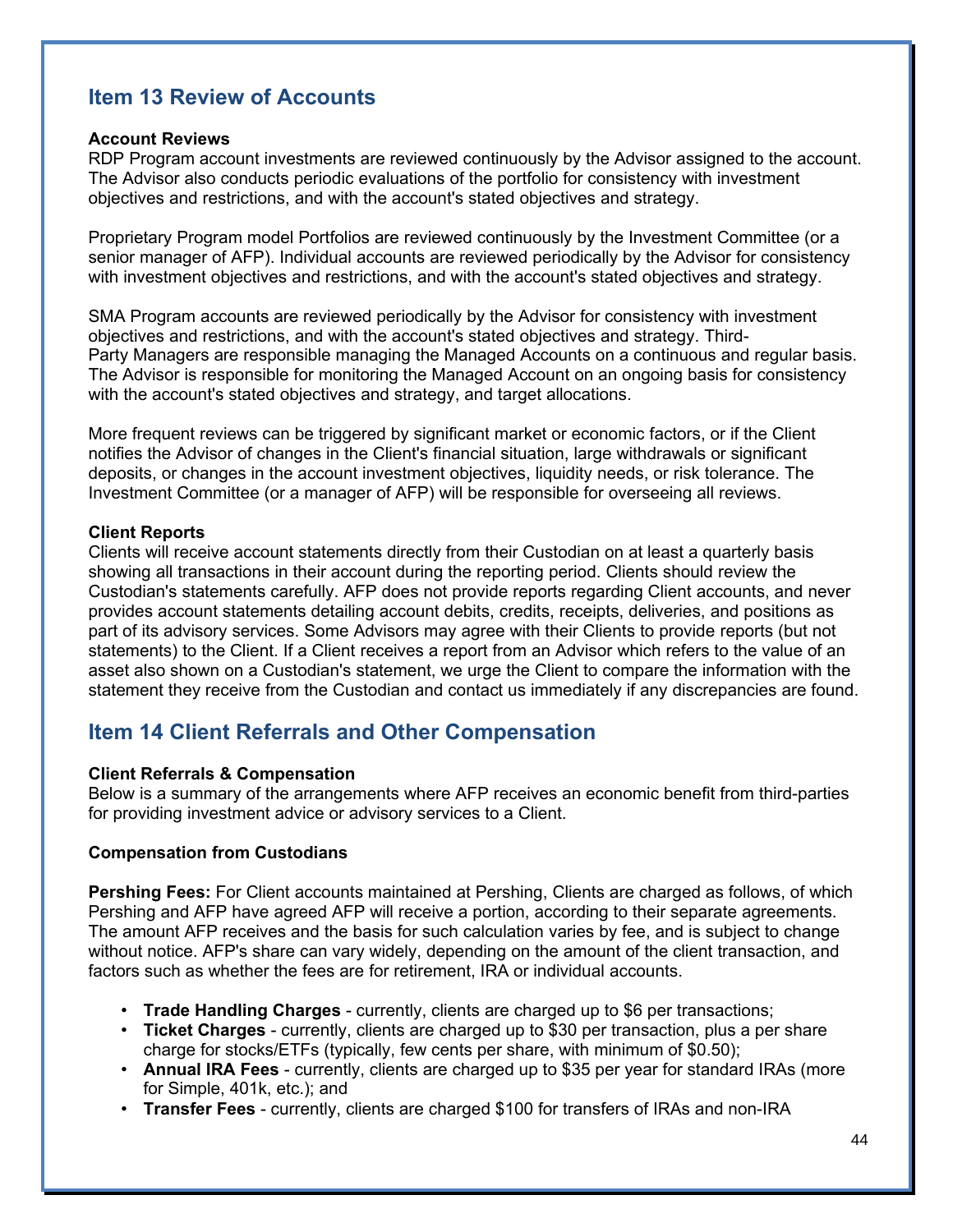## Item 13 Review of Accounts

**Account Reviews**

RDP Program account investments are reviewed continuously by the Advisor assigned to the account. The Advisor also conducts periodic evaluations of the portfolio for consistency with investment objectives and restrictions, and with the account's stated objectives and strategy.

Proprietary Program model Portfolios are reviewed continuously by the Investment Committee (or a senior manager of AFP). Individual accounts are reviewed periodically by the Advisor for consistency with investment objectives and restrictions, and with the account's stated objectives and strategy.

SMA Program accounts are reviewed periodically by the Advisor for consistency with investment objectives and restrictions, and with the account's stated objectives and strategy. Third-Party Managers are responsible managing the Managed Accounts on a continuous and regular basis. The Advisor is responsible for monitoring the Managed Account on an ongoing basis for consistency with the account's stated objectives and strategy, and target allocations.

More frequent reviews can be triggered by significant market or economic factors, or if the Client notifies the Advisor of changes in the Client's financial situation, large withdrawals or significant deposits, or changes in the account investment objectives, liquidity needs, or risk tolerance. The Investment Committee (or a manager of AFP) will be responsible for overseeing all reviews.

**Client Reports**

Clients will receive account statements directly from their Custodian on at least a quarterly basis showing all transactions in their account during the reporting period. Clients should review the Custodian's statements carefully. AFP does not provide reports regarding Client accounts, and never provides account statements detailing account debits, credits, receipts, deliveries, and positions as part of its advisory services. Some Advisors may agree with their Clients to provide reports (but not statements) to the Client. If a Client receives a report from an Advisor which refers to the value of an asset also shown on a Custodian's statement, we urge the Client to compare the information with the statement they receive from the Custodian and contact us immediately if any discrepancies are found.

## Item 14 Client Referrals and Other Compensation

**Client Referrals & Compensation**

Below is a summary of the arrangements where AFP receives an economic benefit from third-parties for providing investment advice or advisory services to a Client.

**Compensation from Custodians**

**Pershing Fees:** For Client accounts maintained at Pershing, Clients are charged as follows, of which Pershing and AFP have agreed AFP will receive a portion, according to their separate agreements. The amount AFP receives and the basis for such calculation varies by fee, and is subject to change without notice. AFP's share can vary widely, depending on the amount of the client transaction, and factors such as whether the fees are for retirement, IRA or individual accounts.

- **Trade Handling Charges** - currently, clients are charged up to $6 per transactions;
- **Ticket Charges** - currently, clients are charged up to $30 per transaction, plus a per share charge for stocks/ETFs (typically, few cents per share, with minimum of $0.50);
- **Annual IRA Fees** - currently, clients are charged up to $35 per year for standard IRAs (more for Simple, 401k, etc.); and
- **Transfer Fees** - currently, clients are charged $100 for transfers of IRAs and non-IRA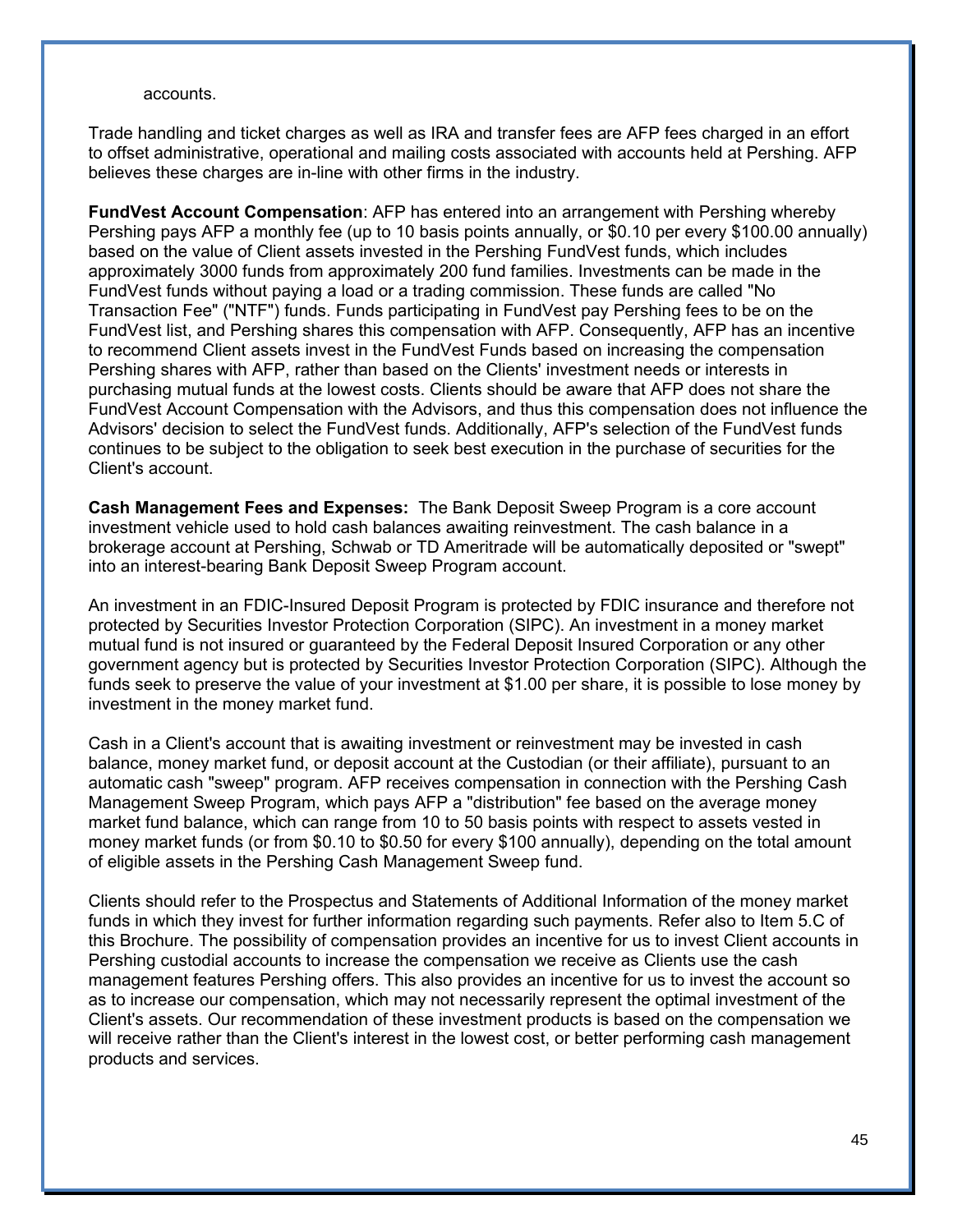accounts.

Trade handling and ticket charges as well as IRA and transfer fees are AFP fees charged in an effort to offset administrative, operational and mailing costs associated with accounts held at Pershing. AFP believes these charges are in-line with other firms in the industry.

**FundVest Account Compensation**: AFP has entered into an arrangement with Pershing whereby Pershing pays AFP a monthly fee (up to 10 basis points annually, or $0.10 per every $100.00 annually) based on the value of Client assets invested in the Pershing FundVest funds, which includes approximately 3000 funds from approximately 200 fund families. Investments can be made in the FundVest funds without paying a load or a trading commission. These funds are called "No Transaction Fee" ("NTF") funds. Funds participating in FundVest pay Pershing fees to be on the FundVest list, and Pershing shares this compensation with AFP. Consequently, AFP has an incentive to recommend Client assets invest in the FundVest Funds based on increasing the compensation Pershing shares with AFP, rather than based on the Clients' investment needs or interests in purchasing mutual funds at the lowest costs. Clients should be aware that AFP does not share the FundVest Account Compensation with the Advisors, and thus this compensation does not influence the Advisors' decision to select the FundVest funds. Additionally, AFP's selection of the FundVest funds continues to be subject to the obligation to seek best execution in the purchase of securities for the Client's account.

**Cash Management Fees and Expenses:** The Bank Deposit Sweep Program is a core account investment vehicle used to hold cash balances awaiting reinvestment. The cash balance in a brokerage account at Pershing, Schwab or TD Ameritrade will be automatically deposited or "swept" into an interest-bearing Bank Deposit Sweep Program account.

An investment in an FDIC-Insured Deposit Program is protected by FDIC insurance and therefore not protected by Securities Investor Protection Corporation (SIPC). An investment in a money market mutual fund is not insured or guaranteed by the Federal Deposit Insured Corporation or any other government agency but is protected by Securities Investor Protection Corporation (SIPC). Although the funds seek to preserve the value of your investment at $1.00 per share, it is possible to lose money by investment in the money market fund.

Cash in a Client's account that is awaiting investment or reinvestment may be invested in cash balance, money market fund, or deposit account at the Custodian (or their affiliate), pursuant to an automatic cash "sweep" program. AFP receives compensation in connection with the Pershing Cash Management Sweep Program, which pays AFP a "distribution" fee based on the average money market fund balance, which can range from 10 to 50 basis points with respect to assets vested in money market funds (or from $0.10 to $0.50 for every $100 annually), depending on the total amount of eligible assets in the Pershing Cash Management Sweep fund.

Clients should refer to the Prospectus and Statements of Additional Information of the money market funds in which they invest for further information regarding such payments. Refer also to Item 5.C of this Brochure. The possibility of compensation provides an incentive for us to invest Client accounts in Pershing custodial accounts to increase the compensation we receive as Clients use the cash management features Pershing offers. This also provides an incentive for us to invest the account so as to increase our compensation, which may not necessarily represent the optimal investment of the Client's assets. Our recommendation of these investment products is based on the compensation we will receive rather than the Client's interest in the lowest cost, or better performing cash management products and services.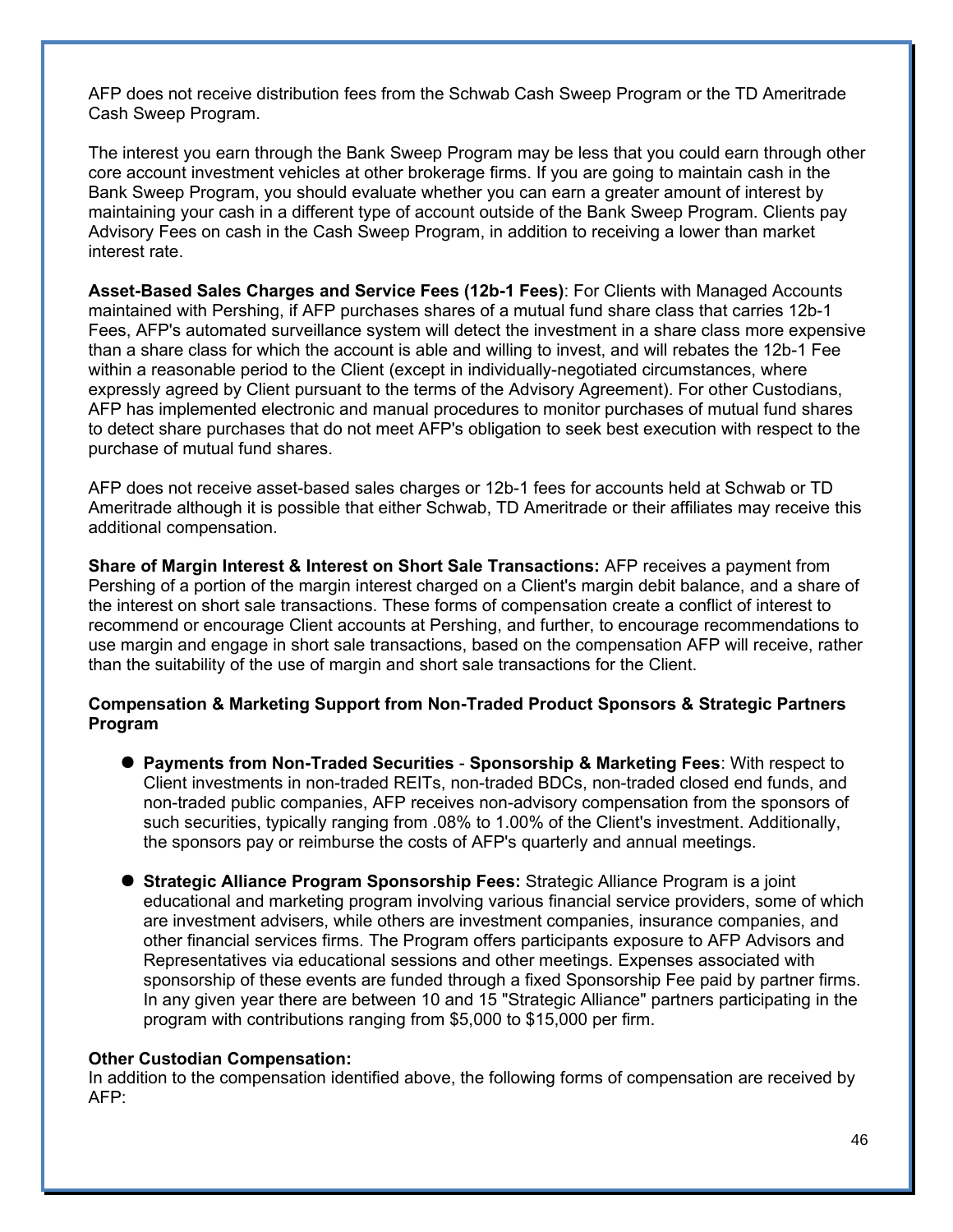AFP does not receive distribution fees from the Schwab Cash Sweep Program or the TD Ameritrade Cash Sweep Program.

The interest you earn through the Bank Sweep Program may be less that you could earn through other core account investment vehicles at other brokerage firms. If you are going to maintain cash in the Bank Sweep Program, you should evaluate whether you can earn a greater amount of interest by maintaining your cash in a different type of account outside of the Bank Sweep Program. Clients pay Advisory Fees on cash in the Cash Sweep Program, in addition to receiving a lower than market interest rate.

**Asset-Based Sales Charges and Service Fees (12b-1 Fees)**: For Clients with Managed Accounts maintained with Pershing, if AFP purchases shares of a mutual fund share class that carries 12b-1 Fees, AFP's automated surveillance system will detect the investment in a share class more expensive than a share class for which the account is able and willing to invest, and will rebates the 12b-1 Fee within a reasonable period to the Client (except in individually-negotiated circumstances, where expressly agreed by Client pursuant to the terms of the Advisory Agreement). For other Custodians, AFP has implemented electronic and manual procedures to monitor purchases of mutual fund shares to detect share purchases that do not meet AFP's obligation to seek best execution with respect to the purchase of mutual fund shares.

AFP does not receive asset-based sales charges or 12b-1 fees for accounts held at Schwab or TD Ameritrade although it is possible that either Schwab, TD Ameritrade or their affiliates may receive this additional compensation.

**Share of Margin Interest & Interest on Short Sale Transactions:** AFP receives a payment from Pershing of a portion of the margin interest charged on a Client's margin debit balance, and a share of the interest on short sale transactions. These forms of compensation create a conflict of interest to recommend or encourage Client accounts at Pershing, and further, to encourage recommendations to use margin and engage in short sale transactions, based on the compensation AFP will receive, rather than the suitability of the use of margin and short sale transactions for the Client.

**Compensation & Marketing Support from Non-Traded Product Sponsors & Strategic Partners Program**

- **Payments from Non-Traded Securities** - **Sponsorship & Marketing Fees**: With respect to Client investments in non-traded REITs, non-traded BDCs, non-traded closed end funds, and non-traded public companies, AFP receives non-advisory compensation from the sponsors of such securities, typically ranging from .08% to 1.00% of the Client's investment. Additionally, the sponsors pay or reimburse the costs of AFP's quarterly and annual meetings.

- **Strategic Alliance Program Sponsorship Fees:** Strategic Alliance Program is a joint educational and marketing program involving various financial service providers, some of which are investment advisers, while others are investment companies, insurance companies, and other financial services firms. The Program offers participants exposure to AFP Advisors and Representatives via educational sessions and other meetings. Expenses associated with sponsorship of these events are funded through a fixed Sponsorship Fee paid by partner firms. In any given year there are between 10 and 15 "Strategic Alliance" partners participating in the program with contributions ranging from $5,000 to $15,000 per firm.

**Other Custodian Compensation:**
In addition to the compensation identified above, the following forms of compensation are received by AFP: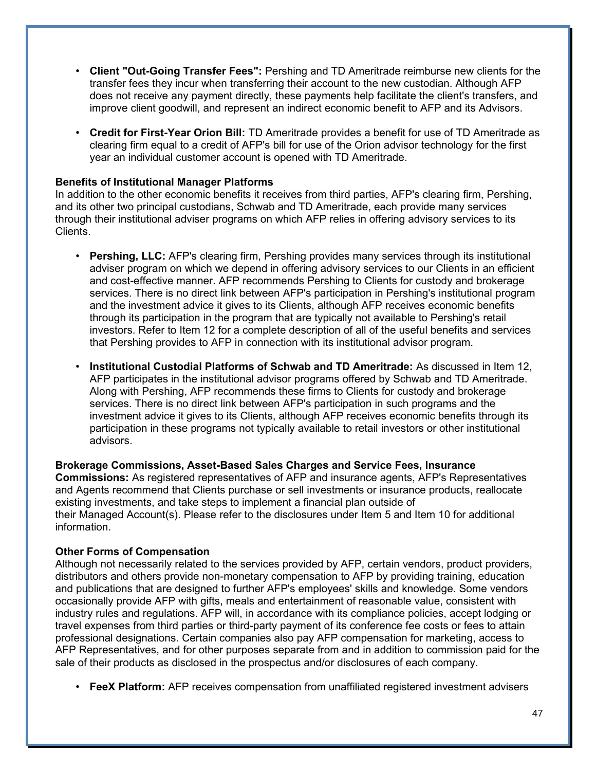- **Client "Out-Going Transfer Fees":** Pershing and TD Ameritrade reimburse new clients for the transfer fees they incur when transferring their account to the new custodian. Although AFP does not receive any payment directly, these payments help facilitate the client's transfers, and improve client goodwill, and represent an indirect economic benefit to AFP and its Advisors.

- **Credit for First-Year Orion Bill:** TD Ameritrade provides a benefit for use of TD Ameritrade as clearing firm equal to a credit of AFP's bill for use of the Orion advisor technology for the first year an individual customer account is opened with TD Ameritrade.

**Benefits of Institutional Manager Platforms**

In addition to the other economic benefits it receives from third parties, AFP's clearing firm, Pershing, and its other two principal custodians, Schwab and TD Ameritrade, each provide many services through their institutional adviser programs on which AFP relies in offering advisory services to its Clients.

- **Pershing, LLC:** AFP's clearing firm, Pershing provides many services through its institutional adviser program on which we depend in offering advisory services to our Clients in an efficient and cost-effective manner. AFP recommends Pershing to Clients for custody and brokerage services. There is no direct link between AFP's participation in Pershing's institutional program and the investment advice it gives to its Clients, although AFP receives economic benefits through its participation in the program that are typically not available to Pershing's retail investors. Refer to Item 12 for a complete description of all of the useful benefits and services that Pershing provides to AFP in connection with its institutional advisor program.

- **Institutional Custodial Platforms of Schwab and TD Ameritrade:** As discussed in Item 12, AFP participates in the institutional advisor programs offered by Schwab and TD Ameritrade. Along with Pershing, AFP recommends these firms to Clients for custody and brokerage services. There is no direct link between AFP's participation in such programs and the investment advice it gives to its Clients, although AFP receives economic benefits through its participation in these programs not typically available to retail investors or other institutional advisors.

**Brokerage Commissions, Asset-Based Sales Charges and Service Fees, Insurance Commissions:** As registered representatives of AFP and insurance agents, AFP's Representatives and Agents recommend that Clients purchase or sell investments or insurance products, reallocate existing investments, and take steps to implement a financial plan outside of their Managed Account(s). Please refer to the disclosures under Item 5 and Item 10 for additional information.

**Other Forms of Compensation**

Although not necessarily related to the services provided by AFP, certain vendors, product providers, distributors and others provide non-monetary compensation to AFP by providing training, education and publications that are designed to further AFP's employees' skills and knowledge. Some vendors occasionally provide AFP with gifts, meals and entertainment of reasonable value, consistent with industry rules and regulations. AFP will, in accordance with its compliance policies, accept lodging or travel expenses from third parties or third-party payment of its conference fee costs or fees to attain professional designations. Certain companies also pay AFP compensation for marketing, access to AFP Representatives, and for other purposes separate from and in addition to commission paid for the sale of their products as disclosed in the prospectus and/or disclosures of each company.

- **FeeX Platform:** AFP receives compensation from unaffiliated registered investment advisers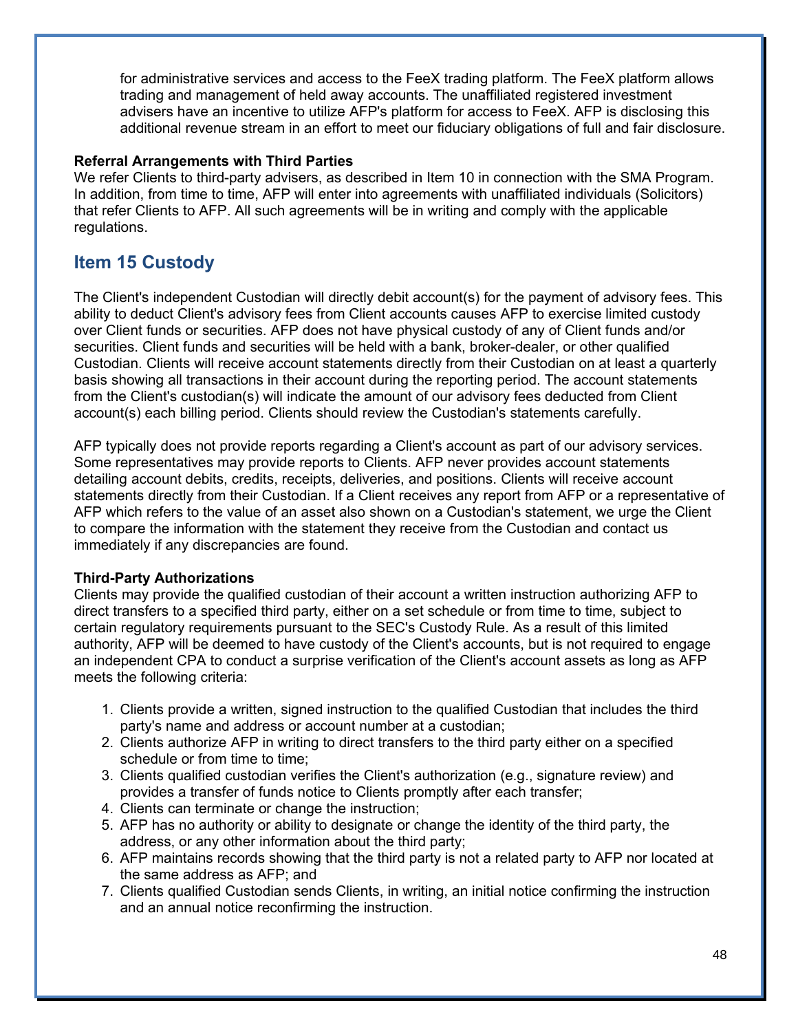for administrative services and access to the FeeX trading platform. The FeeX platform allows trading and management of held away accounts. The unaffiliated registered investment advisers have an incentive to utilize AFP's platform for access to FeeX. AFP is disclosing this additional revenue stream in an effort to meet our fiduciary obligations of full and fair disclosure.

**Referral Arrangements with Third Parties**
We refer Clients to third-party advisers, as described in Item 10 in connection with the SMA Program. In addition, from time to time, AFP will enter into agreements with unaffiliated individuals (Solicitors) that refer Clients to AFP. All such agreements will be in writing and comply with the applicable regulations.

## Item 15 Custody

The Client's independent Custodian will directly debit account(s) for the payment of advisory fees. This ability to deduct Client's advisory fees from Client accounts causes AFP to exercise limited custody over Client funds or securities. AFP does not have physical custody of any of Client funds and/or securities. Client funds and securities will be held with a bank, broker-dealer, or other qualified Custodian. Clients will receive account statements directly from their Custodian on at least a quarterly basis showing all transactions in their account during the reporting period. The account statements from the Client's custodian(s) will indicate the amount of our advisory fees deducted from Client account(s) each billing period. Clients should review the Custodian's statements carefully.

AFP typically does not provide reports regarding a Client's account as part of our advisory services. Some representatives may provide reports to Clients. AFP never provides account statements detailing account debits, credits, receipts, deliveries, and positions. Clients will receive account statements directly from their Custodian. If a Client receives any report from AFP or a representative of AFP which refers to the value of an asset also shown on a Custodian's statement, we urge the Client to compare the information with the statement they receive from the Custodian and contact us immediately if any discrepancies are found.

**Third-Party Authorizations**
Clients may provide the qualified custodian of their account a written instruction authorizing AFP to direct transfers to a specified third party, either on a set schedule or from time to time, subject to certain regulatory requirements pursuant to the SEC's Custody Rule. As a result of this limited authority, AFP will be deemed to have custody of the Client's accounts, but is not required to engage an independent CPA to conduct a surprise verification of the Client's account assets as long as AFP meets the following criteria:

1. Clients provide a written, signed instruction to the qualified Custodian that includes the third party's name and address or account number at a custodian;
2. Clients authorize AFP in writing to direct transfers to the third party either on a specified schedule or from time to time;
3. Clients qualified custodian verifies the Client's authorization (e.g., signature review) and provides a transfer of funds notice to Clients promptly after each transfer;
4. Clients can terminate or change the instruction;
5. AFP has no authority or ability to designate or change the identity of the third party, the address, or any other information about the third party;
6. AFP maintains records showing that the third party is not a related party to AFP nor located at the same address as AFP; and
7. Clients qualified Custodian sends Clients, in writing, an initial notice confirming the instruction and an annual notice reconfirming the instruction.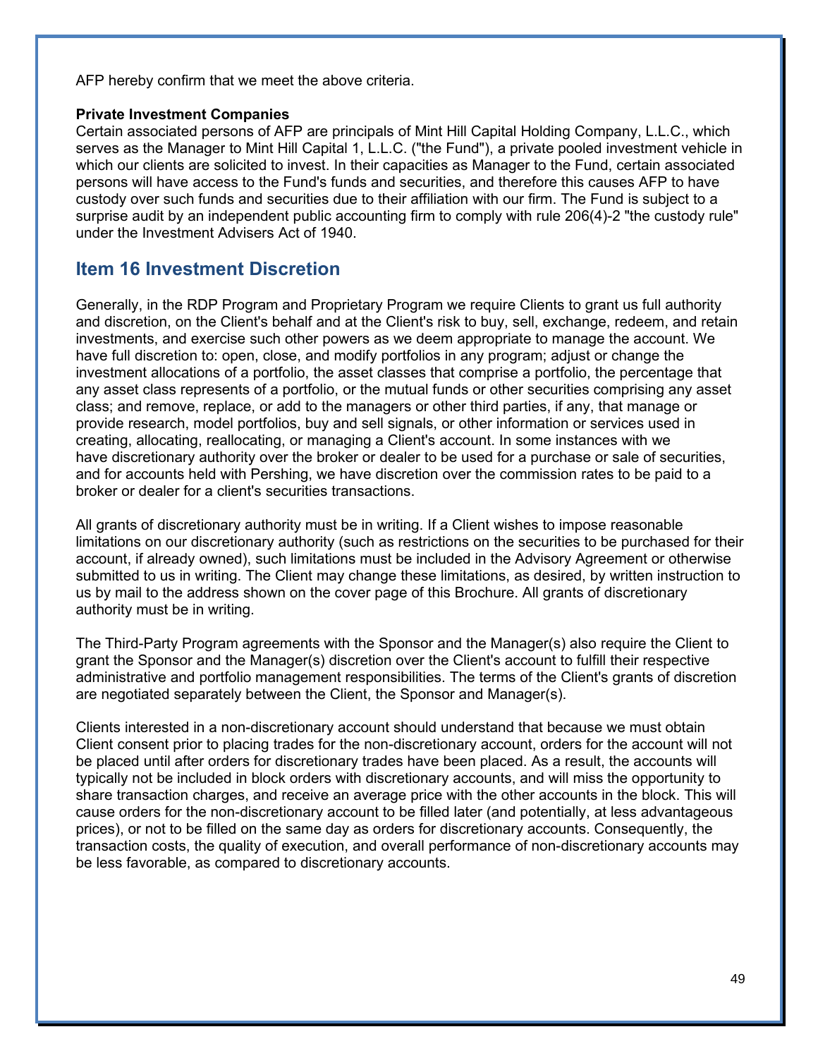AFP hereby confirm that we meet the above criteria.

**Private Investment Companies**
Certain associated persons of AFP are principals of Mint Hill Capital Holding Company, L.L.C., which serves as the Manager to Mint Hill Capital 1, L.L.C. ("the Fund"), a private pooled investment vehicle in which our clients are solicited to invest. In their capacities as Manager to the Fund, certain associated persons will have access to the Fund's funds and securities, and therefore this causes AFP to have custody over such funds and securities due to their affiliation with our firm. The Fund is subject to a surprise audit by an independent public accounting firm to comply with rule 206(4)-2 "the custody rule" under the Investment Advisers Act of 1940.

## Item 16 Investment Discretion

Generally, in the RDP Program and Proprietary Program we require Clients to grant us full authority and discretion, on the Client's behalf and at the Client's risk to buy, sell, exchange, redeem, and retain investments, and exercise such other powers as we deem appropriate to manage the account. We have full discretion to: open, close, and modify portfolios in any program; adjust or change the investment allocations of a portfolio, the asset classes that comprise a portfolio, the percentage that any asset class represents of a portfolio, or the mutual funds or other securities comprising any asset class; and remove, replace, or add to the managers or other third parties, if any, that manage or provide research, model portfolios, buy and sell signals, or other information or services used in creating, allocating, reallocating, or managing a Client's account. In some instances with we have discretionary authority over the broker or dealer to be used for a purchase or sale of securities, and for accounts held with Pershing, we have discretion over the commission rates to be paid to a broker or dealer for a client's securities transactions.

All grants of discretionary authority must be in writing. If a Client wishes to impose reasonable limitations on our discretionary authority (such as restrictions on the securities to be purchased for their account, if already owned), such limitations must be included in the Advisory Agreement or otherwise submitted to us in writing. The Client may change these limitations, as desired, by written instruction to us by mail to the address shown on the cover page of this Brochure. All grants of discretionary authority must be in writing.

The Third-Party Program agreements with the Sponsor and the Manager(s) also require the Client to grant the Sponsor and the Manager(s) discretion over the Client's account to fulfill their respective administrative and portfolio management responsibilities. The terms of the Client's grants of discretion are negotiated separately between the Client, the Sponsor and Manager(s).

Clients interested in a non-discretionary account should understand that because we must obtain Client consent prior to placing trades for the non-discretionary account, orders for the account will not be placed until after orders for discretionary trades have been placed. As a result, the accounts will typically not be included in block orders with discretionary accounts, and will miss the opportunity to share transaction charges, and receive an average price with the other accounts in the block. This will cause orders for the non-discretionary account to be filled later (and potentially, at less advantageous prices), or not to be filled on the same day as orders for discretionary accounts. Consequently, the transaction costs, the quality of execution, and overall performance of non-discretionary accounts may be less favorable, as compared to discretionary accounts.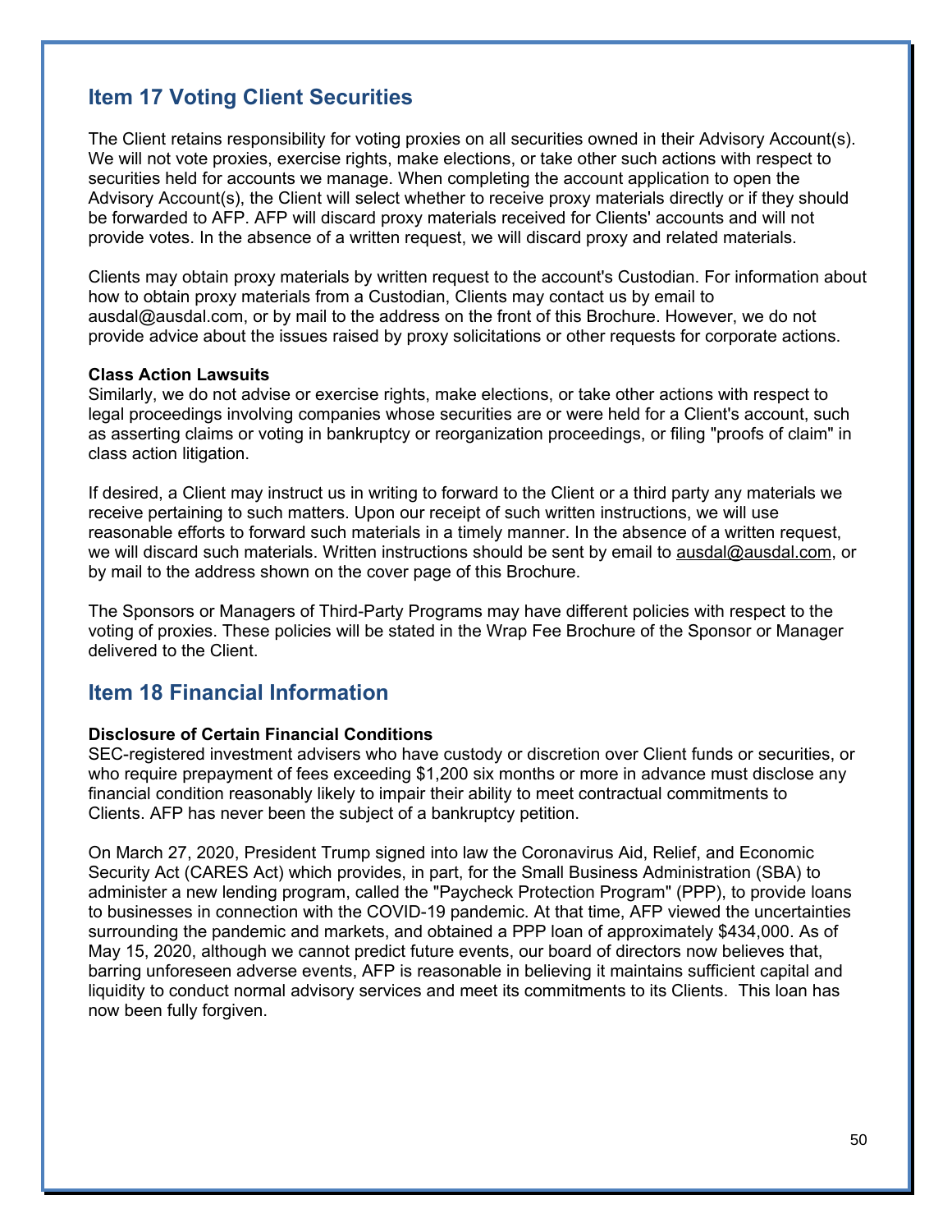## Item 17 Voting Client Securities

The Client retains responsibility for voting proxies on all securities owned in their Advisory Account(s). We will not vote proxies, exercise rights, make elections, or take other such actions with respect to securities held for accounts we manage. When completing the account application to open the Advisory Account(s), the Client will select whether to receive proxy materials directly or if they should be forwarded to AFP. AFP will discard proxy materials received for Clients' accounts and will not provide votes. In the absence of a written request, we will discard proxy and related materials.

Clients may obtain proxy materials by written request to the account's Custodian. For information about how to obtain proxy materials from a Custodian, Clients may contact us by email to ausdal@ausdal.com, or by mail to the address on the front of this Brochure. However, we do not provide advice about the issues raised by proxy solicitations or other requests for corporate actions.

**Class Action Lawsuits**

Similarly, we do not advise or exercise rights, make elections, or take other actions with respect to legal proceedings involving companies whose securities are or were held for a Client's account, such as asserting claims or voting in bankruptcy or reorganization proceedings, or filing "proofs of claim" in class action litigation.

If desired, a Client may instruct us in writing to forward to the Client or a third party any materials we receive pertaining to such matters. Upon our receipt of such written instructions, we will use reasonable efforts to forward such materials in a timely manner. In the absence of a written request, we will discard such materials. Written instructions should be sent by email to ausdal@ausdal.com, or by mail to the address shown on the cover page of this Brochure.

The Sponsors or Managers of Third-Party Programs may have different policies with respect to the voting of proxies. These policies will be stated in the Wrap Fee Brochure of the Sponsor or Manager delivered to the Client.

## Item 18 Financial Information

**Disclosure of Certain Financial Conditions**

SEC-registered investment advisers who have custody or discretion over Client funds or securities, or who require prepayment of fees exceeding $1,200 six months or more in advance must disclose any financial condition reasonably likely to impair their ability to meet contractual commitments to Clients. AFP has never been the subject of a bankruptcy petition.

On March 27, 2020, President Trump signed into law the Coronavirus Aid, Relief, and Economic Security Act (CARES Act) which provides, in part, for the Small Business Administration (SBA) to administer a new lending program, called the "Paycheck Protection Program" (PPP), to provide loans to businesses in connection with the COVID-19 pandemic. At that time, AFP viewed the uncertainties surrounding the pandemic and markets, and obtained a PPP loan of approximately $434,000. As of May 15, 2020, although we cannot predict future events, our board of directors now believes that, barring unforeseen adverse events, AFP is reasonable in believing it maintains sufficient capital and liquidity to conduct normal advisory services and meet its commitments to its Clients. This loan has now been fully forgiven.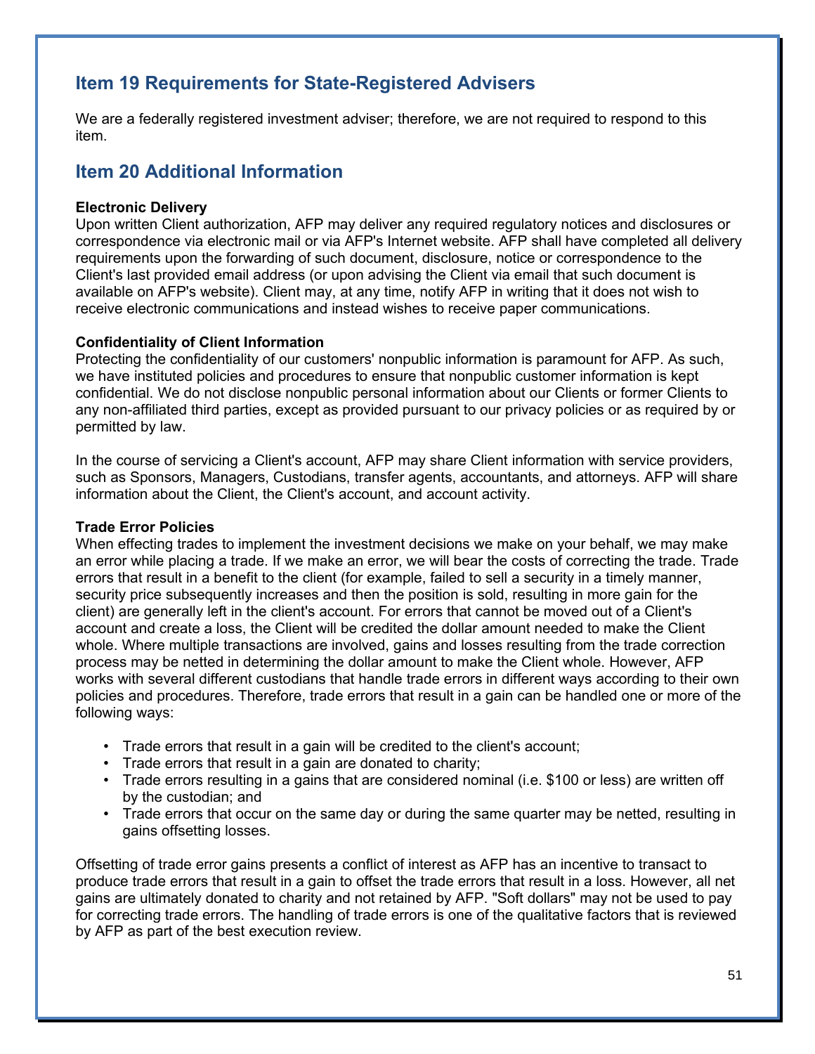## Item 19 Requirements for State-Registered Advisers

We are a federally registered investment adviser; therefore, we are not required to respond to this item.

## Item 20 Additional Information

**Electronic Delivery**
Upon written Client authorization, AFP may deliver any required regulatory notices and disclosures or correspondence via electronic mail or via AFP's Internet website. AFP shall have completed all delivery requirements upon the forwarding of such document, disclosure, notice or correspondence to the Client's last provided email address (or upon advising the Client via email that such document is available on AFP's website). Client may, at any time, notify AFP in writing that it does not wish to receive electronic communications and instead wishes to receive paper communications.

**Confidentiality of Client Information**
Protecting the confidentiality of our customers' nonpublic information is paramount for AFP. As such, we have instituted policies and procedures to ensure that nonpublic customer information is kept confidential. We do not disclose nonpublic personal information about our Clients or former Clients to any non-affiliated third parties, except as provided pursuant to our privacy policies or as required by or permitted by law.

In the course of servicing a Client's account, AFP may share Client information with service providers, such as Sponsors, Managers, Custodians, transfer agents, accountants, and attorneys. AFP will share information about the Client, the Client's account, and account activity.

**Trade Error Policies**
When effecting trades to implement the investment decisions we make on your behalf, we may make an error while placing a trade. If we make an error, we will bear the costs of correcting the trade. Trade errors that result in a benefit to the client (for example, failed to sell a security in a timely manner, security price subsequently increases and then the position is sold, resulting in more gain for the client) are generally left in the client's account. For errors that cannot be moved out of a Client's account and create a loss, the Client will be credited the dollar amount needed to make the Client whole. Where multiple transactions are involved, gains and losses resulting from the trade correction process may be netted in determining the dollar amount to make the Client whole. However, AFP works with several different custodians that handle trade errors in different ways according to their own policies and procedures. Therefore, trade errors that result in a gain can be handled one or more of the following ways:

- Trade errors that result in a gain will be credited to the client's account;
- Trade errors that result in a gain are donated to charity;
- Trade errors resulting in a gains that are considered nominal (i.e. $100 or less) are written off by the custodian; and
- Trade errors that occur on the same day or during the same quarter may be netted, resulting in gains offsetting losses.

Offsetting of trade error gains presents a conflict of interest as AFP has an incentive to transact to produce trade errors that result in a gain to offset the trade errors that result in a loss. However, all net gains are ultimately donated to charity and not retained by AFP. "Soft dollars" may not be used to pay for correcting trade errors. The handling of trade errors is one of the qualitative factors that is reviewed by AFP as part of the best execution review.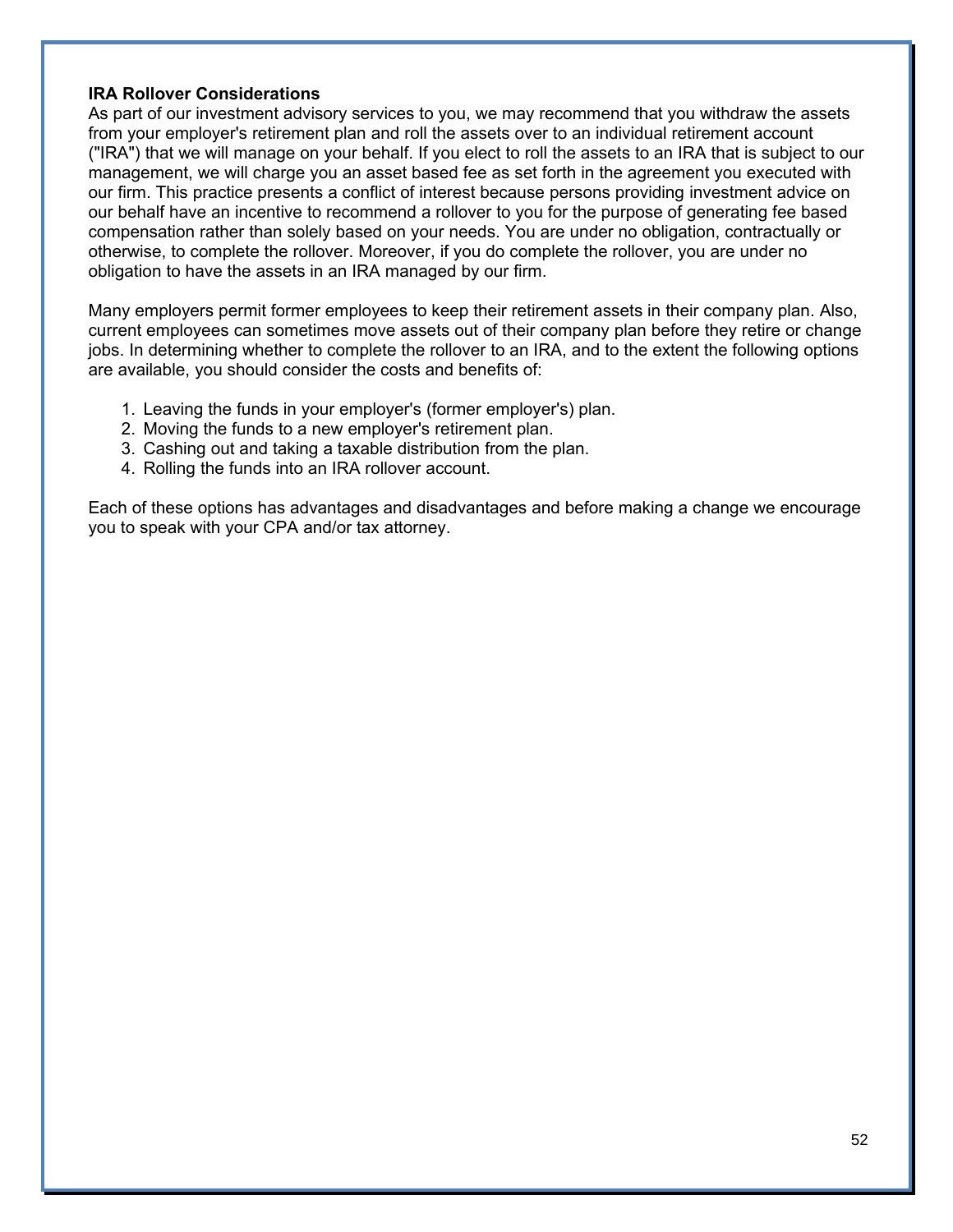**IRA Rollover Considerations**

As part of our investment advisory services to you, we may recommend that you withdraw the assets from your employer's retirement plan and roll the assets over to an individual retirement account ("IRA") that we will manage on your behalf. If you elect to roll the assets to an IRA that is subject to our management, we will charge you an asset based fee as set forth in the agreement you executed with our firm. This practice presents a conflict of interest because persons providing investment advice on our behalf have an incentive to recommend a rollover to you for the purpose of generating fee based compensation rather than solely based on your needs. You are under no obligation, contractually or otherwise, to complete the rollover. Moreover, if you do complete the rollover, you are under no obligation to have the assets in an IRA managed by our firm.

Many employers permit former employees to keep their retirement assets in their company plan. Also, current employees can sometimes move assets out of their company plan before they retire or change jobs. In determining whether to complete the rollover to an IRA, and to the extent the following options are available, you should consider the costs and benefits of:

1. Leaving the funds in your employer's (former employer's) plan.
2. Moving the funds to a new employer's retirement plan.
3. Cashing out and taking a taxable distribution from the plan.
4. Rolling the funds into an IRA rollover account.

Each of these options has advantages and disadvantages and before making a change we encourage you to speak with your CPA and/or tax attorney.